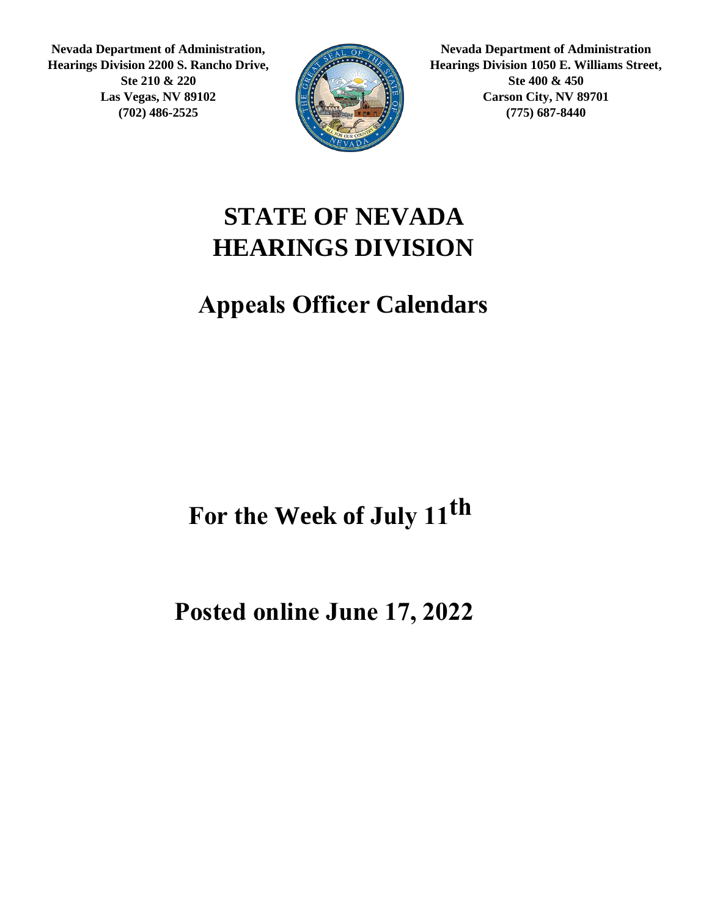**Nevada Department of Administration, Hearings Division 2200 S. Rancho Drive, Ste 210 & 220 Las Vegas, NV 89102 (702) 486-2525**

**Nevada Department of Administration Hearings Division 1050 E. Williams Street, Ste 400 & 450 Carson City, NV 89701 (775) 687-8440**

# STATE OF NEVADA HEARINGS DIVISION

# Appeals Officer Calendars

# For the Week of July 11th

# Posted online June 17, 2022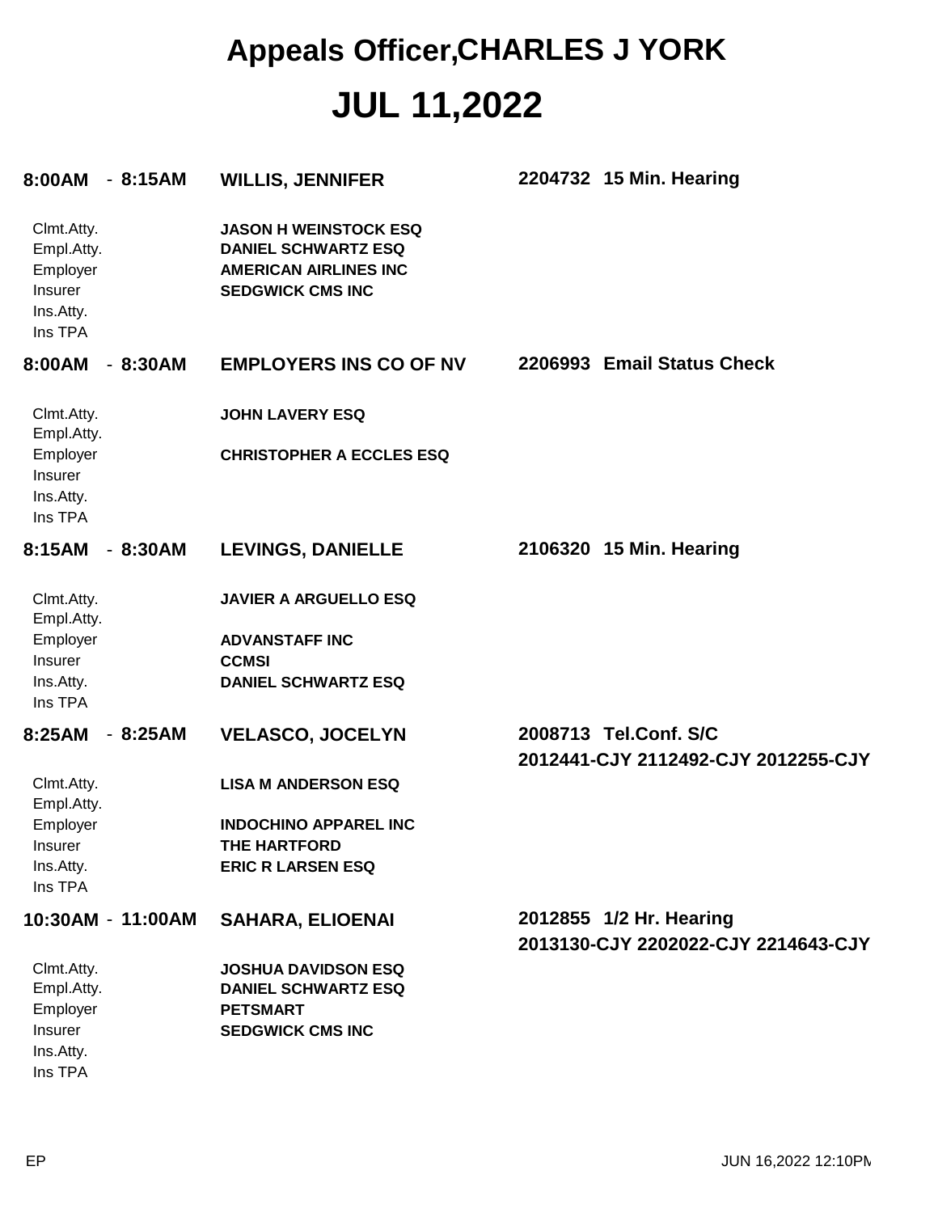# Appeals Officer,CHARLES J YORK

# JUL 11,2022

**8:00AM - 8:15AM** **WILLIS, JENNIFER** **2204732 15 Min. Hearing**

| | |
|---|---|
| Clmt.Atty. | **JASON H WEINSTOCK ESQ** |
| Empl.Atty. | **DANIEL SCHWARTZ ESQ** |
| Employer | **AMERICAN AIRLINES INC** |
| Insurer | **SEDGWICK CMS INC** |
| Ins.Atty. | |
| Ins TPA | |

**8:00AM - 8:30AM** **EMPLOYERS INS CO OF NV** **2206993 Email Status Check**

| | |
|---|---|
| Clmt.Atty. | **JOHN LAVERY ESQ** |
| Empl.Atty. | |
| Employer | **CHRISTOPHER A ECCLES ESQ** |
| Insurer | |
| Ins.Atty. | |
| Ins TPA | |

**8:15AM - 8:30AM** **LEVINGS, DANIELLE** **2106320 15 Min. Hearing**

| | |
|---|---|
| Clmt.Atty. | **JAVIER A ARGUELLO ESQ** |
| Empl.Atty. | |
| Employer | **ADVANSTAFF INC** |
| Insurer | **CCMSI** |
| Ins.Atty. | **DANIEL SCHWARTZ ESQ** |
| Ins TPA | |

**8:25AM - 8:25AM** **VELASCO, JOCELYN** **2008713 Tel.Conf. S/C**
**2012441-CJY 2112492-CJY 2012255-CJY**

| | |
|---|---|
| Clmt.Atty. | **LISA M ANDERSON ESQ** |
| Empl.Atty. | |
| Employer | **INDOCHINO APPAREL INC** |
| Insurer | **THE HARTFORD** |
| Ins.Atty. | **ERIC R LARSEN ESQ** |
| Ins TPA | |

**10:30AM - 11:00AM** **SAHARA, ELIOENAI** **2012855 1/2 Hr. Hearing**
**2013130-CJY 2202022-CJY 2214643-CJY**

| | |
|---|---|
| Clmt.Atty. | **JOSHUA DAVIDSON ESQ** |
| Empl.Atty. | **DANIEL SCHWARTZ ESQ** |
| Employer | **PETSMART** |
| Insurer | **SEDGWICK CMS INC** |
| Ins.Atty. | |
| Ins TPA | |

EP JUN 16,2022 12:10PM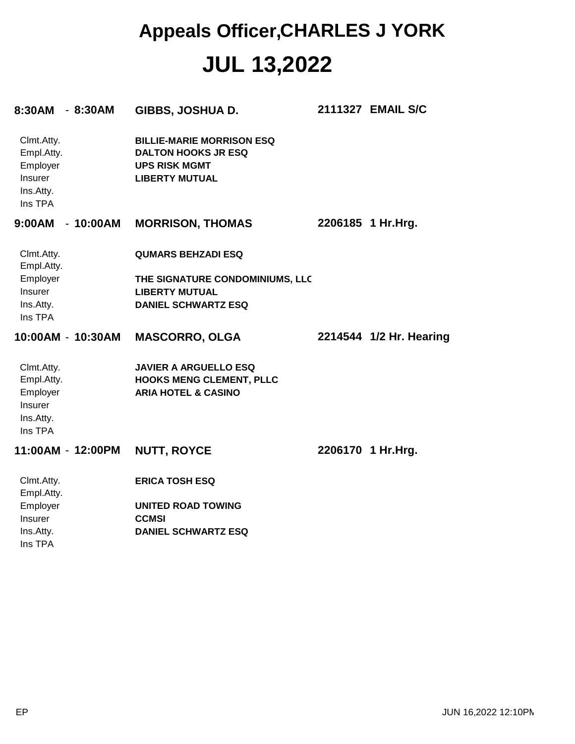# Appeals Officer,CHARLES J YORK

# JUL 13,2022

**8:30AM - 8:30AM** **GIBBS, JOSHUA D.** **2111327 EMAIL S/C**

| | |
|---|---|
| Clmt.Atty. | **BILLIE-MARIE MORRISON ESQ** |
| Empl.Atty. | **DALTON HOOKS JR ESQ** |
| Employer | **UPS RISK MGMT** |
| Insurer | **LIBERTY MUTUAL** |
| Ins.Atty. | |
| Ins TPA | |

**9:00AM - 10:00AM** **MORRISON, THOMAS** **2206185 1 Hr.Hrg.**

| | |
|---|---|
| Clmt.Atty. | **QUMARS BEHZADI ESQ** |
| Empl.Atty. | |
| Employer | **THE SIGNATURE CONDOMINIUMS, LLC** |
| Insurer | **LIBERTY MUTUAL** |
| Ins.Atty. | **DANIEL SCHWARTZ ESQ** |
| Ins TPA | |

**10:00AM - 10:30AM** **MASCORRO, OLGA** **2214544 1/2 Hr. Hearing**

| | |
|---|---|
| Clmt.Atty. | **JAVIER A ARGUELLO ESQ** |
| Empl.Atty. | **HOOKS MENG CLEMENT, PLLC** |
| Employer | **ARIA HOTEL & CASINO** |
| Insurer | |
| Ins.Atty. | |
| Ins TPA | |

**11:00AM - 12:00PM** **NUTT, ROYCE** **2206170 1 Hr.Hrg.**

| | |
|---|---|
| Clmt.Atty. | **ERICA TOSH ESQ** |
| Empl.Atty. | |
| Employer | **UNITED ROAD TOWING** |
| Insurer | **CCMSI** |
| Ins.Atty. | **DANIEL SCHWARTZ ESQ** |
| Ins TPA | |

EP JUN 16,2022 12:10PM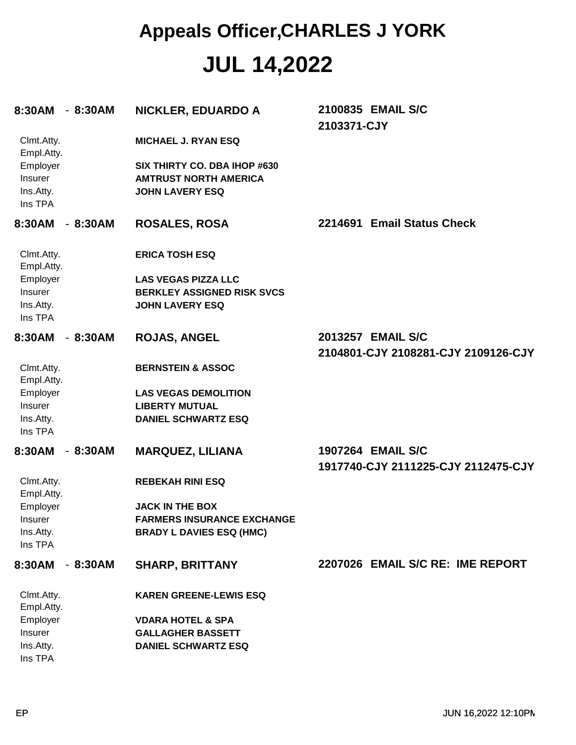# Appeals Officer,CHARLES J YORK

# JUL 14,2022

**8:30AM - 8:30AM** **NICKLER, EDUARDO A** **2100835 EMAIL S/C 2103371-CJY**

| | |
|---|---|
| Clmt.Atty. | **MICHAEL J. RYAN ESQ** |
| Empl.Atty. | |
| Employer | **SIX THIRTY CO. DBA IHOP #630** |
| Insurer | **AMTRUST NORTH AMERICA** |
| Ins.Atty. | **JOHN LAVERY ESQ** |
| Ins TPA | |

**8:30AM - 8:30AM** **ROSALES, ROSA** **2214691 Email Status Check**

| | |
|---|---|
| Clmt.Atty. | **ERICA TOSH ESQ** |
| Empl.Atty. | |
| Employer | **LAS VEGAS PIZZA LLC** |
| Insurer | **BERKLEY ASSIGNED RISK SVCS** |
| Ins.Atty. | **JOHN LAVERY ESQ** |
| Ins TPA | |

**8:30AM - 8:30AM** **ROJAS, ANGEL** **2013257 EMAIL S/C 2104801-CJY 2108281-CJY 2109126-CJY**

| | |
|---|---|
| Clmt.Atty. | **BERNSTEIN & ASSOC** |
| Empl.Atty. | |
| Employer | **LAS VEGAS DEMOLITION** |
| Insurer | **LIBERTY MUTUAL** |
| Ins.Atty. | **DANIEL SCHWARTZ ESQ** |
| Ins TPA | |

**8:30AM - 8:30AM** **MARQUEZ, LILIANA** **1907264 EMAIL S/C 1917740-CJY 2111225-CJY 2112475-CJY**

| | |
|---|---|
| Clmt.Atty. | **REBEKAH RINI ESQ** |
| Empl.Atty. | |
| Employer | **JACK IN THE BOX** |
| Insurer | **FARMERS INSURANCE EXCHANGE** |
| Ins.Atty. | **BRADY L DAVIES ESQ (HMC)** |
| Ins TPA | |

**8:30AM - 8:30AM** **SHARP, BRITTANY** **2207026 EMAIL S/C RE: IME REPORT**

| | |
|---|---|
| Clmt.Atty. | **KAREN GREENE-LEWIS ESQ** |
| Empl.Atty. | |
| Employer | **VDARA HOTEL & SPA** |
| Insurer | **GALLAGHER BASSETT** |
| Ins.Atty. | **DANIEL SCHWARTZ ESQ** |
| Ins TPA | |

EP JUN 16,2022 12:10PM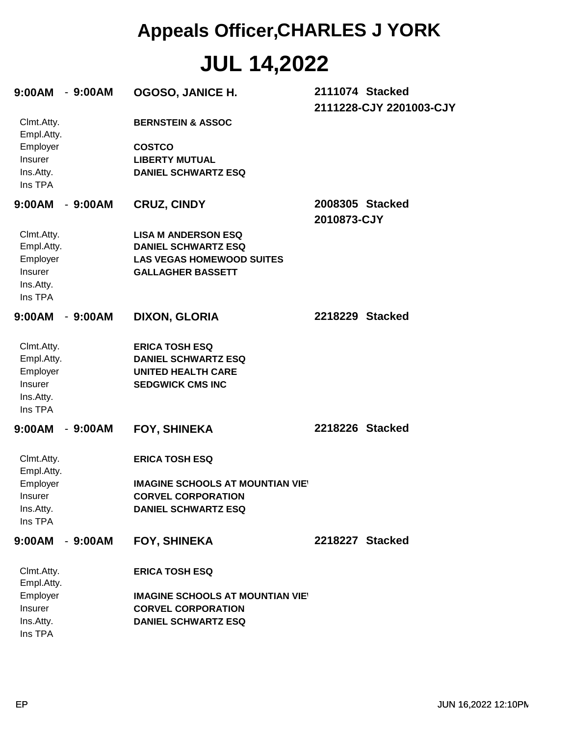# Appeals Officer,CHARLES J YORK

# JUL 14,2022

**9:00AM - 9:00AM** **OGOSO, JANICE H.** **2111074 Stacked**
**2111228-CJY 2201003-CJY**

| | |
|---|---|
| Clmt.Atty. | **BERNSTEIN & ASSOC** |
| Empl.Atty. | |
| Employer | **COSTCO** |
| Insurer | **LIBERTY MUTUAL** |
| Ins.Atty. | **DANIEL SCHWARTZ ESQ** |
| Ins TPA | |

**9:00AM - 9:00AM** **CRUZ, CINDY** **2008305 Stacked**
**2010873-CJY**

| | |
|---|---|
| Clmt.Atty. | **LISA M ANDERSON ESQ** |
| Empl.Atty. | **DANIEL SCHWARTZ ESQ** |
| Employer | **LAS VEGAS HOMEWOOD SUITES** |
| Insurer | **GALLAGHER BASSETT** |
| Ins.Atty. | |
| Ins TPA | |

**9:00AM - 9:00AM** **DIXON, GLORIA** **2218229 Stacked**

| | |
|---|---|
| Clmt.Atty. | **ERICA TOSH ESQ** |
| Empl.Atty. | **DANIEL SCHWARTZ ESQ** |
| Employer | **UNITED HEALTH CARE** |
| Insurer | **SEDGWICK CMS INC** |
| Ins.Atty. | |
| Ins TPA | |

**9:00AM - 9:00AM** **FOY, SHINEKA** **2218226 Stacked**

| | |
|---|---|
| Clmt.Atty. | **ERICA TOSH ESQ** |
| Empl.Atty. | |
| Employer | **IMAGINE SCHOOLS AT MOUNTIAN VIE** |
| Insurer | **CORVEL CORPORATION** |
| Ins.Atty. | **DANIEL SCHWARTZ ESQ** |
| Ins TPA | |

**9:00AM - 9:00AM** **FOY, SHINEKA** **2218227 Stacked**

| | |
|---|---|
| Clmt.Atty. | **ERICA TOSH ESQ** |
| Empl.Atty. | |
| Employer | **IMAGINE SCHOOLS AT MOUNTIAN VIE** |
| Insurer | **CORVEL CORPORATION** |
| Ins.Atty. | **DANIEL SCHWARTZ ESQ** |
| Ins TPA | |

EP JUN 16,2022 12:10PM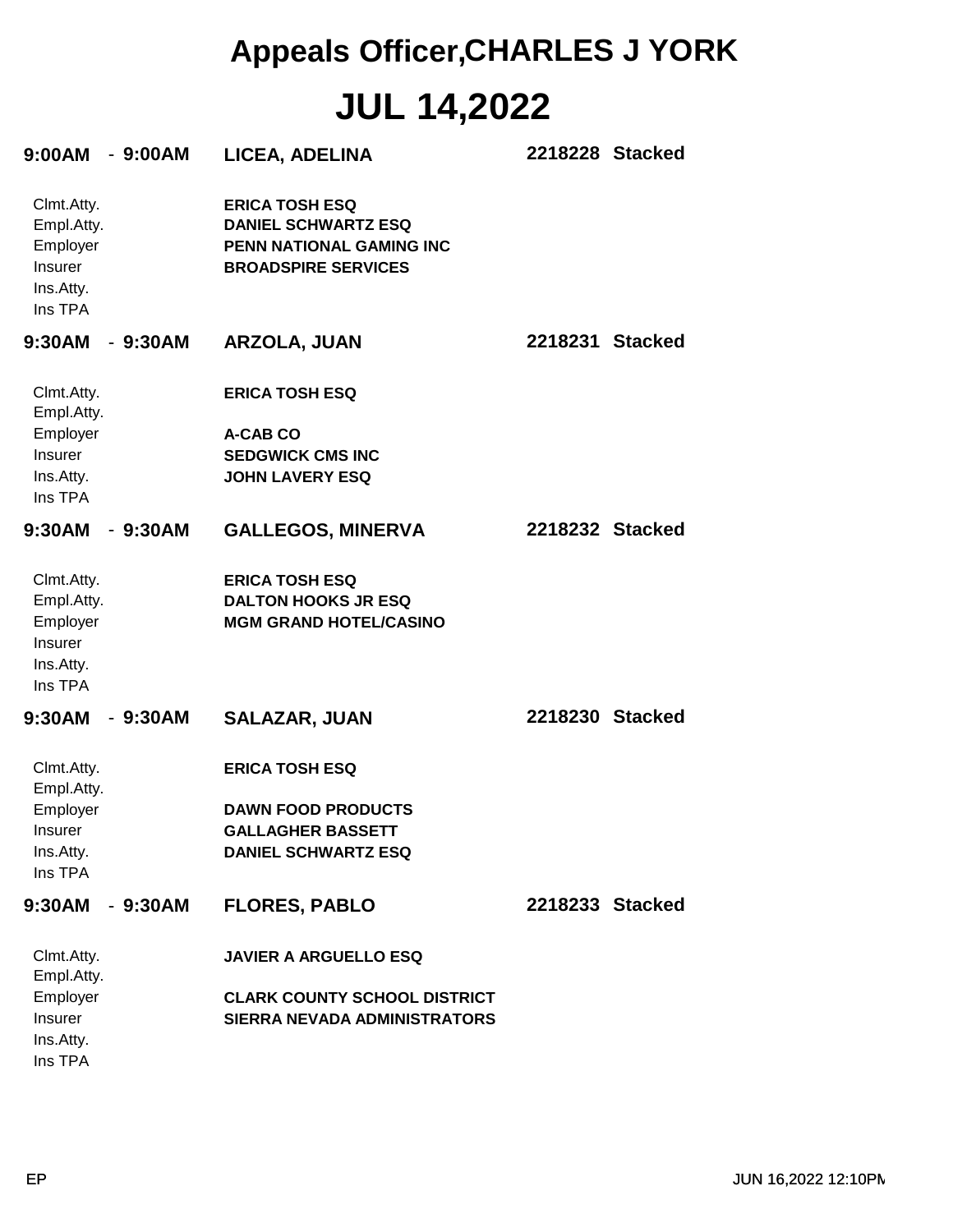# Appeals Officer,CHARLES J YORK

# JUL 14,2022

**9:00AM - 9:00AM** **LICEA, ADELINA** **2218228 Stacked**

| | |
|---|---|
| Clmt.Atty. | **ERICA TOSH ESQ** |
| Empl.Atty. | **DANIEL SCHWARTZ ESQ** |
| Employer | **PENN NATIONAL GAMING INC** |
| Insurer | **BROADSPIRE SERVICES** |
| Ins.Atty. | |
| Ins TPA | |

**9:30AM - 9:30AM** **ARZOLA, JUAN** **2218231 Stacked**

| | |
|---|---|
| Clmt.Atty. | **ERICA TOSH ESQ** |
| Empl.Atty. | |
| Employer | **A-CAB CO** |
| Insurer | **SEDGWICK CMS INC** |
| Ins.Atty. | **JOHN LAVERY ESQ** |
| Ins TPA | |

**9:30AM - 9:30AM** **GALLEGOS, MINERVA** **2218232 Stacked**

| | |
|---|---|
| Clmt.Atty. | **ERICA TOSH ESQ** |
| Empl.Atty. | **DALTON HOOKS JR ESQ** |
| Employer | **MGM GRAND HOTEL/CASINO** |
| Insurer | |
| Ins.Atty. | |
| Ins TPA | |

**9:30AM - 9:30AM** **SALAZAR, JUAN** **2218230 Stacked**

| | |
|---|---|
| Clmt.Atty. | **ERICA TOSH ESQ** |
| Empl.Atty. | |
| Employer | **DAWN FOOD PRODUCTS** |
| Insurer | **GALLAGHER BASSETT** |
| Ins.Atty. | **DANIEL SCHWARTZ ESQ** |
| Ins TPA | |

**9:30AM - 9:30AM** **FLORES, PABLO** **2218233 Stacked**

| | |
|---|---|
| Clmt.Atty. | **JAVIER A ARGUELLO ESQ** |
| Empl.Atty. | |
| Employer | **CLARK COUNTY SCHOOL DISTRICT** |
| Insurer | **SIERRA NEVADA ADMINISTRATORS** |
| Ins.Atty. | |
| Ins TPA | |

EP JUN 16,2022 12:10PM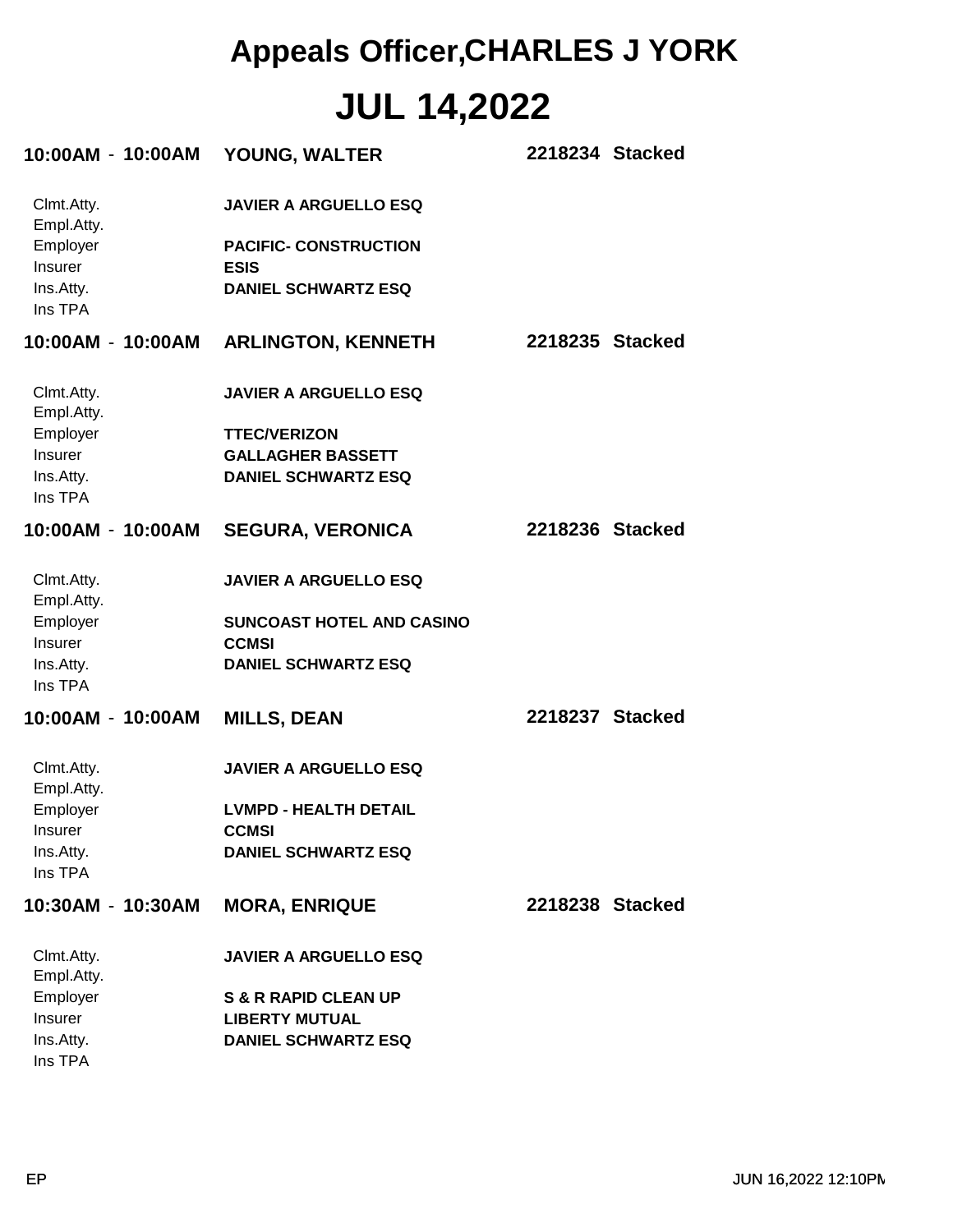# Appeals Officer,CHARLES J YORK

# JUL 14,2022

**10:00AM - 10:00AM** **YOUNG, WALTER** **2218234 Stacked**

| | |
|---|---|
| Clmt.Atty. | **JAVIER A ARGUELLO ESQ** |
| Empl.Atty. | |
| Employer | **PACIFIC- CONSTRUCTION** |
| Insurer | **ESIS** |
| Ins.Atty. | **DANIEL SCHWARTZ ESQ** |
| Ins TPA | |

**10:00AM - 10:00AM** **ARLINGTON, KENNETH** **2218235 Stacked**

| | |
|---|---|
| Clmt.Atty. | **JAVIER A ARGUELLO ESQ** |
| Empl.Atty. | |
| Employer | **TTEC/VERIZON** |
| Insurer | **GALLAGHER BASSETT** |
| Ins.Atty. | **DANIEL SCHWARTZ ESQ** |
| Ins TPA | |

**10:00AM - 10:00AM** **SEGURA, VERONICA** **2218236 Stacked**

| | |
|---|---|
| Clmt.Atty. | **JAVIER A ARGUELLO ESQ** |
| Empl.Atty. | |
| Employer | **SUNCOAST HOTEL AND CASINO** |
| Insurer | **CCMSI** |
| Ins.Atty. | **DANIEL SCHWARTZ ESQ** |
| Ins TPA | |

**10:00AM - 10:00AM** **MILLS, DEAN** **2218237 Stacked**

| | |
|---|---|
| Clmt.Atty. | **JAVIER A ARGUELLO ESQ** |
| Empl.Atty. | |
| Employer | **LVMPD - HEALTH DETAIL** |
| Insurer | **CCMSI** |
| Ins.Atty. | **DANIEL SCHWARTZ ESQ** |
| Ins TPA | |

**10:30AM - 10:30AM** **MORA, ENRIQUE** **2218238 Stacked**

| | |
|---|---|
| Clmt.Atty. | **JAVIER A ARGUELLO ESQ** |
| Empl.Atty. | |
| Employer | **S & R RAPID CLEAN UP** |
| Insurer | **LIBERTY MUTUAL** |
| Ins.Atty. | **DANIEL SCHWARTZ ESQ** |
| Ins TPA | |

EP JUN 16,2022 12:10PM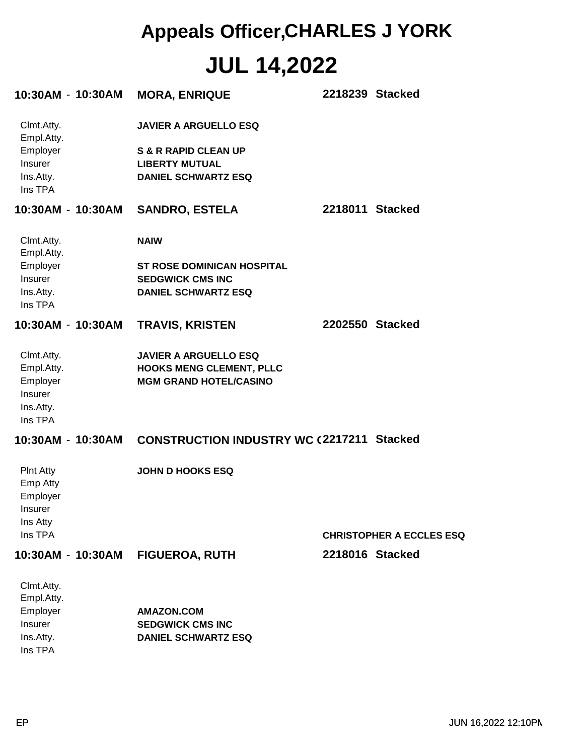# Appeals Officer,CHARLES J YORK

# JUL 14,2022

**10:30AM - 10:30AM** **MORA, ENRIQUE** **2218239 Stacked**

| | |
|---|---|
| Clmt.Atty. | **JAVIER A ARGUELLO ESQ** |
| Empl.Atty. | |
| Employer | **S & R RAPID CLEAN UP** |
| Insurer | **LIBERTY MUTUAL** |
| Ins.Atty. | **DANIEL SCHWARTZ ESQ** |
| Ins TPA | |

**10:30AM - 10:30AM** **SANDRO, ESTELA** **2218011 Stacked**

| | |
|---|---|
| Clmt.Atty. | **NAIW** |
| Empl.Atty. | |
| Employer | **ST ROSE DOMINICAN HOSPITAL** |
| Insurer | **SEDGWICK CMS INC** |
| Ins.Atty. | **DANIEL SCHWARTZ ESQ** |
| Ins TPA | |

**10:30AM - 10:30AM** **TRAVIS, KRISTEN** **2202550 Stacked**

| | |
|---|---|
| Clmt.Atty. | **JAVIER A ARGUELLO ESQ** |
| Empl.Atty. | **HOOKS MENG CLEMENT, PLLC** |
| Employer | **MGM GRAND HOTEL/CASINO** |
| Insurer | |
| Ins.Atty. | |
| Ins TPA | |

**10:30AM - 10:30AM** **CONSTRUCTION INDUSTRY WC (** **2217211 Stacked**

| | | |
|---|---|---|
| Plnt Atty | **JOHN D HOOKS ESQ** | |
| Emp Atty | | |
| Employer | | |
| Insurer | | |
| Ins Atty | | |
| Ins TPA | | **CHRISTOPHER A ECCLES ESQ** |

**10:30AM - 10:30AM** **FIGUEROA, RUTH** **2218016 Stacked**

| | |
|---|---|
| Clmt.Atty. | |
| Empl.Atty. | |
| Employer | **AMAZON.COM** |
| Insurer | **SEDGWICK CMS INC** |
| Ins.Atty. | **DANIEL SCHWARTZ ESQ** |
| Ins TPA | |

EP JUN 16,2022 12:10PM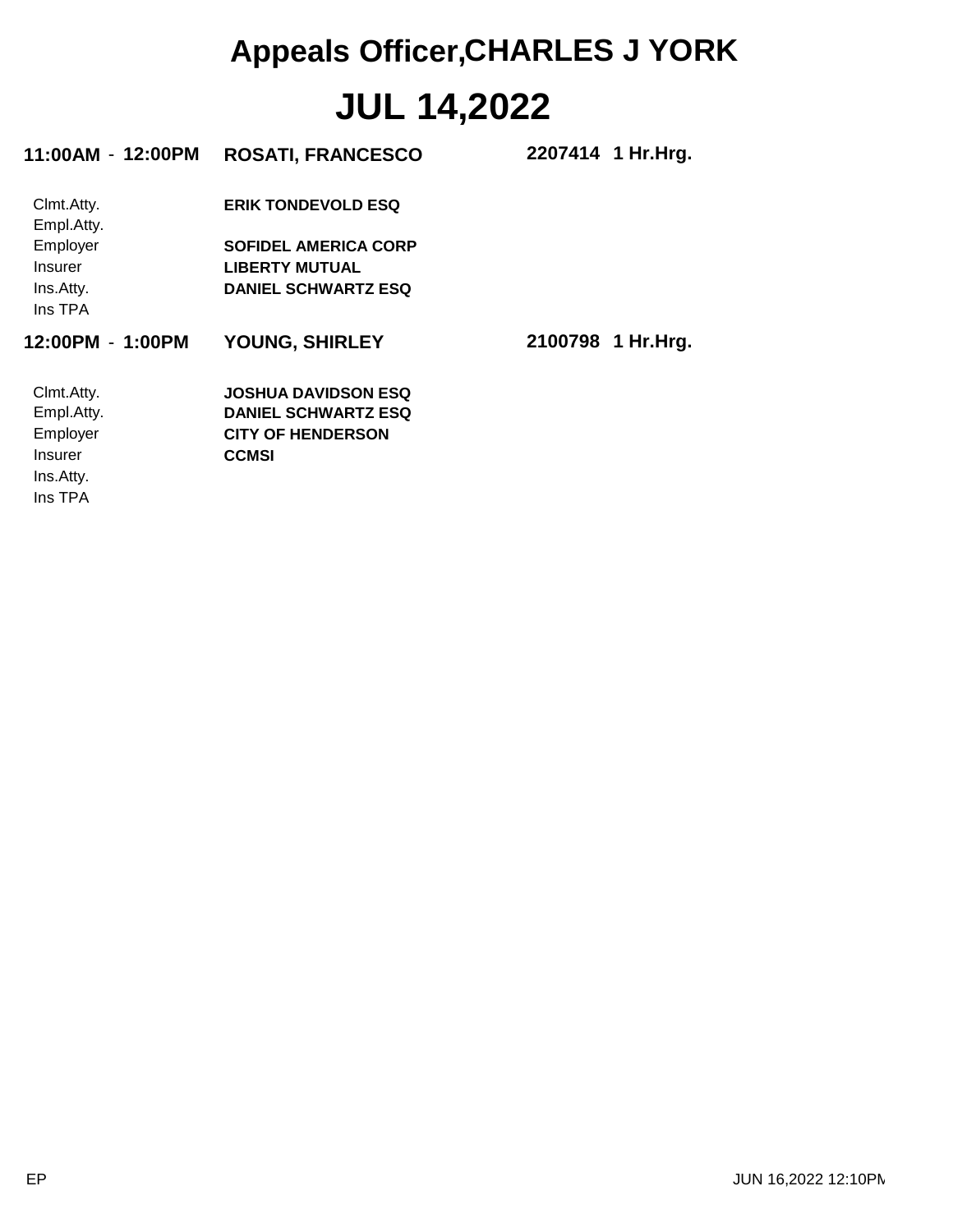# Appeals Officer,CHARLES J YORK

# JUL 14,2022

**11:00AM - 12:00PM** **ROSATI, FRANCESCO** **2207414 1 Hr.Hrg.**

| | |
|---|---|
| Clmt.Atty. | **ERIK TONDEVOLD ESQ** |
| Empl.Atty. | |
| Employer | **SOFIDEL AMERICA CORP** |
| Insurer | **LIBERTY MUTUAL** |
| Ins.Atty. | **DANIEL SCHWARTZ ESQ** |
| Ins TPA | |

**12:00PM - 1:00PM** **YOUNG, SHIRLEY** **2100798 1 Hr.Hrg.**

| | |
|---|---|
| Clmt.Atty. | **JOSHUA DAVIDSON ESQ** |
| Empl.Atty. | **DANIEL SCHWARTZ ESQ** |
| Employer | **CITY OF HENDERSON** |
| Insurer | **CCMSI** |
| Ins.Atty. | |
| Ins TPA | |

EP JUN 16,2022 12:10PM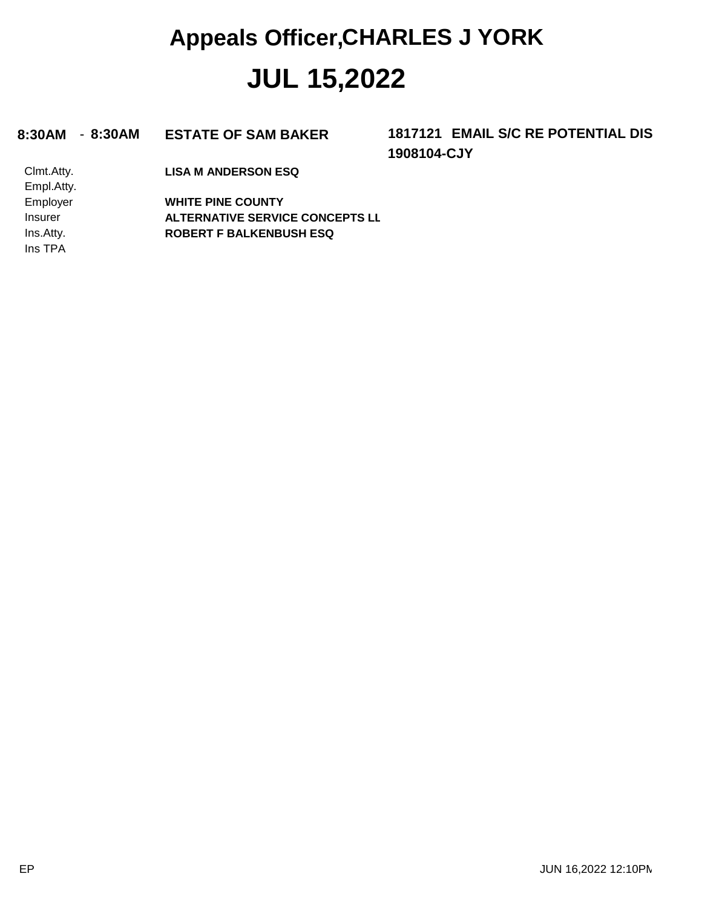# Appeals Officer,CHARLES J YORK

# JUL 15,2022

**8:30AM - 8:30AM** **ESTATE OF SAM BAKER** **1817121 EMAIL S/C RE POTENTIAL DIS**
**1908104-CJY**

| | |
|---|---|
| Clmt.Atty. | **LISA M ANDERSON ESQ** |
| Empl.Atty. | |
| Employer | **WHITE PINE COUNTY** |
| Insurer | **ALTERNATIVE SERVICE CONCEPTS LL** |
| Ins.Atty. | **ROBERT F BALKENBUSH ESQ** |
| Ins TPA | |

EP

JUN 16,2022 12:10PM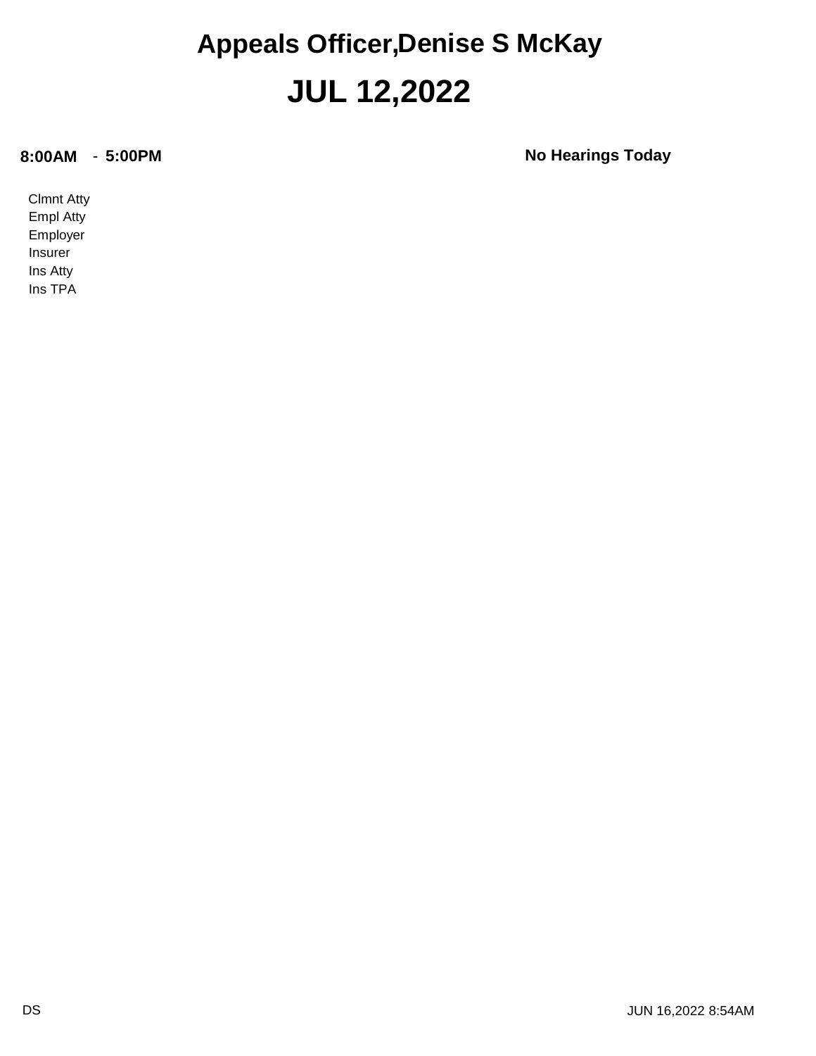# Appeals Officer,Denise S McKay

# JUL 12,2022

**8:00AM** - **5:00PM** **No Hearings Today**

Clmnt Atty
Empl Atty
Employer
Insurer
Ins Atty
Ins TPA

DS JUN 16,2022 8:54AM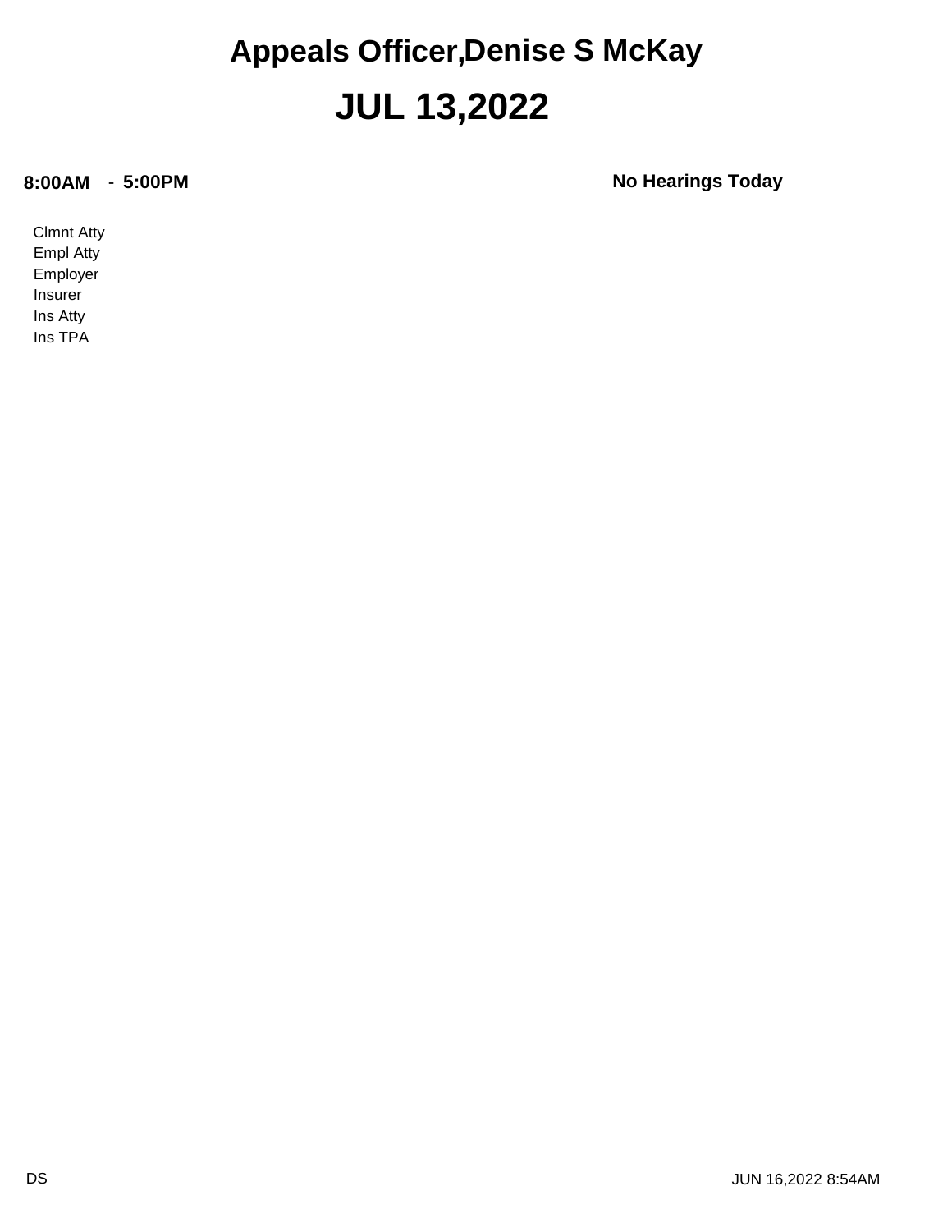# Appeals Officer,Denise S McKay

# JUL 13,2022

**8:00AM** - **5:00PM** **No Hearings Today**

Clmnt Atty
Empl Atty
Employer
Insurer
Ins Atty
Ins TPA

DS JUN 16,2022 8:54AM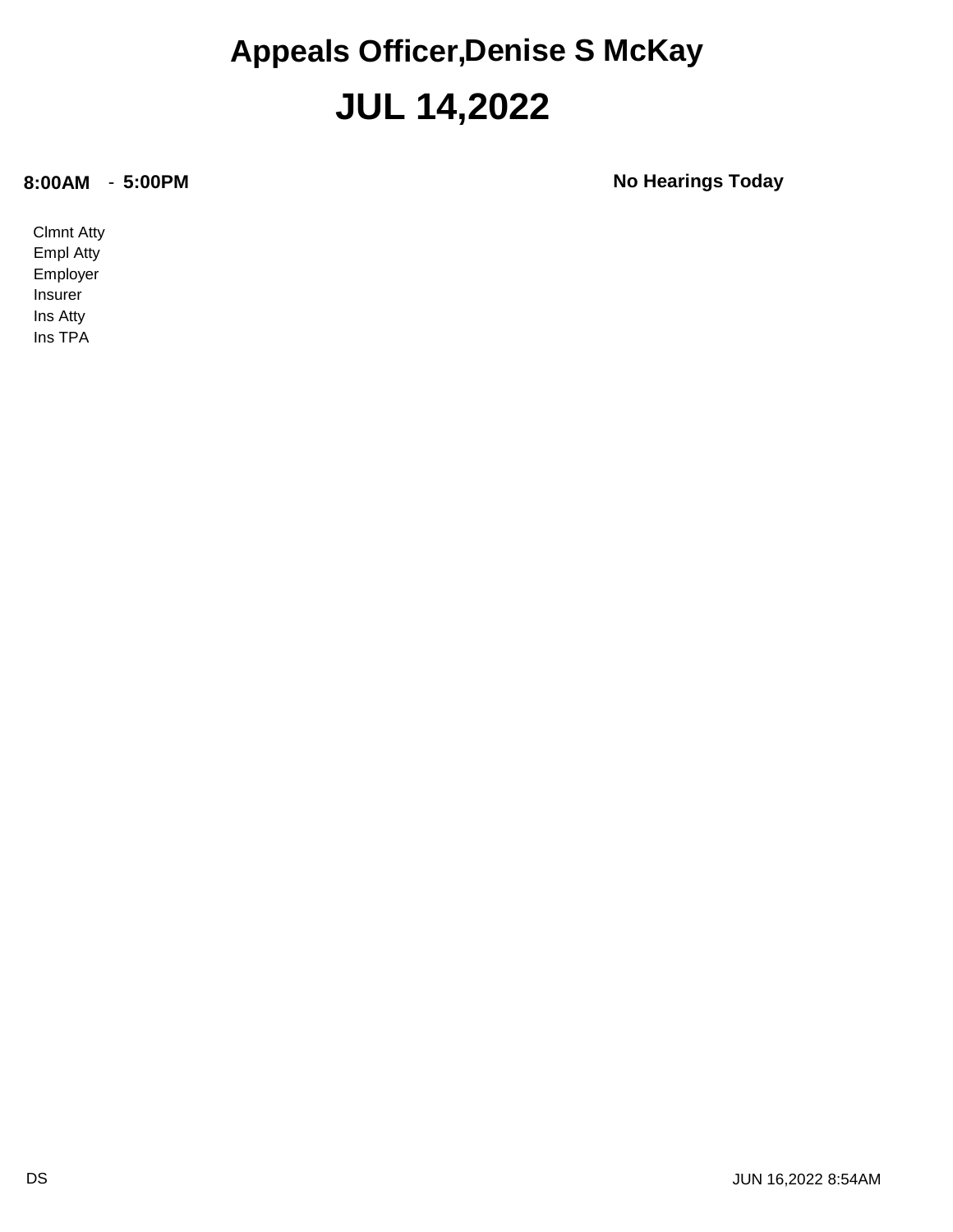# Appeals Officer,Denise S McKay

# JUL 14,2022

**8:00AM** - **5:00PM** **No Hearings Today**

Clmnt Atty
Empl Atty
Employer
Insurer
Ins Atty
Ins TPA

DS JUN 16,2022 8:54AM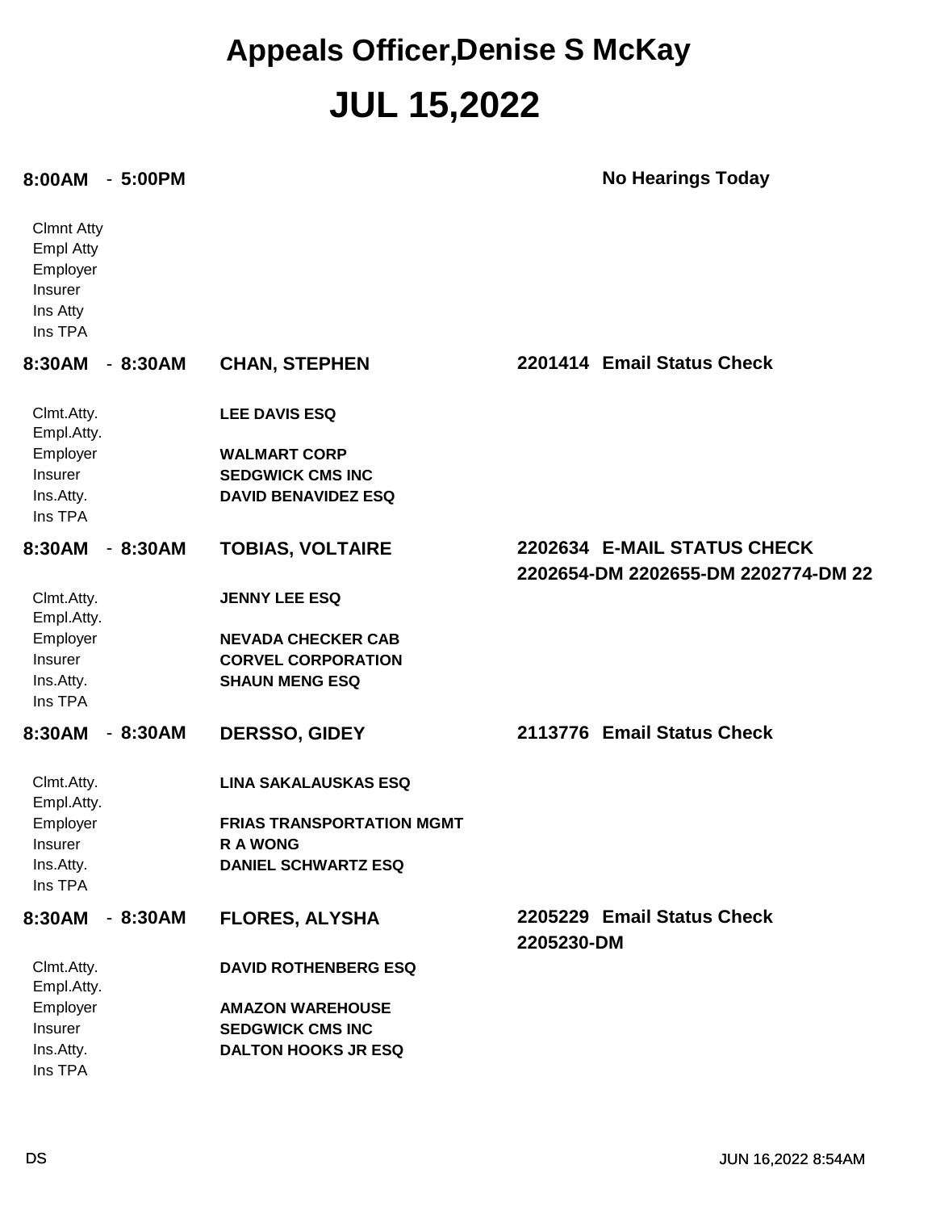# Appeals Officer,Denise S McKay

# JUL 15,2022

**8:00AM - 5:00PM** **No Hearings Today**

Clmnt Atty
Empl Atty
Employer
Insurer
Ins Atty
Ins TPA

**8:30AM - 8:30AM** **CHAN, STEPHEN** **2201414 Email Status Check**

| | |
|---|---|
| Clmt.Atty. | **LEE DAVIS ESQ** |
| Empl.Atty. | |
| Employer | **WALMART CORP** |
| Insurer | **SEDGWICK CMS INC** |
| Ins.Atty. | **DAVID BENAVIDEZ ESQ** |
| Ins TPA | |

**8:30AM - 8:30AM** **TOBIAS, VOLTAIRE** **2202634 E-MAIL STATUS CHECK**
**2202654-DM 2202655-DM 2202774-DM 22**

| | |
|---|---|
| Clmt.Atty. | **JENNY LEE ESQ** |
| Empl.Atty. | |
| Employer | **NEVADA CHECKER CAB** |
| Insurer | **CORVEL CORPORATION** |
| Ins.Atty. | **SHAUN MENG ESQ** |
| Ins TPA | |

**8:30AM - 8:30AM** **DERSSO, GIDEY** **2113776 Email Status Check**

| | |
|---|---|
| Clmt.Atty. | **LINA SAKALAUSKAS ESQ** |
| Empl.Atty. | |
| Employer | **FRIAS TRANSPORTATION MGMT** |
| Insurer | **R A WONG** |
| Ins.Atty. | **DANIEL SCHWARTZ ESQ** |
| Ins TPA | |

**8:30AM - 8:30AM** **FLORES, ALYSHA** **2205229 Email Status Check**
**2205230-DM**

| | |
|---|---|
| Clmt.Atty. | **DAVID ROTHENBERG ESQ** |
| Empl.Atty. | |
| Employer | **AMAZON WAREHOUSE** |
| Insurer | **SEDGWICK CMS INC** |
| Ins.Atty. | **DALTON HOOKS JR ESQ** |
| Ins TPA | |

DS JUN 16,2022 8:54AM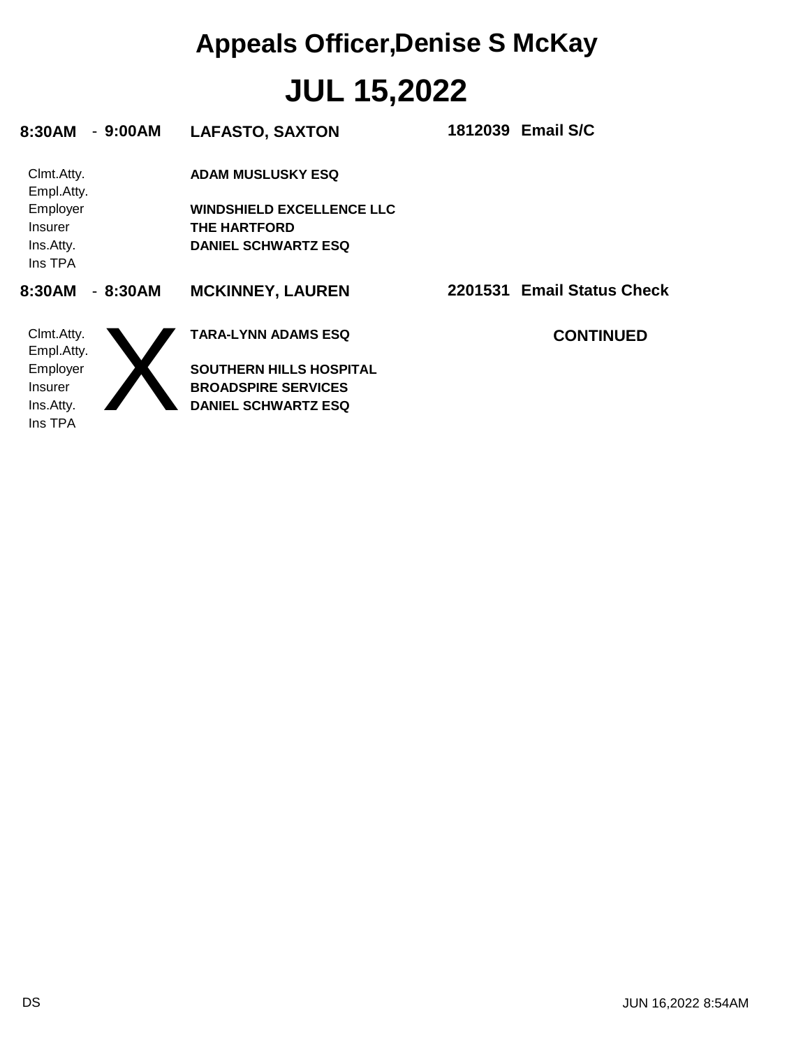# Appeals Officer,Denise S McKay

# JUL 15,2022

**8:30AM - 9:00AM** **LAFASTO, SAXTON** **1812039 Email S/C**

| | |
|---|---|
| Clmt.Atty. | **ADAM MUSLUSKY ESQ** |
| Empl.Atty. | |
| Employer | **WINDSHIELD EXCELLENCE LLC** |
| Insurer | **THE HARTFORD** |
| Ins.Atty. | **DANIEL SCHWARTZ ESQ** |
| Ins TPA | |

**8:30AM - 8:30AM** **MCKINNEY, LAUREN** **2201531 Email Status Check**

X

**CONTINUED**

| | |
|---|---|
| Clmt.Atty. | **TARA-LYNN ADAMS ESQ** |
| Empl.Atty. | |
| Employer | **SOUTHERN HILLS HOSPITAL** |
| Insurer | **BROADSPIRE SERVICES** |
| Ins.Atty. | **DANIEL SCHWARTZ ESQ** |
| Ins TPA | |

DS JUN 16,2022 8:54AM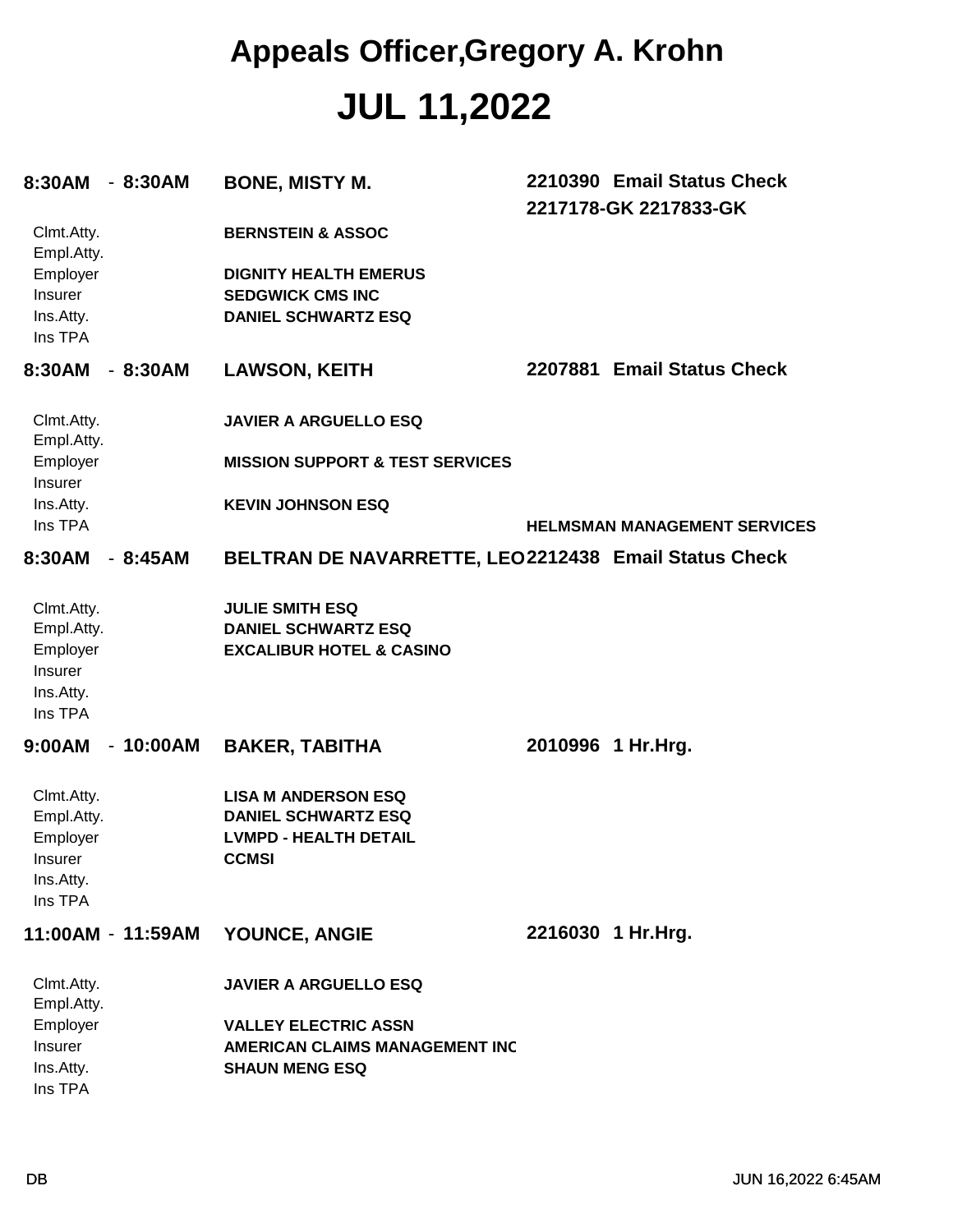# Appeals Officer,Gregory A. Krohn

# JUL 11,2022

**8:30AM - 8:30AM** **BONE, MISTY M.** **2210390 Email Status Check**
**2217178-GK 2217833-GK**

| | |
|---|---|
| Clmt.Atty. | **BERNSTEIN & ASSOC** |
| Empl.Atty. | |
| Employer | **DIGNITY HEALTH EMERUS** |
| Insurer | **SEDGWICK CMS INC** |
| Ins.Atty. | **DANIEL SCHWARTZ ESQ** |
| Ins TPA | |

**8:30AM - 8:30AM** **LAWSON, KEITH** **2207881 Email Status Check**

| | |
|---|---|
| Clmt.Atty. | **JAVIER A ARGUELLO ESQ** |
| Empl.Atty. | |
| Employer | **MISSION SUPPORT & TEST SERVICES** |
| Insurer | |
| Ins.Atty. | **KEVIN JOHNSON ESQ** |
| Ins TPA | **HELMSMAN MANAGEMENT SERVICES** |

**8:30AM - 8:45AM** **BELTRAN DE NAVARRETTE, LEO** **2212438 Email Status Check**

| | |
|---|---|
| Clmt.Atty. | **JULIE SMITH ESQ** |
| Empl.Atty. | **DANIEL SCHWARTZ ESQ** |
| Employer | **EXCALIBUR HOTEL & CASINO** |
| Insurer | |
| Ins.Atty. | |
| Ins TPA | |

**9:00AM - 10:00AM** **BAKER, TABITHA** **2010996 1 Hr.Hrg.**

| | |
|---|---|
| Clmt.Atty. | **LISA M ANDERSON ESQ** |
| Empl.Atty. | **DANIEL SCHWARTZ ESQ** |
| Employer | **LVMPD - HEALTH DETAIL** |
| Insurer | **CCMSI** |
| Ins.Atty. | |
| Ins TPA | |

**11:00AM - 11:59AM** **YOUNCE, ANGIE** **2216030 1 Hr.Hrg.**

| | |
|---|---|
| Clmt.Atty. | **JAVIER A ARGUELLO ESQ** |
| Empl.Atty. | |
| Employer | **VALLEY ELECTRIC ASSN** |
| Insurer | **AMERICAN CLAIMS MANAGEMENT INC** |
| Ins.Atty. | **SHAUN MENG ESQ** |
| Ins TPA | |

DB JUN 16,2022 6:45AM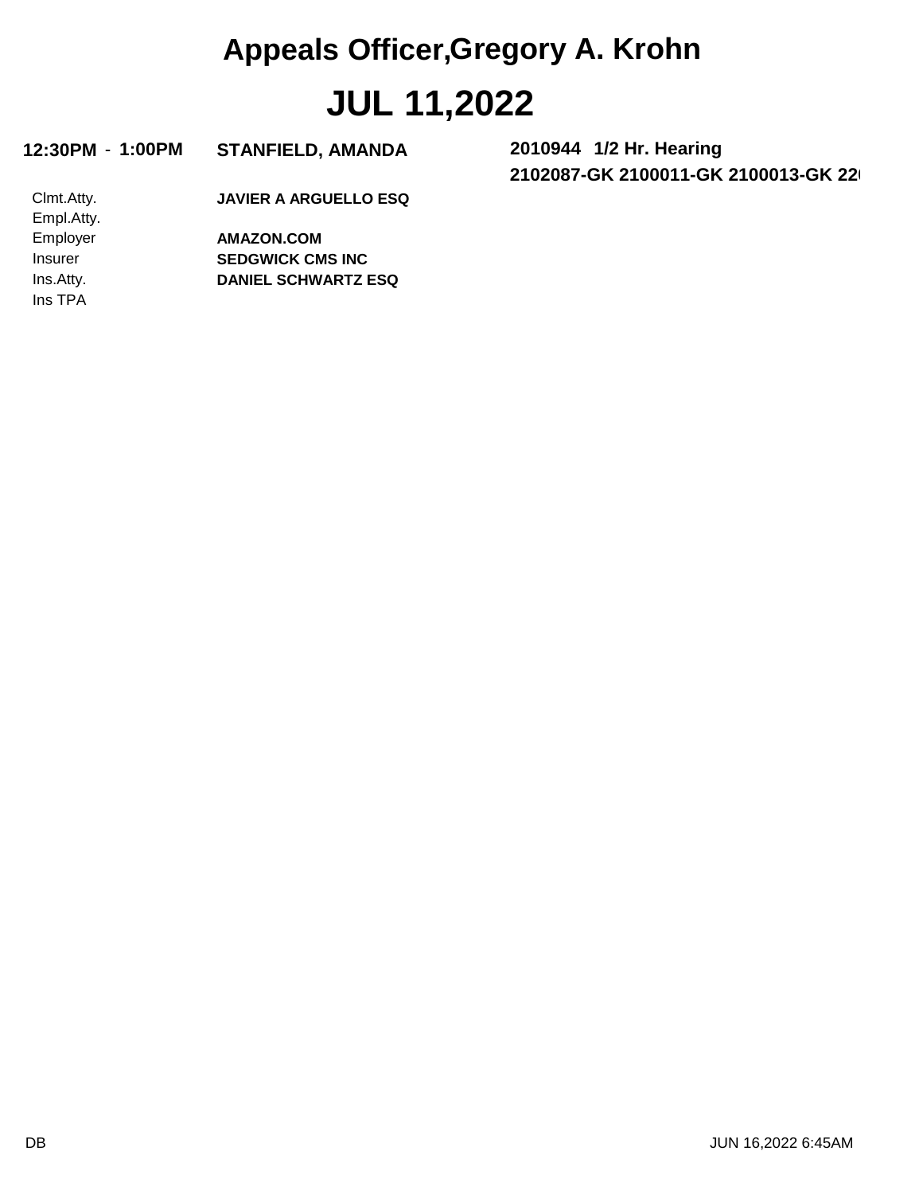# Appeals Officer,Gregory A. Krohn

# JUL 11,2022

**12:30PM - 1:00PM** **STANFIELD, AMANDA** **2010944 1/2 Hr. Hearing**

**2102087-GK 2100011-GK 2100013-GK 22(**

| | |
|---|---|
| Clmt.Atty. | **JAVIER A ARGUELLO ESQ** |
| Empl.Atty. | |
| Employer | **AMAZON.COM** |
| Insurer | **SEDGWICK CMS INC** |
| Ins.Atty. | **DANIEL SCHWARTZ ESQ** |
| Ins TPA | |

DB

JUN 16,2022 6:45AM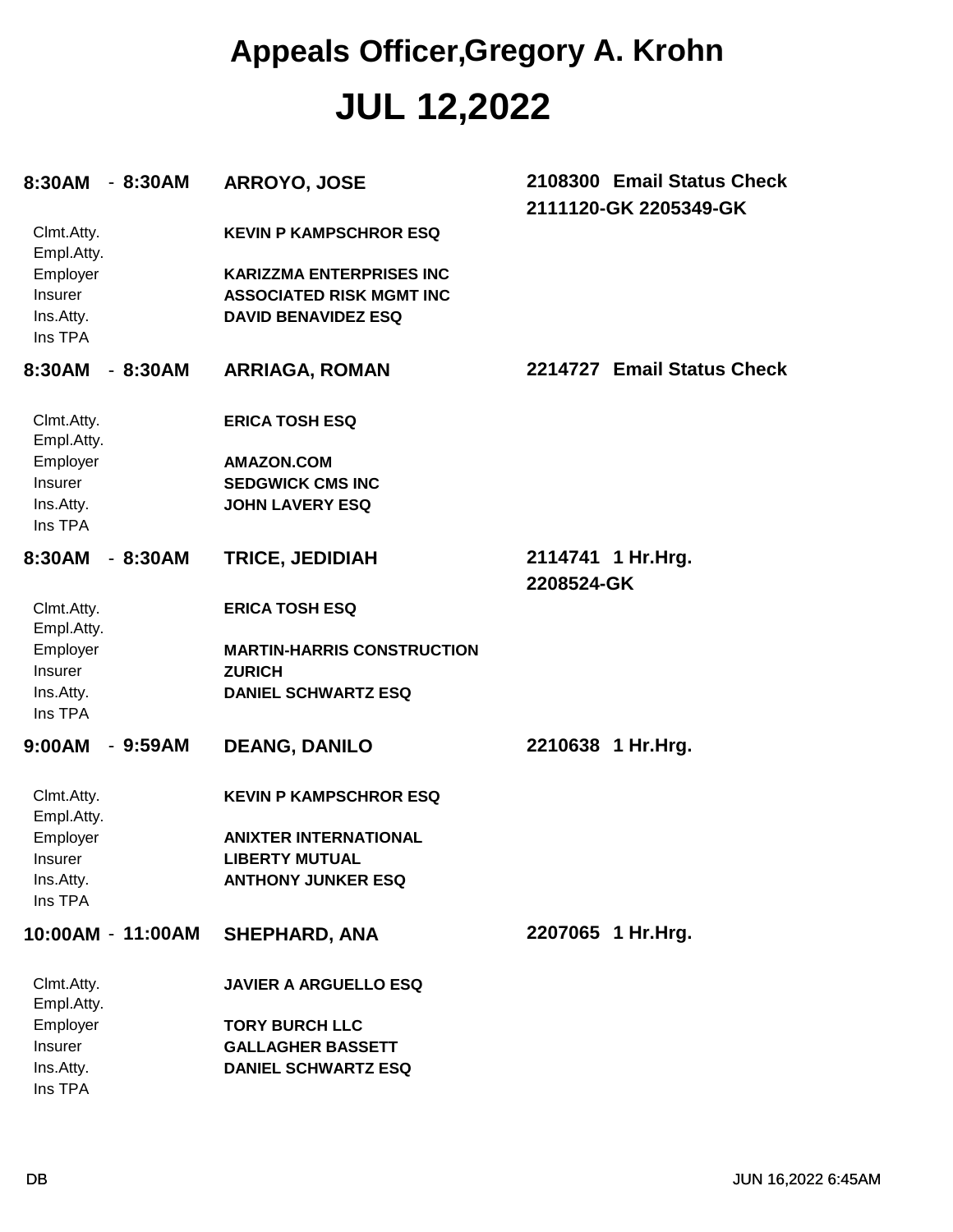# Appeals Officer,Gregory A. Krohn

# JUL 12,2022

**8:30AM - 8:30AM** **ARROYO, JOSE** **2108300 Email Status Check**
**2111120-GK 2205349-GK**

| | |
|---|---|
| Clmt.Atty. | **KEVIN P KAMPSCHROR ESQ** |
| Empl.Atty. | |
| Employer | **KARIZZMA ENTERPRISES INC** |
| Insurer | **ASSOCIATED RISK MGMT INC** |
| Ins.Atty. | **DAVID BENAVIDEZ ESQ** |
| Ins TPA | |

**8:30AM - 8:30AM** **ARRIAGA, ROMAN** **2214727 Email Status Check**

| | |
|---|---|
| Clmt.Atty. | **ERICA TOSH ESQ** |
| Empl.Atty. | |
| Employer | **AMAZON.COM** |
| Insurer | **SEDGWICK CMS INC** |
| Ins.Atty. | **JOHN LAVERY ESQ** |
| Ins TPA | |

**8:30AM - 8:30AM** **TRICE, JEDIDIAH** **2114741 1 Hr.Hrg.**
**2208524-GK**

| | |
|---|---|
| Clmt.Atty. | **ERICA TOSH ESQ** |
| Empl.Atty. | |
| Employer | **MARTIN-HARRIS CONSTRUCTION** |
| Insurer | **ZURICH** |
| Ins.Atty. | **DANIEL SCHWARTZ ESQ** |
| Ins TPA | |

**9:00AM - 9:59AM** **DEANG, DANILO** **2210638 1 Hr.Hrg.**

| | |
|---|---|
| Clmt.Atty. | **KEVIN P KAMPSCHROR ESQ** |
| Empl.Atty. | |
| Employer | **ANIXTER INTERNATIONAL** |
| Insurer | **LIBERTY MUTUAL** |
| Ins.Atty. | **ANTHONY JUNKER ESQ** |
| Ins TPA | |

**10:00AM - 11:00AM** **SHEPHARD, ANA** **2207065 1 Hr.Hrg.**

| | |
|---|---|
| Clmt.Atty. | **JAVIER A ARGUELLO ESQ** |
| Empl.Atty. | |
| Employer | **TORY BURCH LLC** |
| Insurer | **GALLAGHER BASSETT** |
| Ins.Atty. | **DANIEL SCHWARTZ ESQ** |
| Ins TPA | |

DB JUN 16,2022 6:45AM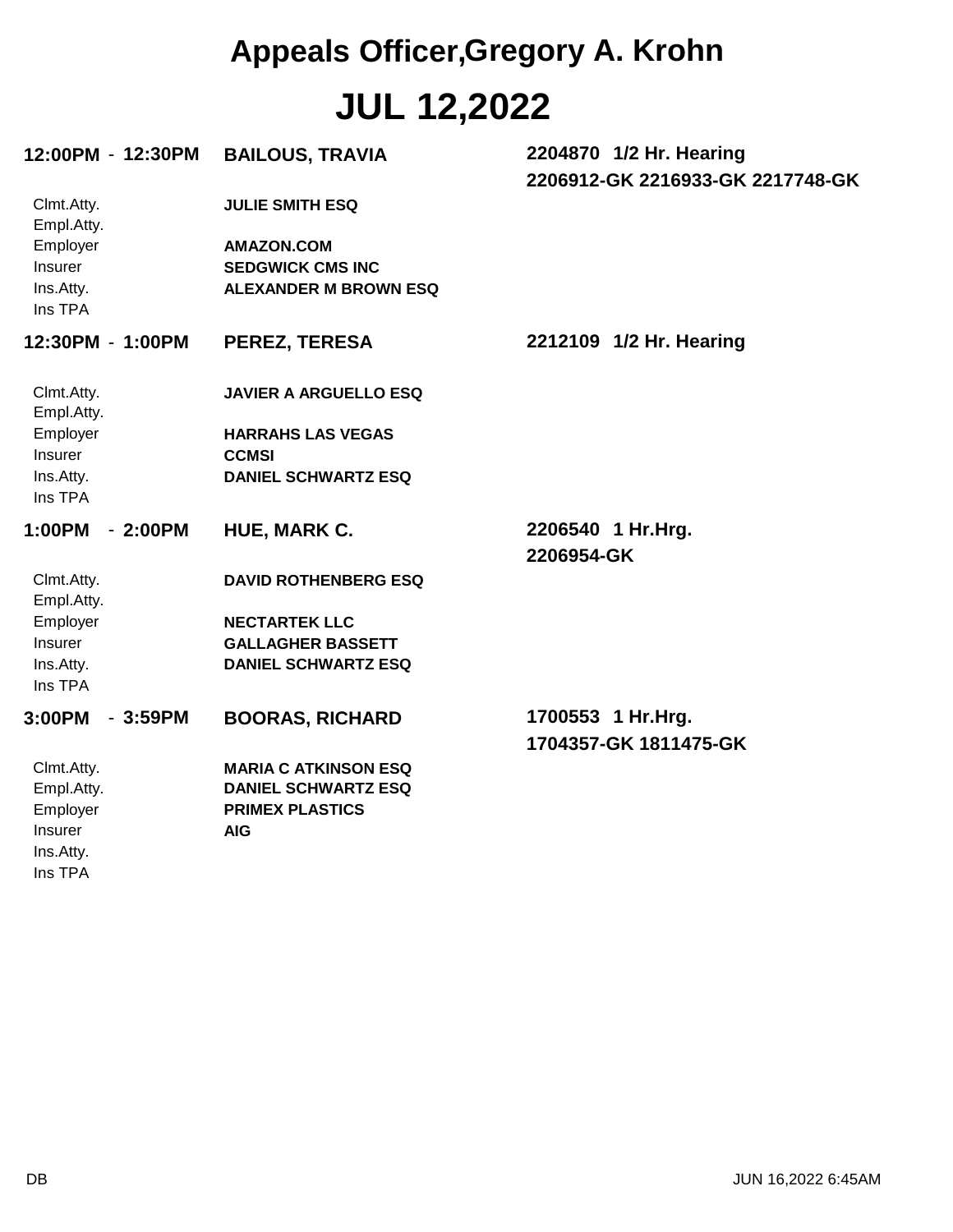# Appeals Officer,Gregory A. Krohn

# JUL 12,2022

**12:00PM - 12:30PM** **BAILOUS, TRAVIA** **2204870 1/2 Hr. Hearing**
**2206912-GK 2216933-GK 2217748-GK**

| | |
|---|---|
| Clmt.Atty. | **JULIE SMITH ESQ** |
| Empl.Atty. | |
| Employer | **AMAZON.COM** |
| Insurer | **SEDGWICK CMS INC** |
| Ins.Atty. | **ALEXANDER M BROWN ESQ** |
| Ins TPA | |

**12:30PM - 1:00PM** **PEREZ, TERESA** **2212109 1/2 Hr. Hearing**

| | |
|---|---|
| Clmt.Atty. | **JAVIER A ARGUELLO ESQ** |
| Empl.Atty. | |
| Employer | **HARRAHS LAS VEGAS** |
| Insurer | **CCMSI** |
| Ins.Atty. | **DANIEL SCHWARTZ ESQ** |
| Ins TPA | |

**1:00PM - 2:00PM** **HUE, MARK C.** **2206540 1 Hr.Hrg.**
**2206954-GK**

| | |
|---|---|
| Clmt.Atty. | **DAVID ROTHENBERG ESQ** |
| Empl.Atty. | |
| Employer | **NECTARTEK LLC** |
| Insurer | **GALLAGHER BASSETT** |
| Ins.Atty. | **DANIEL SCHWARTZ ESQ** |
| Ins TPA | |

**3:00PM - 3:59PM** **BOORAS, RICHARD** **1700553 1 Hr.Hrg.**
**1704357-GK 1811475-GK**

| | |
|---|---|
| Clmt.Atty. | **MARIA C ATKINSON ESQ** |
| Empl.Atty. | **DANIEL SCHWARTZ ESQ** |
| Employer | **PRIMEX PLASTICS** |
| Insurer | **AIG** |
| Ins.Atty. | |
| Ins TPA | |

DB JUN 16,2022 6:45AM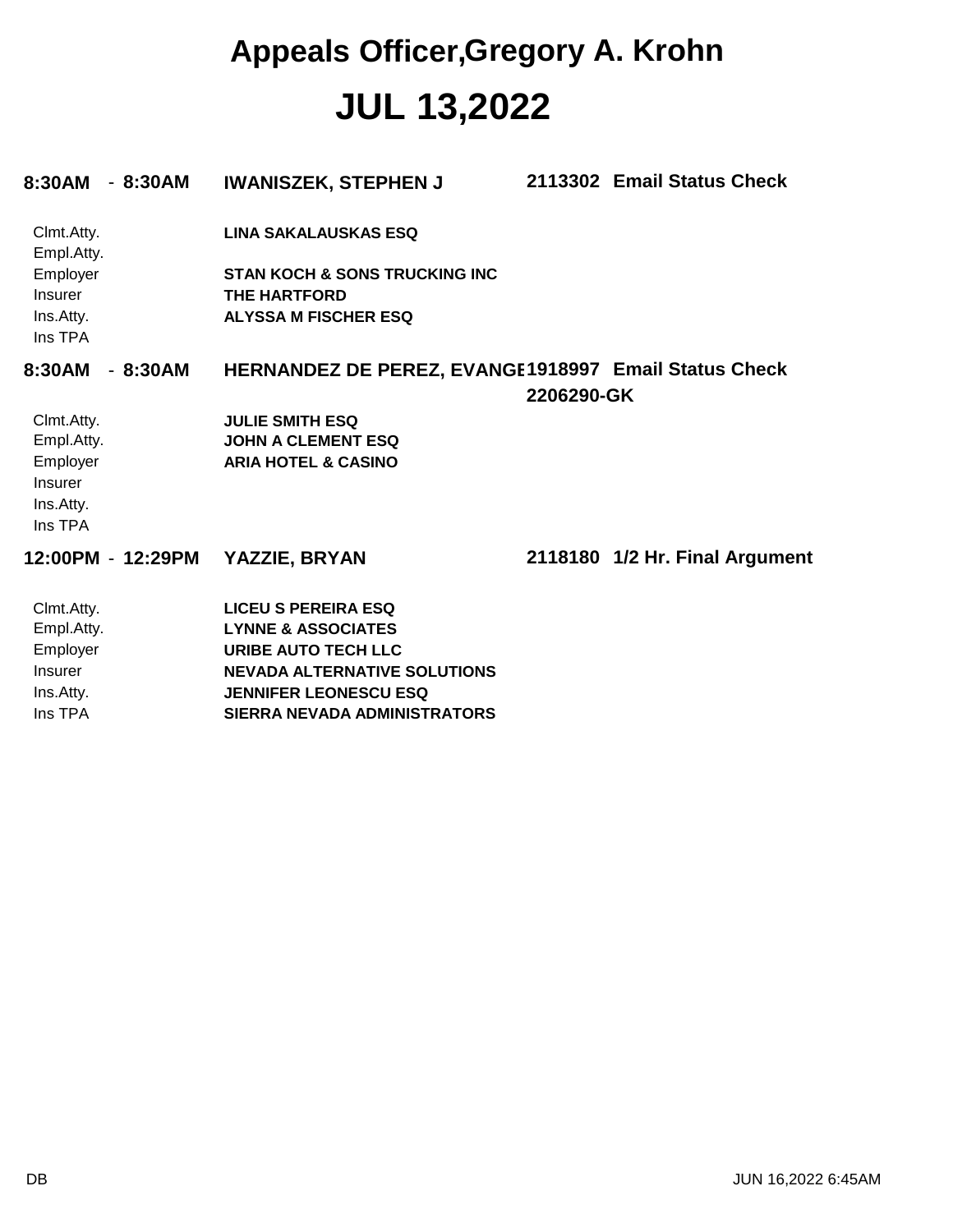# Appeals Officer,Gregory A. Krohn

# JUL 13,2022

**8:30AM - 8:30AM** **IWANISZEK, STEPHEN J** **2113302 Email Status Check**

| | |
|---|---|
| Clmt.Atty. | **LINA SAKALAUSKAS ESQ** |
| Empl.Atty. | |
| Employer | **STAN KOCH & SONS TRUCKING INC** |
| Insurer | **THE HARTFORD** |
| Ins.Atty. | **ALYSSA M FISCHER ESQ** |
| Ins TPA | |

**8:30AM - 8:30AM** **HERNANDEZ DE PEREZ, EVANGE** **1918997 Email Status Check**
**2206290-GK**

| | |
|---|---|
| Clmt.Atty. | **JULIE SMITH ESQ** |
| Empl.Atty. | **JOHN A CLEMENT ESQ** |
| Employer | **ARIA HOTEL & CASINO** |
| Insurer | |
| Ins.Atty. | |
| Ins TPA | |

**12:00PM - 12:29PM** **YAZZIE, BRYAN** **2118180 1/2 Hr. Final Argument**

| | |
|---|---|
| Clmt.Atty. | **LICEU S PEREIRA ESQ** |
| Empl.Atty. | **LYNNE & ASSOCIATES** |
| Employer | **URIBE AUTO TECH LLC** |
| Insurer | **NEVADA ALTERNATIVE SOLUTIONS** |
| Ins.Atty. | **JENNIFER LEONESCU ESQ** |
| Ins TPA | **SIERRA NEVADA ADMINISTRATORS** |

DB JUN 16,2022 6:45AM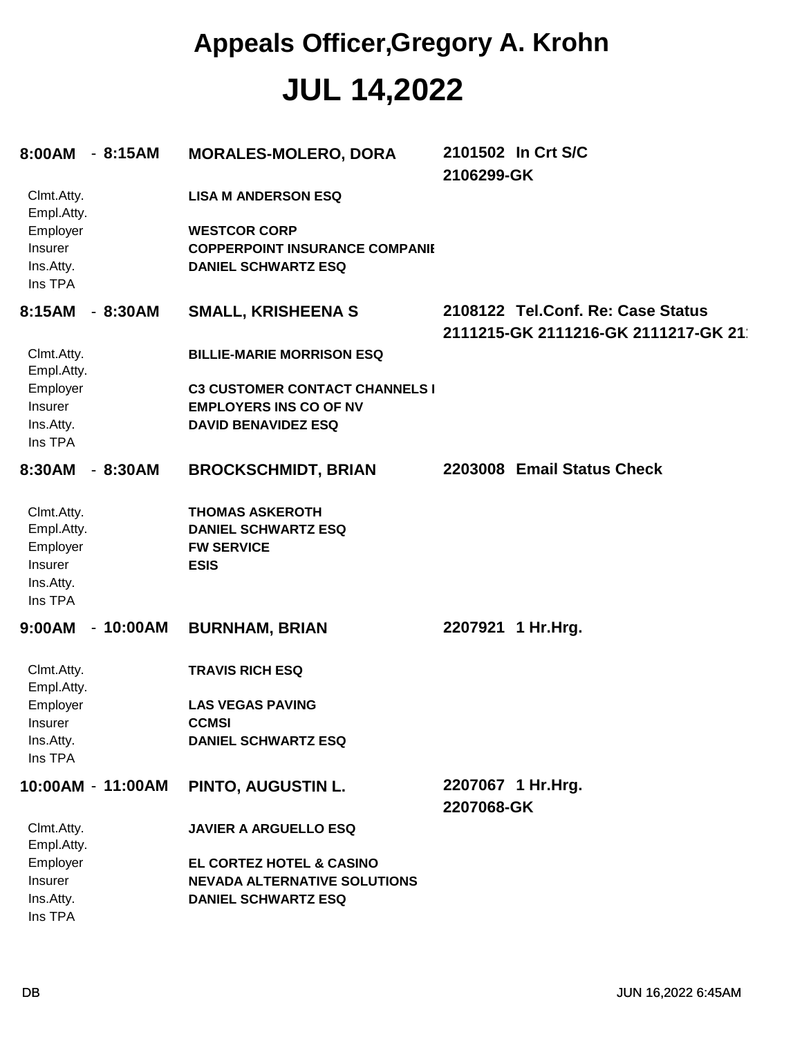# Appeals Officer,Gregory A. Krohn

# JUL 14,2022

**8:00AM - 8:15AM** **MORALES-MOLERO, DORA** **2101502 In Crt S/C**
**2106299-GK**

| | |
|---|---|
| Clmt.Atty. | **LISA M ANDERSON ESQ** |
| Empl.Atty. | |
| Employer | **WESTCOR CORP** |
| Insurer | **COPPERPOINT INSURANCE COMPANIE** |
| Ins.Atty. | **DANIEL SCHWARTZ ESQ** |
| Ins TPA | |

**8:15AM - 8:30AM** **SMALL, KRISHEENA S** **2108122 Tel.Conf. Re: Case Status**
**2111215-GK 2111216-GK 2111217-GK 21**

| | |
|---|---|
| Clmt.Atty. | **BILLIE-MARIE MORRISON ESQ** |
| Empl.Atty. | |
| Employer | **C3 CUSTOMER CONTACT CHANNELS I** |
| Insurer | **EMPLOYERS INS CO OF NV** |
| Ins.Atty. | **DAVID BENAVIDEZ ESQ** |
| Ins TPA | |

**8:30AM - 8:30AM** **BROCKSCHMIDT, BRIAN** **2203008 Email Status Check**

| | |
|---|---|
| Clmt.Atty. | **THOMAS ASKEROTH** |
| Empl.Atty. | **DANIEL SCHWARTZ ESQ** |
| Employer | **FW SERVICE** |
| Insurer | **ESIS** |
| Ins.Atty. | |
| Ins TPA | |

**9:00AM - 10:00AM** **BURNHAM, BRIAN** **2207921 1 Hr.Hrg.**

| | |
|---|---|
| Clmt.Atty. | **TRAVIS RICH ESQ** |
| Empl.Atty. | |
| Employer | **LAS VEGAS PAVING** |
| Insurer | **CCMSI** |
| Ins.Atty. | **DANIEL SCHWARTZ ESQ** |
| Ins TPA | |

**10:00AM - 11:00AM** **PINTO, AUGUSTIN L.** **2207067 1 Hr.Hrg.**
**2207068-GK**

| | |
|---|---|
| Clmt.Atty. | **JAVIER A ARGUELLO ESQ** |
| Empl.Atty. | |
| Employer | **EL CORTEZ HOTEL & CASINO** |
| Insurer | **NEVADA ALTERNATIVE SOLUTIONS** |
| Ins.Atty. | **DANIEL SCHWARTZ ESQ** |
| Ins TPA | |

DB JUN 16,2022 6:45AM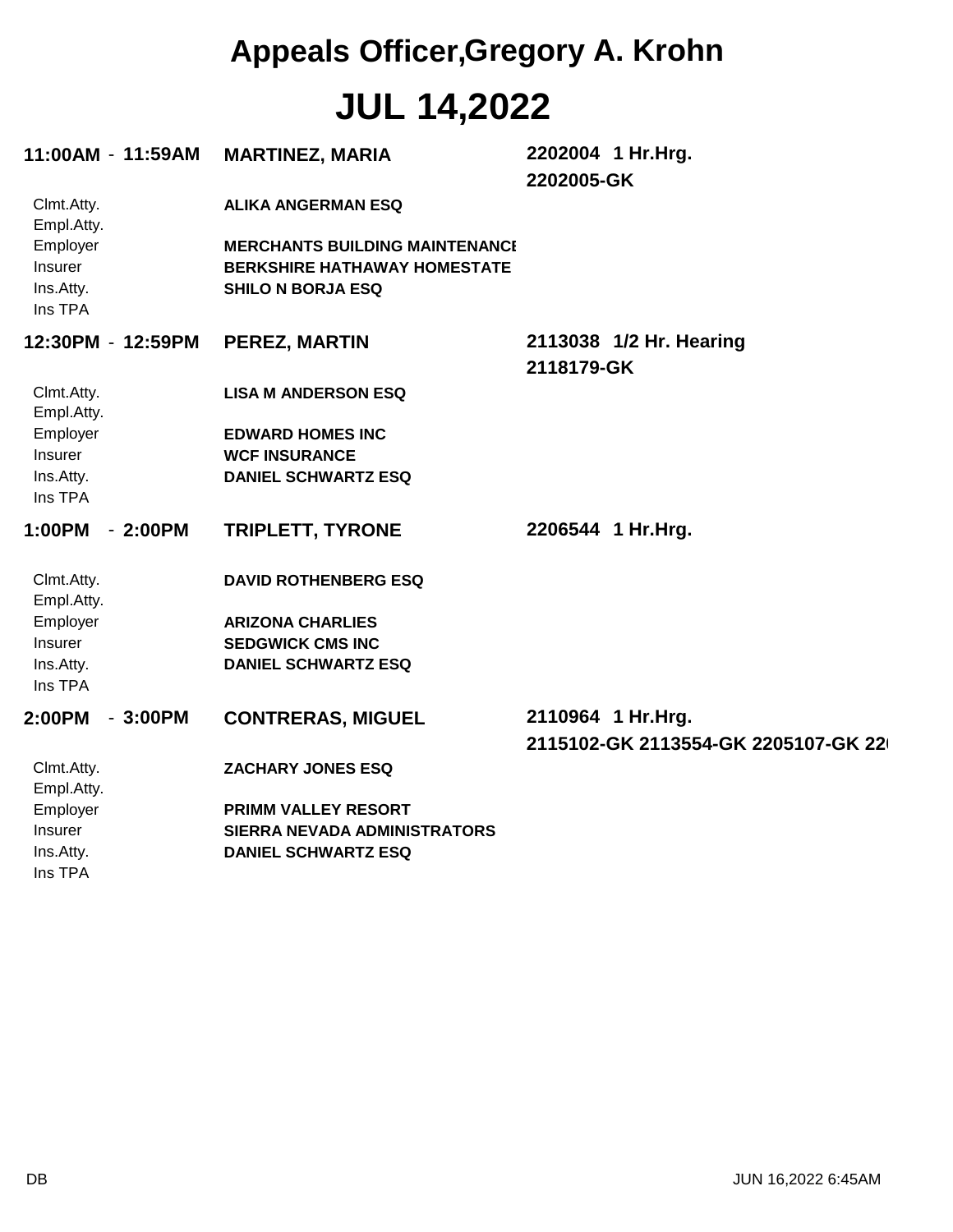# Appeals Officer,Gregory A. Krohn

# JUL 14,2022

**11:00AM - 11:59AM** **MARTINEZ, MARIA** **2202004 1 Hr.Hrg.**
**2202005-GK**

| | |
|---|---|
| Clmt.Atty. | **ALIKA ANGERMAN ESQ** |
| Empl.Atty. | |
| Employer | **MERCHANTS BUILDING MAINTENANCE** |
| Insurer | **BERKSHIRE HATHAWAY HOMESTATE** |
| Ins.Atty. | **SHILO N BORJA ESQ** |
| Ins TPA | |

**12:30PM - 12:59PM** **PEREZ, MARTIN** **2113038 1/2 Hr. Hearing**
**2118179-GK**

| | |
|---|---|
| Clmt.Atty. | **LISA M ANDERSON ESQ** |
| Empl.Atty. | |
| Employer | **EDWARD HOMES INC** |
| Insurer | **WCF INSURANCE** |
| Ins.Atty. | **DANIEL SCHWARTZ ESQ** |
| Ins TPA | |

**1:00PM - 2:00PM** **TRIPLETT, TYRONE** **2206544 1 Hr.Hrg.**

| | |
|---|---|
| Clmt.Atty. | **DAVID ROTHENBERG ESQ** |
| Empl.Atty. | |
| Employer | **ARIZONA CHARLIES** |
| Insurer | **SEDGWICK CMS INC** |
| Ins.Atty. | **DANIEL SCHWARTZ ESQ** |
| Ins TPA | |

**2:00PM - 3:00PM** **CONTRERAS, MIGUEL** **2110964 1 Hr.Hrg.**
**2115102-GK 2113554-GK 2205107-GK 22**

| | |
|---|---|
| Clmt.Atty. | **ZACHARY JONES ESQ** |
| Empl.Atty. | |
| Employer | **PRIMM VALLEY RESORT** |
| Insurer | **SIERRA NEVADA ADMINISTRATORS** |
| Ins.Atty. | **DANIEL SCHWARTZ ESQ** |
| Ins TPA | |

DB JUN 16,2022 6:45AM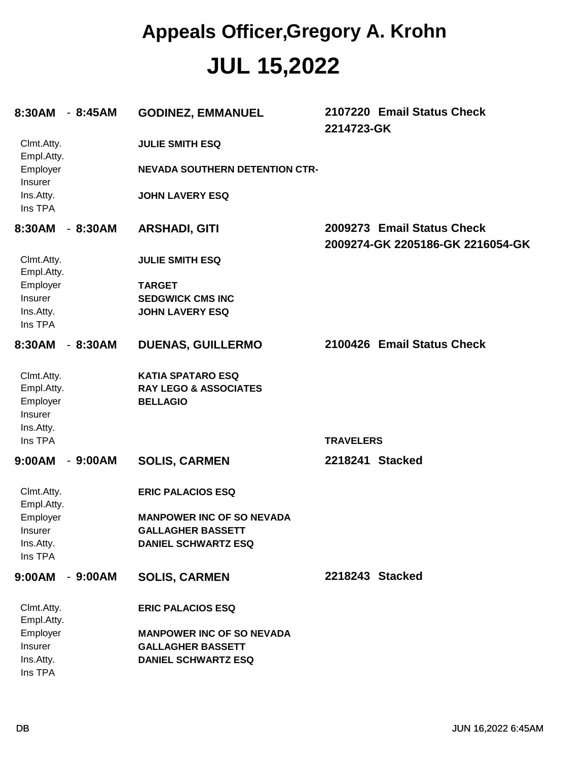# Appeals Officer,Gregory A. Krohn

# JUL 15,2022

**8:30AM - 8:45AM** **GODINEZ, EMMANUEL** **2107220 Email Status Check**
**2214723-GK**

| | |
|---|---|
| Clmt.Atty. | **JULIE SMITH ESQ** |
| Empl.Atty. | |
| Employer | **NEVADA SOUTHERN DETENTION CTR-** |
| Insurer | |
| Ins.Atty. | **JOHN LAVERY ESQ** |
| Ins TPA | |

**8:30AM - 8:30AM** **ARSHADI, GITI** **2009273 Email Status Check**
**2009274-GK 2205186-GK 2216054-GK**

| | |
|---|---|
| Clmt.Atty. | **JULIE SMITH ESQ** |
| Empl.Atty. | |
| Employer | **TARGET** |
| Insurer | **SEDGWICK CMS INC** |
| Ins.Atty. | **JOHN LAVERY ESQ** |
| Ins TPA | |

**8:30AM - 8:30AM** **DUENAS, GUILLERMO** **2100426 Email Status Check**

| | |
|---|---|
| Clmt.Atty. | **KATIA SPATARO ESQ** |
| Empl.Atty. | **RAY LEGO & ASSOCIATES** |
| Employer | **BELLAGIO** |
| Insurer | |
| Ins.Atty. | |
| Ins TPA | **TRAVELERS** |

**9:00AM - 9:00AM** **SOLIS, CARMEN** **2218241 Stacked**

| | |
|---|---|
| Clmt.Atty. | **ERIC PALACIOS ESQ** |
| Empl.Atty. | |
| Employer | **MANPOWER INC OF SO NEVADA** |
| Insurer | **GALLAGHER BASSETT** |
| Ins.Atty. | **DANIEL SCHWARTZ ESQ** |
| Ins TPA | |

**9:00AM - 9:00AM** **SOLIS, CARMEN** **2218243 Stacked**

| | |
|---|---|
| Clmt.Atty. | **ERIC PALACIOS ESQ** |
| Empl.Atty. | |
| Employer | **MANPOWER INC OF SO NEVADA** |
| Insurer | **GALLAGHER BASSETT** |
| Ins.Atty. | **DANIEL SCHWARTZ ESQ** |
| Ins TPA | |

DB JUN 16,2022 6:45AM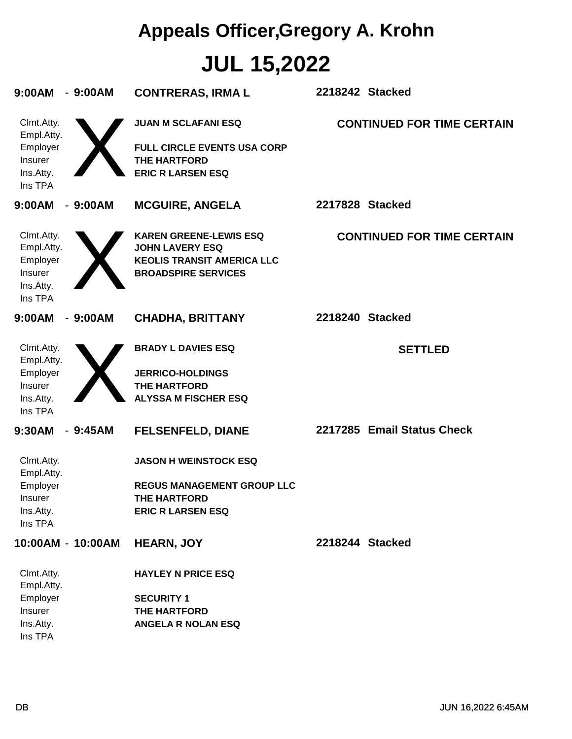# Appeals Officer,Gregory A. Krohn

# JUL 15,2022

**9:00AM - 9:00AM** **CONTRERAS, IRMA L** **2218242 Stacked**

X

| | |
|---|---|
| Clmt.Atty. | **JUAN M SCLAFANI ESQ** |
| Empl.Atty. | |
| Employer | **FULL CIRCLE EVENTS USA CORP** |
| Insurer | **THE HARTFORD** |
| Ins.Atty. | **ERIC R LARSEN ESQ** |
| Ins TPA | |

**CONTINUED FOR TIME CERTAIN**

**9:00AM - 9:00AM** **MCGUIRE, ANGELA** **2217828 Stacked**

X

| | |
|---|---|
| Clmt.Atty. | **KAREN GREENE-LEWIS ESQ** |
| Empl.Atty. | **JOHN LAVERY ESQ** |
| Employer | **KEOLIS TRANSIT AMERICA LLC** |
| Insurer | **BROADSPIRE SERVICES** |
| Ins.Atty. | |
| Ins TPA | |

**CONTINUED FOR TIME CERTAIN**

**9:00AM - 9:00AM** **CHADHA, BRITTANY** **2218240 Stacked**

X

| | |
|---|---|
| Clmt.Atty. | **BRADY L DAVIES ESQ** |
| Empl.Atty. | |
| Employer | **JERRICO-HOLDINGS** |
| Insurer | **THE HARTFORD** |
| Ins.Atty. | **ALYSSA M FISCHER ESQ** |
| Ins TPA | |

**SETTLED**

**9:30AM - 9:45AM** **FELSENFELD, DIANE** **2217285 Email Status Check**

| | |
|---|---|
| Clmt.Atty. | **JASON H WEINSTOCK ESQ** |
| Empl.Atty. | |
| Employer | **REGUS MANAGEMENT GROUP LLC** |
| Insurer | **THE HARTFORD** |
| Ins.Atty. | **ERIC R LARSEN ESQ** |
| Ins TPA | |

**10:00AM - 10:00AM** **HEARN, JOY** **2218244 Stacked**

| | |
|---|---|
| Clmt.Atty. | **HAYLEY N PRICE ESQ** |
| Empl.Atty. | |
| Employer | **SECURITY 1** |
| Insurer | **THE HARTFORD** |
| Ins.Atty. | **ANGELA R NOLAN ESQ** |
| Ins TPA | |

DB JUN 16,2022 6:45AM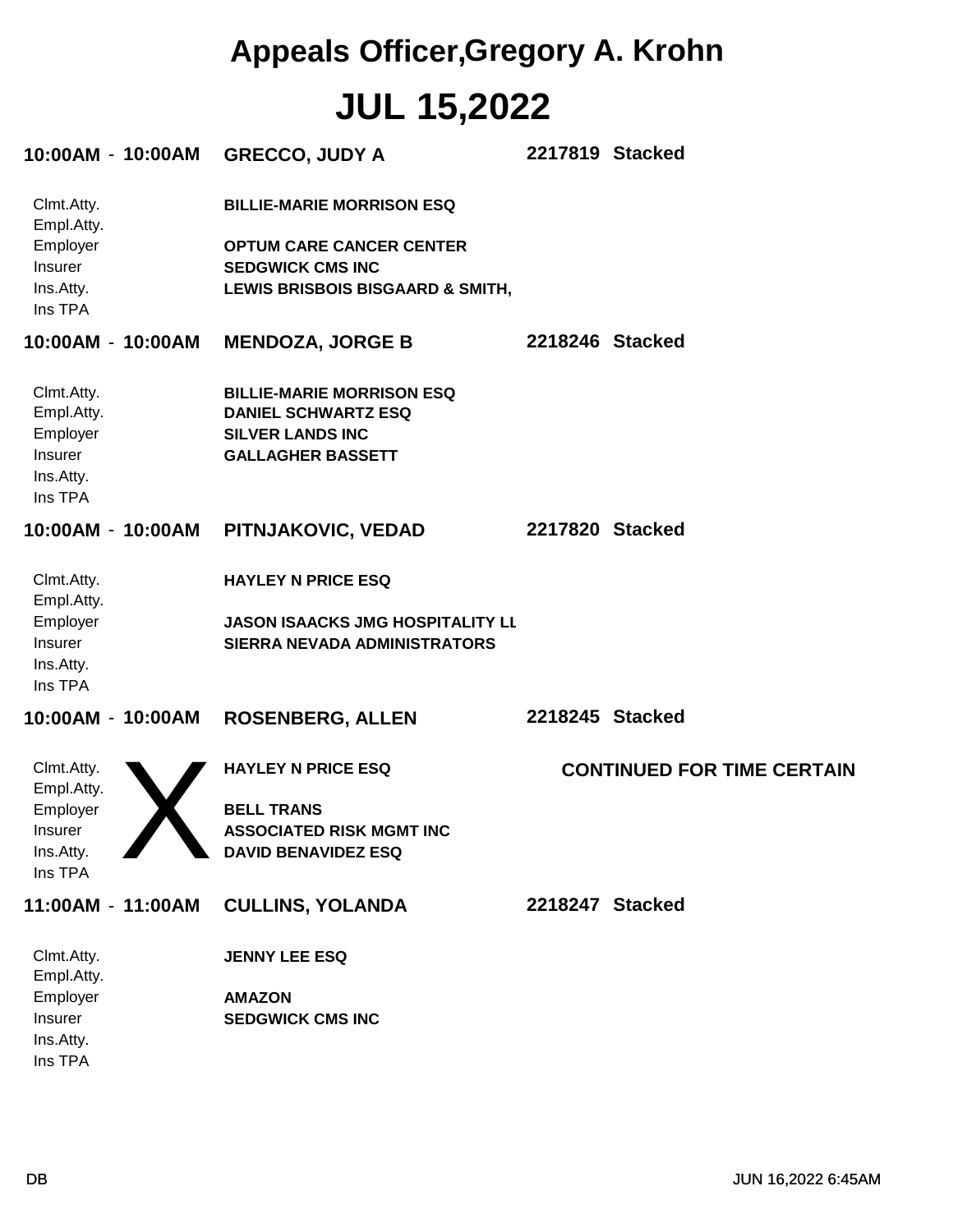# Appeals Officer,Gregory A. Krohn

# JUL 15,2022

**10:00AM - 10:00AM** **GRECCO, JUDY A** **2217819 Stacked**

| | |
|---|---|
| Clmt.Atty. | **BILLIE-MARIE MORRISON ESQ** |
| Empl.Atty. | |
| Employer | **OPTUM CARE CANCER CENTER** |
| Insurer | **SEDGWICK CMS INC** |
| Ins.Atty. | **LEWIS BRISBOIS BISGAARD & SMITH,** |
| Ins TPA | |

**10:00AM - 10:00AM** **MENDOZA, JORGE B** **2218246 Stacked**

| | |
|---|---|
| Clmt.Atty. | **BILLIE-MARIE MORRISON ESQ** |
| Empl.Atty. | **DANIEL SCHWARTZ ESQ** |
| Employer | **SILVER LANDS INC** |
| Insurer | **GALLAGHER BASSETT** |
| Ins.Atty. | |
| Ins TPA | |

**10:00AM - 10:00AM** **PITNJAKOVIC, VEDAD** **2217820 Stacked**

| | |
|---|---|
| Clmt.Atty. | **HAYLEY N PRICE ESQ** |
| Empl.Atty. | |
| Employer | **JASON ISAACKS JMG HOSPITALITY LL** |
| Insurer | **SIERRA NEVADA ADMINISTRATORS** |
| Ins.Atty. | |
| Ins TPA | |

**10:00AM - 10:00AM** **ROSENBERG, ALLEN** **2218245 Stacked**

X **CONTINUED FOR TIME CERTAIN**

| | |
|---|---|
| Clmt.Atty. | **HAYLEY N PRICE ESQ** |
| Empl.Atty. | |
| Employer | **BELL TRANS** |
| Insurer | **ASSOCIATED RISK MGMT INC** |
| Ins.Atty. | **DAVID BENAVIDEZ ESQ** |
| Ins TPA | |

**11:00AM - 11:00AM** **CULLINS, YOLANDA** **2218247 Stacked**

| | |
|---|---|
| Clmt.Atty. | **JENNY LEE ESQ** |
| Empl.Atty. | |
| Employer | **AMAZON** |
| Insurer | **SEDGWICK CMS INC** |
| Ins.Atty. | |
| Ins TPA | |

DB JUN 16,2022 6:45AM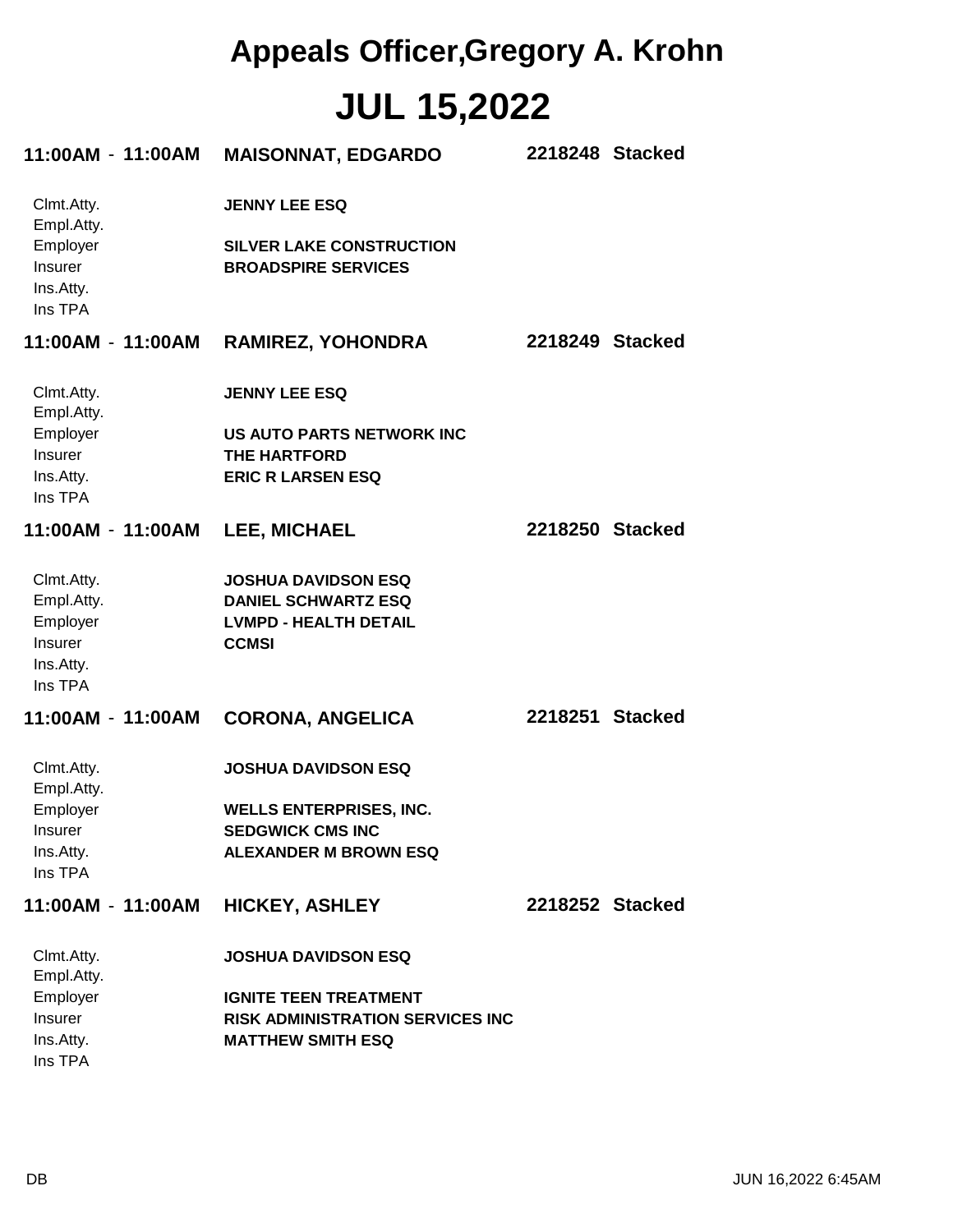# Appeals Officer,Gregory A. Krohn

# JUL 15,2022

**11:00AM - 11:00AM** **MAISONNAT, EDGARDO** **2218248 Stacked**

| | |
|---|---|
| Clmt.Atty. | **JENNY LEE ESQ** |
| Empl.Atty. | |
| Employer | **SILVER LAKE CONSTRUCTION** |
| Insurer | **BROADSPIRE SERVICES** |
| Ins.Atty. | |
| Ins TPA | |

**11:00AM - 11:00AM** **RAMIREZ, YOHONDRA** **2218249 Stacked**

| | |
|---|---|
| Clmt.Atty. | **JENNY LEE ESQ** |
| Empl.Atty. | |
| Employer | **US AUTO PARTS NETWORK INC** |
| Insurer | **THE HARTFORD** |
| Ins.Atty. | **ERIC R LARSEN ESQ** |
| Ins TPA | |

**11:00AM - 11:00AM** **LEE, MICHAEL** **2218250 Stacked**

| | |
|---|---|
| Clmt.Atty. | **JOSHUA DAVIDSON ESQ** |
| Empl.Atty. | **DANIEL SCHWARTZ ESQ** |
| Employer | **LVMPD - HEALTH DETAIL** |
| Insurer | **CCMSI** |
| Ins.Atty. | |
| Ins TPA | |

**11:00AM - 11:00AM** **CORONA, ANGELICA** **2218251 Stacked**

| | |
|---|---|
| Clmt.Atty. | **JOSHUA DAVIDSON ESQ** |
| Empl.Atty. | |
| Employer | **WELLS ENTERPRISES, INC.** |
| Insurer | **SEDGWICK CMS INC** |
| Ins.Atty. | **ALEXANDER M BROWN ESQ** |
| Ins TPA | |

**11:00AM - 11:00AM** **HICKEY, ASHLEY** **2218252 Stacked**

| | |
|---|---|
| Clmt.Atty. | **JOSHUA DAVIDSON ESQ** |
| Empl.Atty. | |
| Employer | **IGNITE TEEN TREATMENT** |
| Insurer | **RISK ADMINISTRATION SERVICES INC** |
| Ins.Atty. | **MATTHEW SMITH ESQ** |
| Ins TPA | |

DB JUN 16,2022 6:45AM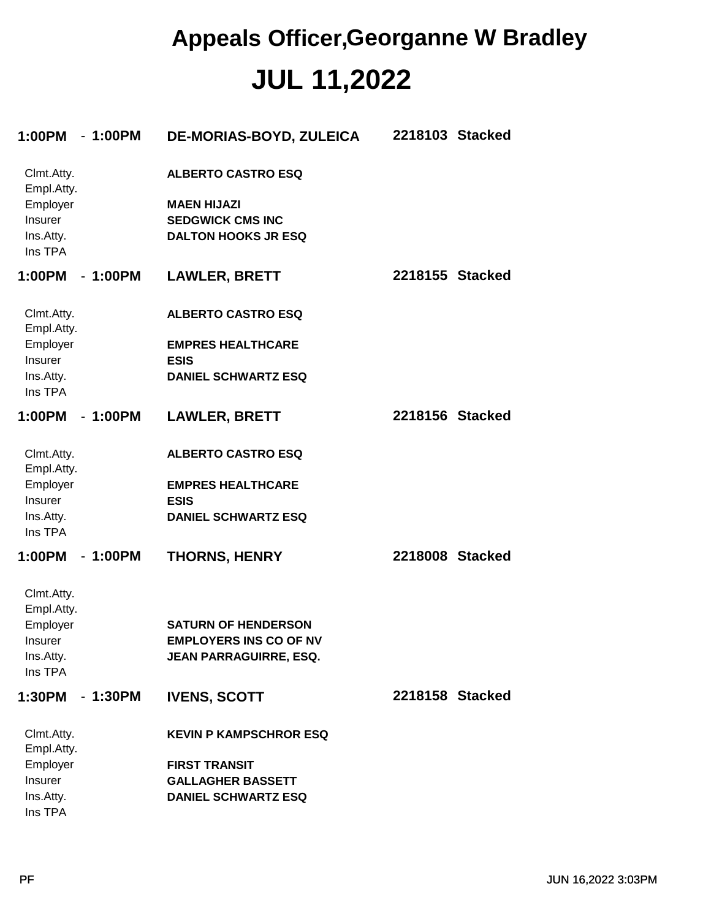# Appeals Officer,Georganne W Bradley

# JUL 11,2022

**1:00PM - 1:00PM** **DE-MORIAS-BOYD, ZULEICA** **2218103 Stacked**

| | |
|---|---|
| Clmt.Atty. | **ALBERTO CASTRO ESQ** |
| Empl.Atty. | |
| Employer | **MAEN HIJAZI** |
| Insurer | **SEDGWICK CMS INC** |
| Ins.Atty. | **DALTON HOOKS JR ESQ** |
| Ins TPA | |

**1:00PM - 1:00PM** **LAWLER, BRETT** **2218155 Stacked**

| | |
|---|---|
| Clmt.Atty. | **ALBERTO CASTRO ESQ** |
| Empl.Atty. | |
| Employer | **EMPRES HEALTHCARE** |
| Insurer | **ESIS** |
| Ins.Atty. | **DANIEL SCHWARTZ ESQ** |
| Ins TPA | |

**1:00PM - 1:00PM** **LAWLER, BRETT** **2218156 Stacked**

| | |
|---|---|
| Clmt.Atty. | **ALBERTO CASTRO ESQ** |
| Empl.Atty. | |
| Employer | **EMPRES HEALTHCARE** |
| Insurer | **ESIS** |
| Ins.Atty. | **DANIEL SCHWARTZ ESQ** |
| Ins TPA | |

**1:00PM - 1:00PM** **THORNS, HENRY** **2218008 Stacked**

| | |
|---|---|
| Clmt.Atty. | |
| Empl.Atty. | |
| Employer | **SATURN OF HENDERSON** |
| Insurer | **EMPLOYERS INS CO OF NV** |
| Ins.Atty. | **JEAN PARRAGUIRRE, ESQ.** |
| Ins TPA | |

**1:30PM - 1:30PM** **IVENS, SCOTT** **2218158 Stacked**

| | |
|---|---|
| Clmt.Atty. | **KEVIN P KAMPSCHROR ESQ** |
| Empl.Atty. | |
| Employer | **FIRST TRANSIT** |
| Insurer | **GALLAGHER BASSETT** |
| Ins.Atty. | **DANIEL SCHWARTZ ESQ** |
| Ins TPA | |

PF JUN 16,2022 3:03PM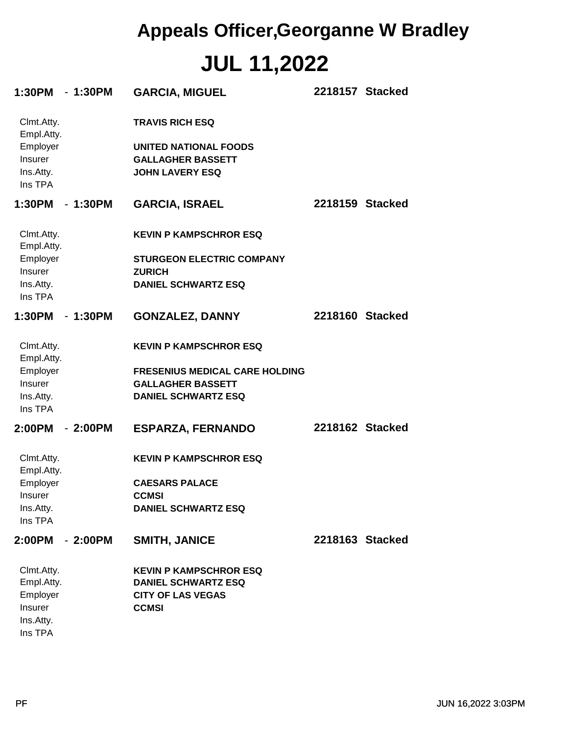# Appeals Officer,Georganne W Bradley

# JUL 11,2022

**1:30PM - 1:30PM** **GARCIA, MIGUEL** **2218157 Stacked**

Clmt.Atty. **TRAVIS RICH ESQ**
Empl.Atty.
Employer **UNITED NATIONAL FOODS**
Insurer **GALLAGHER BASSETT**
Ins.Atty. **JOHN LAVERY ESQ**
Ins TPA

**1:30PM - 1:30PM** **GARCIA, ISRAEL** **2218159 Stacked**

Clmt.Atty. **KEVIN P KAMPSCHROR ESQ**
Empl.Atty.
Employer **STURGEON ELECTRIC COMPANY**
Insurer **ZURICH**
Ins.Atty. **DANIEL SCHWARTZ ESQ**
Ins TPA

**1:30PM - 1:30PM** **GONZALEZ, DANNY** **2218160 Stacked**

Clmt.Atty. **KEVIN P KAMPSCHROR ESQ**
Empl.Atty.
Employer **FRESENIUS MEDICAL CARE HOLDING**
Insurer **GALLAGHER BASSETT**
Ins.Atty. **DANIEL SCHWARTZ ESQ**
Ins TPA

**2:00PM - 2:00PM** **ESPARZA, FERNANDO** **2218162 Stacked**

Clmt.Atty. **KEVIN P KAMPSCHROR ESQ**
Empl.Atty.
Employer **CAESARS PALACE**
Insurer **CCMSI**
Ins.Atty. **DANIEL SCHWARTZ ESQ**
Ins TPA

**2:00PM - 2:00PM** **SMITH, JANICE** **2218163 Stacked**

Clmt.Atty. **KEVIN P KAMPSCHROR ESQ**
Empl.Atty. **DANIEL SCHWARTZ ESQ**
Employer **CITY OF LAS VEGAS**
Insurer **CCMSI**
Ins.Atty.
Ins TPA

PF JUN 16,2022 3:03PM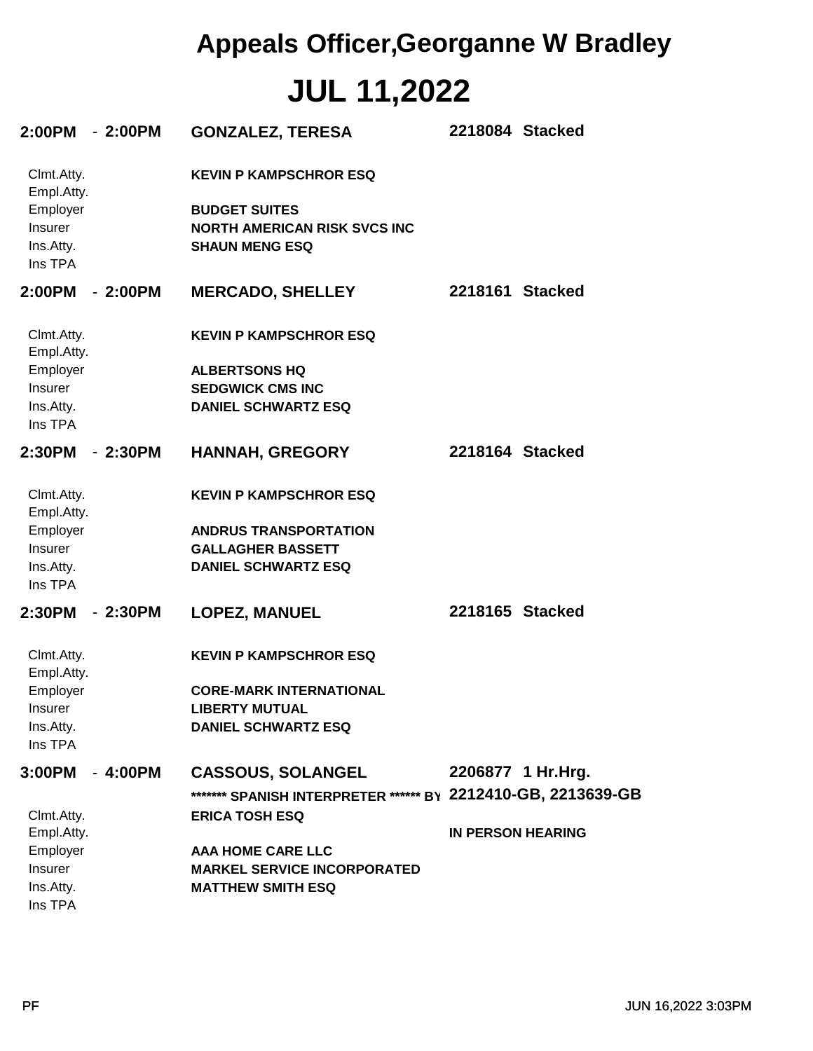# Appeals Officer,Georganne W Bradley

# JUL 11,2022

**2:00PM - 2:00PM** **GONZALEZ, TERESA** **2218084 Stacked**

| | |
|---|---|
| Clmt.Atty. | **KEVIN P KAMPSCHROR ESQ** |
| Empl.Atty. | |
| Employer | **BUDGET SUITES** |
| Insurer | **NORTH AMERICAN RISK SVCS INC** |
| Ins.Atty. | **SHAUN MENG ESQ** |
| Ins TPA | |

**2:00PM - 2:00PM** **MERCADO, SHELLEY** **2218161 Stacked**

| | |
|---|---|
| Clmt.Atty. | **KEVIN P KAMPSCHROR ESQ** |
| Empl.Atty. | |
| Employer | **ALBERTSONS HQ** |
| Insurer | **SEDGWICK CMS INC** |
| Ins.Atty. | **DANIEL SCHWARTZ ESQ** |
| Ins TPA | |

**2:30PM - 2:30PM** **HANNAH, GREGORY** **2218164 Stacked**

| | |
|---|---|
| Clmt.Atty. | **KEVIN P KAMPSCHROR ESQ** |
| Empl.Atty. | |
| Employer | **ANDRUS TRANSPORTATION** |
| Insurer | **GALLAGHER BASSETT** |
| Ins.Atty. | **DANIEL SCHWARTZ ESQ** |
| Ins TPA | |

**2:30PM - 2:30PM** **LOPEZ, MANUEL** **2218165 Stacked**

| | |
|---|---|
| Clmt.Atty. | **KEVIN P KAMPSCHROR ESQ** |
| Empl.Atty. | |
| Employer | **CORE-MARK INTERNATIONAL** |
| Insurer | **LIBERTY MUTUAL** |
| Ins.Atty. | **DANIEL SCHWARTZ ESQ** |
| Ins TPA | |

**3:00PM - 4:00PM** **CASSOUS, SOLANGEL** **2206877 1 Hr.Hrg.**

**\*\*\*\*\*\*\* SPANISH INTERPRETER \*\*\*\*\*\* BY** **2212410-GB, 2213639-GB**

**IN PERSON HEARING**

| | |
|---|---|
| Clmt.Atty. | **ERICA TOSH ESQ** |
| Empl.Atty. | |
| Employer | **AAA HOME CARE LLC** |
| Insurer | **MARKEL SERVICE INCORPORATED** |
| Ins.Atty. | **MATTHEW SMITH ESQ** |
| Ins TPA | |

PF JUN 16,2022 3:03PM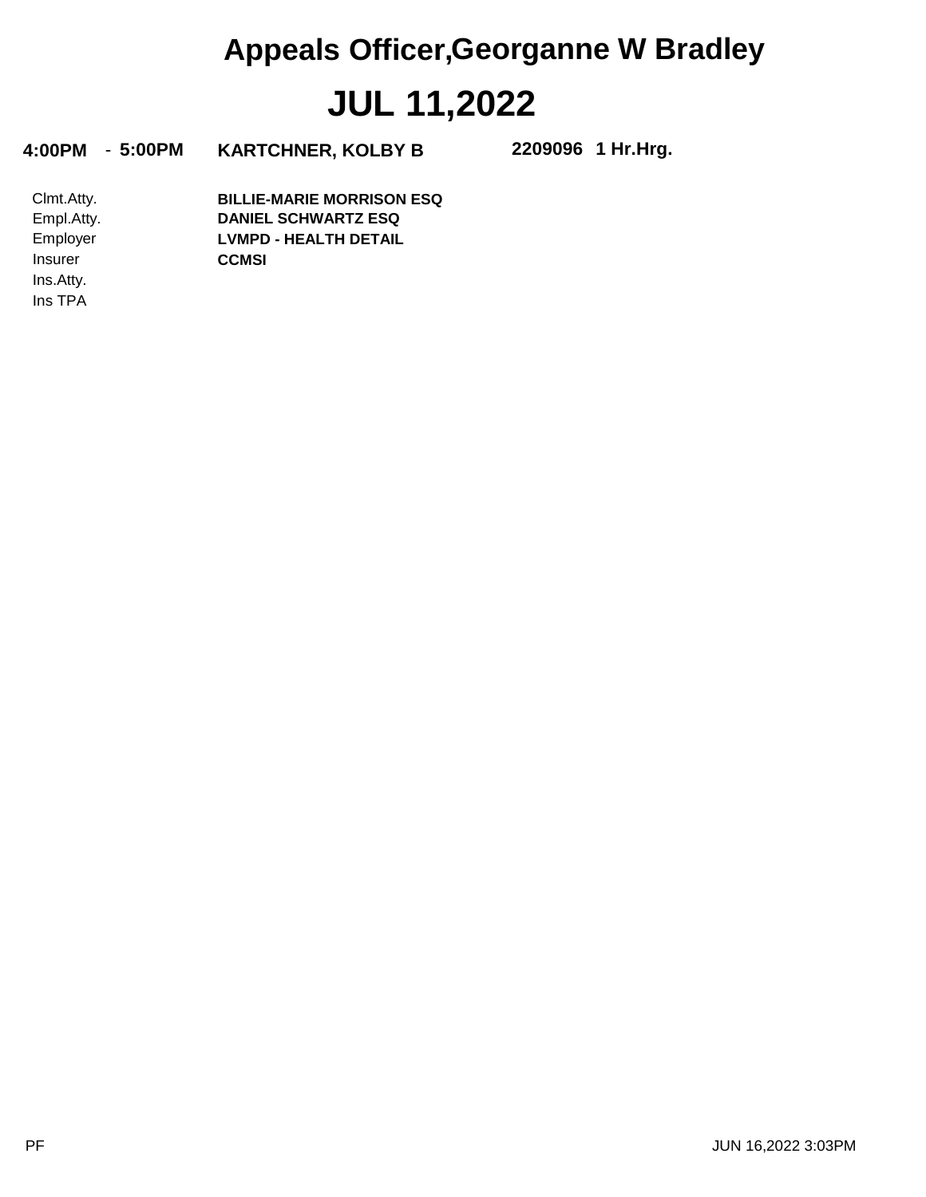# Appeals Officer,Georganne W Bradley

# JUL 11,2022

**4:00PM - 5:00PM** **KARTCHNER, KOLBY B** **2209096 1 Hr.Hrg.**

| | |
|---|---|
| Clmt.Atty. | **BILLIE-MARIE MORRISON ESQ** |
| Empl.Atty. | **DANIEL SCHWARTZ ESQ** |
| Employer | **LVMPD - HEALTH DETAIL** |
| Insurer | **CCMSI** |
| Ins.Atty. | |
| Ins TPA | |

PF JUN 16,2022 3:03PM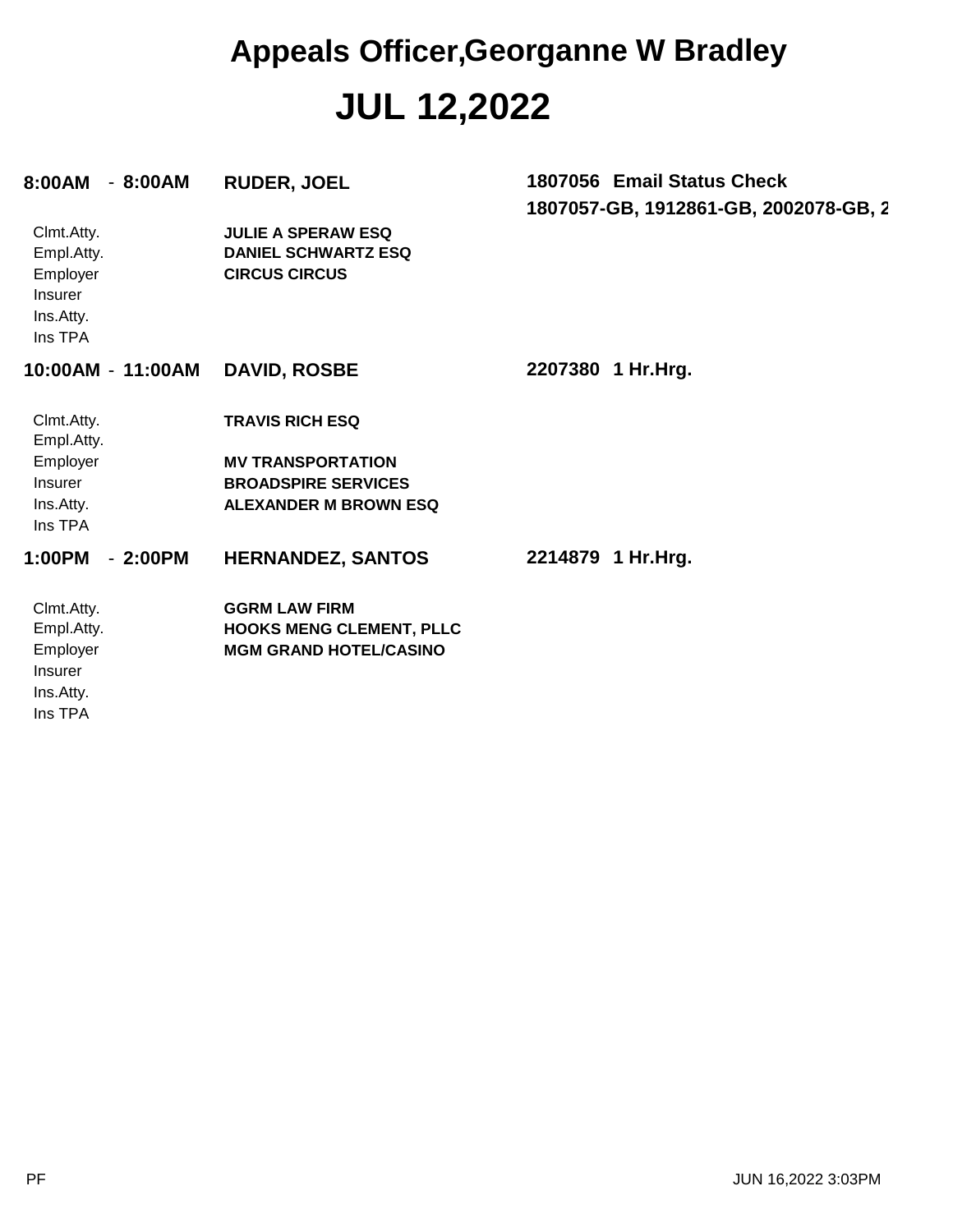# Appeals Officer,Georganne W Bradley

# JUL 12,2022

**8:00AM - 8:00AM** **RUDER, JOEL** **1807056 Email Status Check**
**1807057-GB, 1912861-GB, 2002078-GB, 2**

| | |
|---|---|
| Clmt.Atty. | **JULIE A SPERAW ESQ** |
| Empl.Atty. | **DANIEL SCHWARTZ ESQ** |
| Employer | **CIRCUS CIRCUS** |
| Insurer | |
| Ins.Atty. | |
| Ins TPA | |

**10:00AM - 11:00AM** **DAVID, ROSBE** **2207380 1 Hr.Hrg.**

| | |
|---|---|
| Clmt.Atty. | **TRAVIS RICH ESQ** |
| Empl.Atty. | |
| Employer | **MV TRANSPORTATION** |
| Insurer | **BROADSPIRE SERVICES** |
| Ins.Atty. | **ALEXANDER M BROWN ESQ** |
| Ins TPA | |

**1:00PM - 2:00PM** **HERNANDEZ, SANTOS** **2214879 1 Hr.Hrg.**

| | |
|---|---|
| Clmt.Atty. | **GGRM LAW FIRM** |
| Empl.Atty. | **HOOKS MENG CLEMENT, PLLC** |
| Employer | **MGM GRAND HOTEL/CASINO** |
| Insurer | |
| Ins.Atty. | |
| Ins TPA | |

PF JUN 16,2022 3:03PM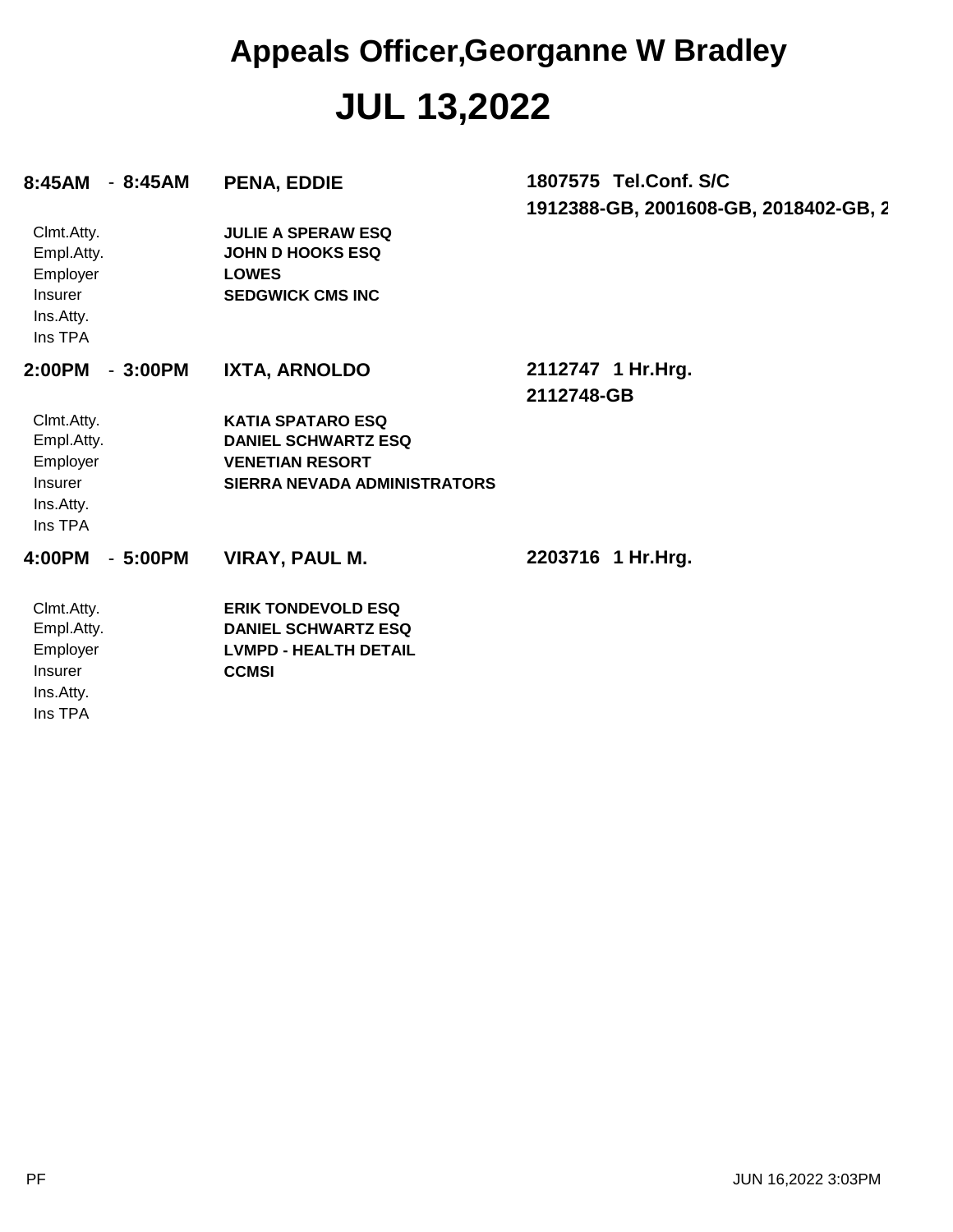# Appeals Officer,Georganne W Bradley

# JUL 13,2022

**8:45AM - 8:45AM** **PENA, EDDIE** **1807575 Tel.Conf. S/C**
**1912388-GB, 2001608-GB, 2018402-GB, 2**

| | |
|---|---|
| Clmt.Atty. | **JULIE A SPERAW ESQ** |
| Empl.Atty. | **JOHN D HOOKS ESQ** |
| Employer | **LOWES** |
| Insurer | **SEDGWICK CMS INC** |
| Ins.Atty. | |
| Ins TPA | |

**2:00PM - 3:00PM** **IXTA, ARNOLDO** **2112747 1 Hr.Hrg.**
**2112748-GB**

| | |
|---|---|
| Clmt.Atty. | **KATIA SPATARO ESQ** |
| Empl.Atty. | **DANIEL SCHWARTZ ESQ** |
| Employer | **VENETIAN RESORT** |
| Insurer | **SIERRA NEVADA ADMINISTRATORS** |
| Ins.Atty. | |
| Ins TPA | |

**4:00PM - 5:00PM** **VIRAY, PAUL M.** **2203716 1 Hr.Hrg.**

| | |
|---|---|
| Clmt.Atty. | **ERIK TONDEVOLD ESQ** |
| Empl.Atty. | **DANIEL SCHWARTZ ESQ** |
| Employer | **LVMPD - HEALTH DETAIL** |
| Insurer | **CCMSI** |
| Ins.Atty. | |
| Ins TPA | |

PF JUN 16,2022 3:03PM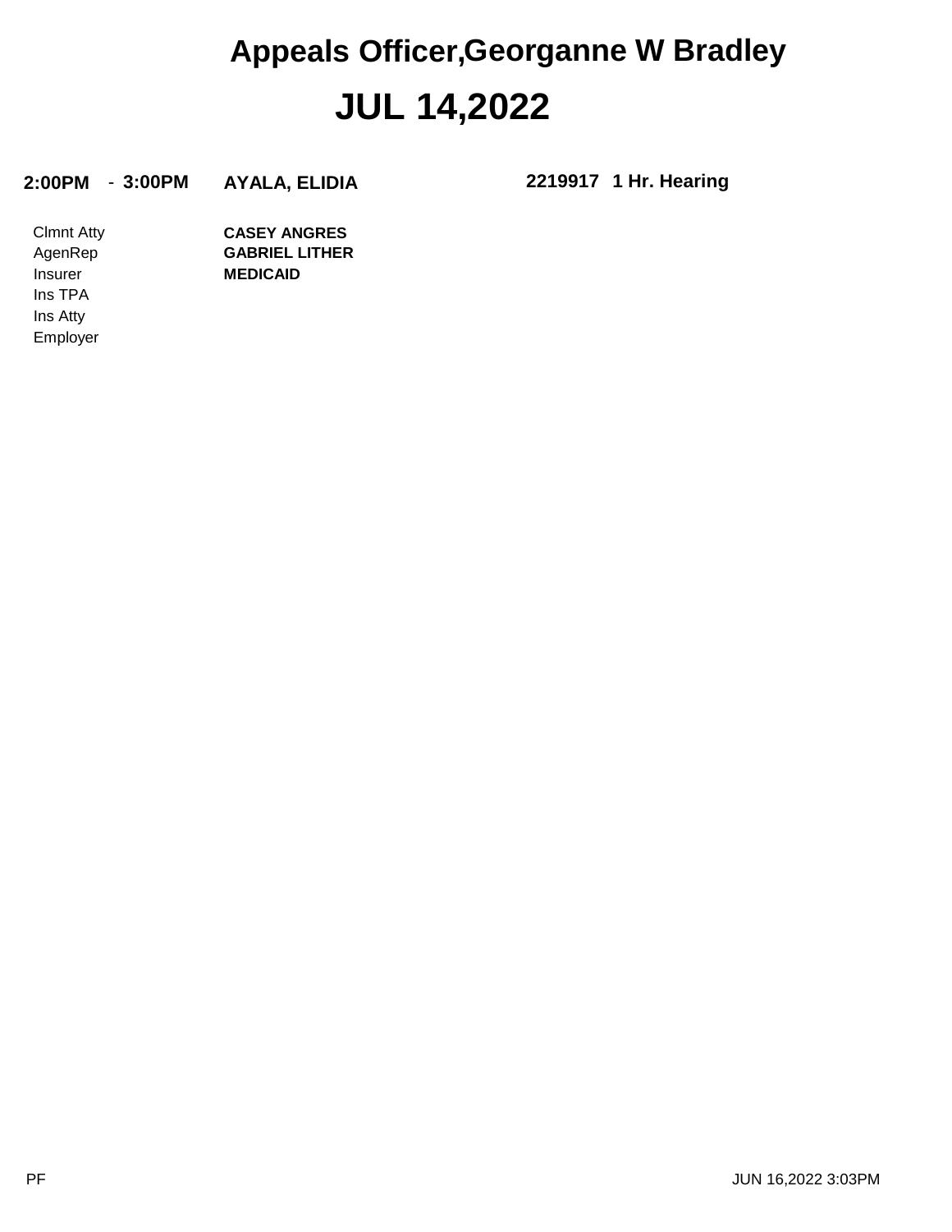# Appeals Officer,Georganne W Bradley

## JUL 14,2022

**2:00PM** - **3:00PM** **AYALA, ELIDIA** **2219917** **1 Hr. Hearing**

| | |
|---|---|
| Clmnt Atty | **CASEY ANGRES** |
| AgenRep | **GABRIEL LITHER** |
| Insurer | **MEDICAID** |
| Ins TPA | |
| Ins Atty | |
| Employer | |

PF

JUN 16,2022 3:03PM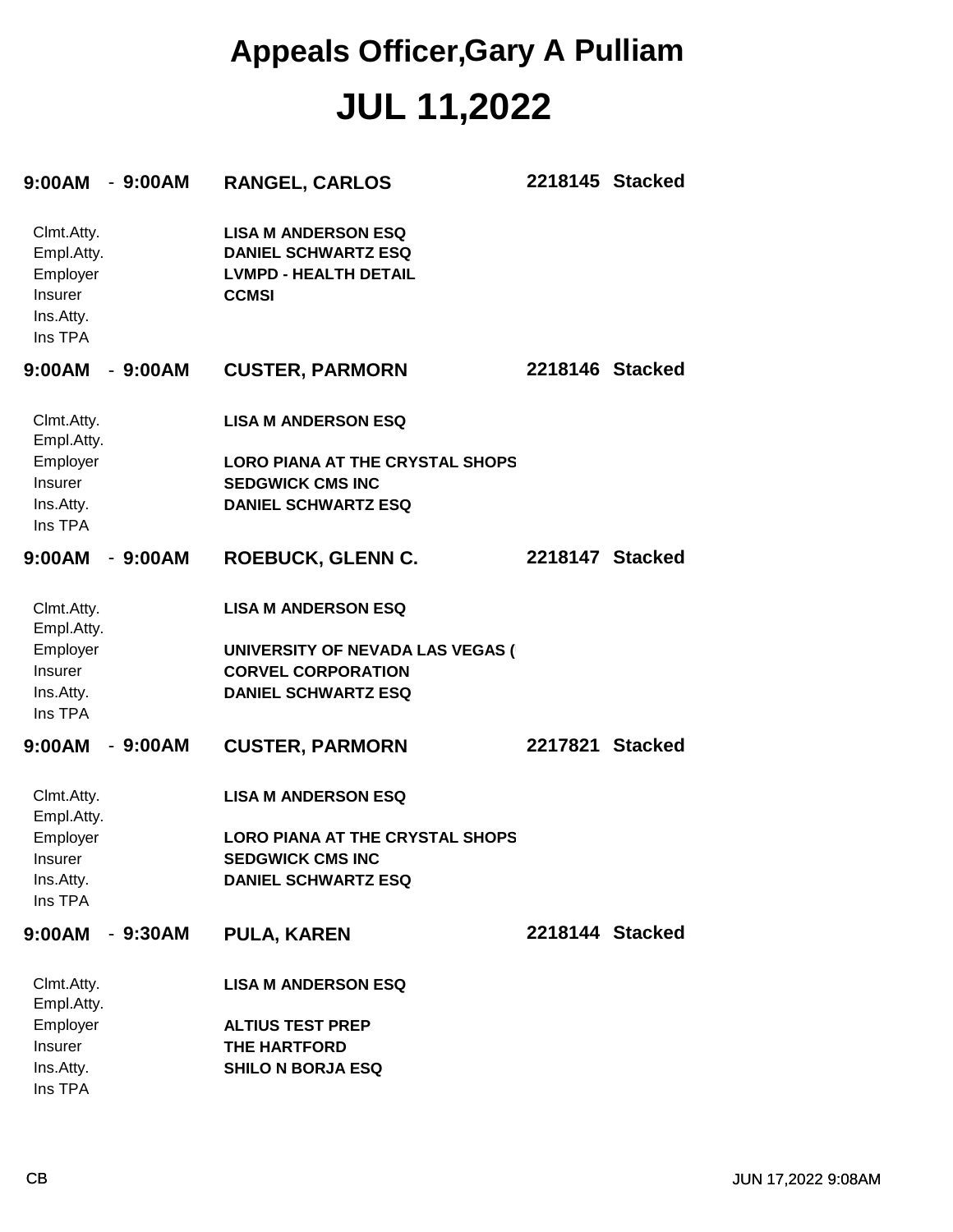# Appeals Officer,Gary A Pulliam

# JUL 11,2022

**9:00AM - 9:00AM** **RANGEL, CARLOS** **2218145 Stacked**

| | |
|---|---|
| Clmt.Atty. | **LISA M ANDERSON ESQ** |
| Empl.Atty. | **DANIEL SCHWARTZ ESQ** |
| Employer | **LVMPD - HEALTH DETAIL** |
| Insurer | **CCMSI** |
| Ins.Atty. | |
| Ins TPA | |

**9:00AM - 9:00AM** **CUSTER, PARMORN** **2218146 Stacked**

| | |
|---|---|
| Clmt.Atty. | **LISA M ANDERSON ESQ** |
| Empl.Atty. | |
| Employer | **LORO PIANA AT THE CRYSTAL SHOPS** |
| Insurer | **SEDGWICK CMS INC** |
| Ins.Atty. | **DANIEL SCHWARTZ ESQ** |
| Ins TPA | |

**9:00AM - 9:00AM** **ROEBUCK, GLENN C.** **2218147 Stacked**

| | |
|---|---|
| Clmt.Atty. | **LISA M ANDERSON ESQ** |
| Empl.Atty. | |
| Employer | **UNIVERSITY OF NEVADA LAS VEGAS (** |
| Insurer | **CORVEL CORPORATION** |
| Ins.Atty. | **DANIEL SCHWARTZ ESQ** |
| Ins TPA | |

**9:00AM - 9:00AM** **CUSTER, PARMORN** **2217821 Stacked**

| | |
|---|---|
| Clmt.Atty. | **LISA M ANDERSON ESQ** |
| Empl.Atty. | |
| Employer | **LORO PIANA AT THE CRYSTAL SHOPS** |
| Insurer | **SEDGWICK CMS INC** |
| Ins.Atty. | **DANIEL SCHWARTZ ESQ** |
| Ins TPA | |

**9:00AM - 9:30AM** **PULA, KAREN** **2218144 Stacked**

| | |
|---|---|
| Clmt.Atty. | **LISA M ANDERSON ESQ** |
| Empl.Atty. | |
| Employer | **ALTIUS TEST PREP** |
| Insurer | **THE HARTFORD** |
| Ins.Atty. | **SHILO N BORJA ESQ** |
| Ins TPA | |

CB JUN 17,2022 9:08AM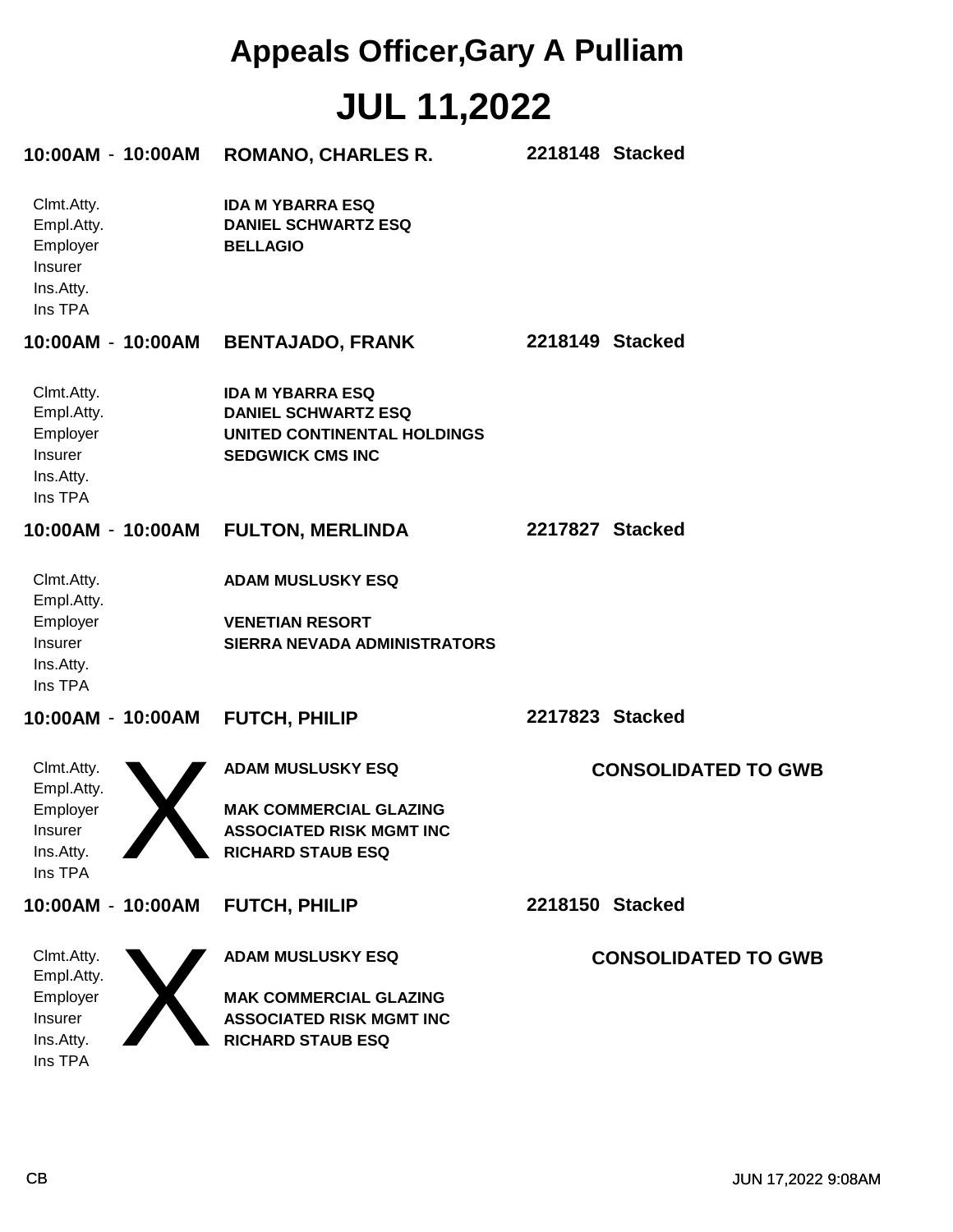# Appeals Officer,Gary A Pulliam

# JUL 11,2022

**10:00AM - 10:00AM** **ROMANO, CHARLES R.** **2218148 Stacked**

| | |
|---|---|
| Clmt.Atty. | **IDA M YBARRA ESQ** |
| Empl.Atty. | **DANIEL SCHWARTZ ESQ** |
| Employer | **BELLAGIO** |
| Insurer | |
| Ins.Atty. | |
| Ins TPA | |

**10:00AM - 10:00AM** **BENTAJADO, FRANK** **2218149 Stacked**

| | |
|---|---|
| Clmt.Atty. | **IDA M YBARRA ESQ** |
| Empl.Atty. | **DANIEL SCHWARTZ ESQ** |
| Employer | **UNITED CONTINENTAL HOLDINGS** |
| Insurer | **SEDGWICK CMS INC** |
| Ins.Atty. | |
| Ins TPA | |

**10:00AM - 10:00AM** **FULTON, MERLINDA** **2217827 Stacked**

| | |
|---|---|
| Clmt.Atty. | **ADAM MUSLUSKY ESQ** |
| Empl.Atty. | |
| Employer | **VENETIAN RESORT** |
| Insurer | **SIERRA NEVADA ADMINISTRATORS** |
| Ins.Atty. | |
| Ins TPA | |

**10:00AM - 10:00AM** **FUTCH, PHILIP** **2217823 Stacked**

X **CONSOLIDATED TO GWB**

| | |
|---|---|
| Clmt.Atty. | **ADAM MUSLUSKY ESQ** |
| Empl.Atty. | |
| Employer | **MAK COMMERCIAL GLAZING** |
| Insurer | **ASSOCIATED RISK MGMT INC** |
| Ins.Atty. | **RICHARD STAUB ESQ** |
| Ins TPA | |

**10:00AM - 10:00AM** **FUTCH, PHILIP** **2218150 Stacked**

X **CONSOLIDATED TO GWB**

| | |
|---|---|
| Clmt.Atty. | **ADAM MUSLUSKY ESQ** |
| Empl.Atty. | |
| Employer | **MAK COMMERCIAL GLAZING** |
| Insurer | **ASSOCIATED RISK MGMT INC** |
| Ins.Atty. | **RICHARD STAUB ESQ** |
| Ins TPA | |

CB JUN 17,2022 9:08AM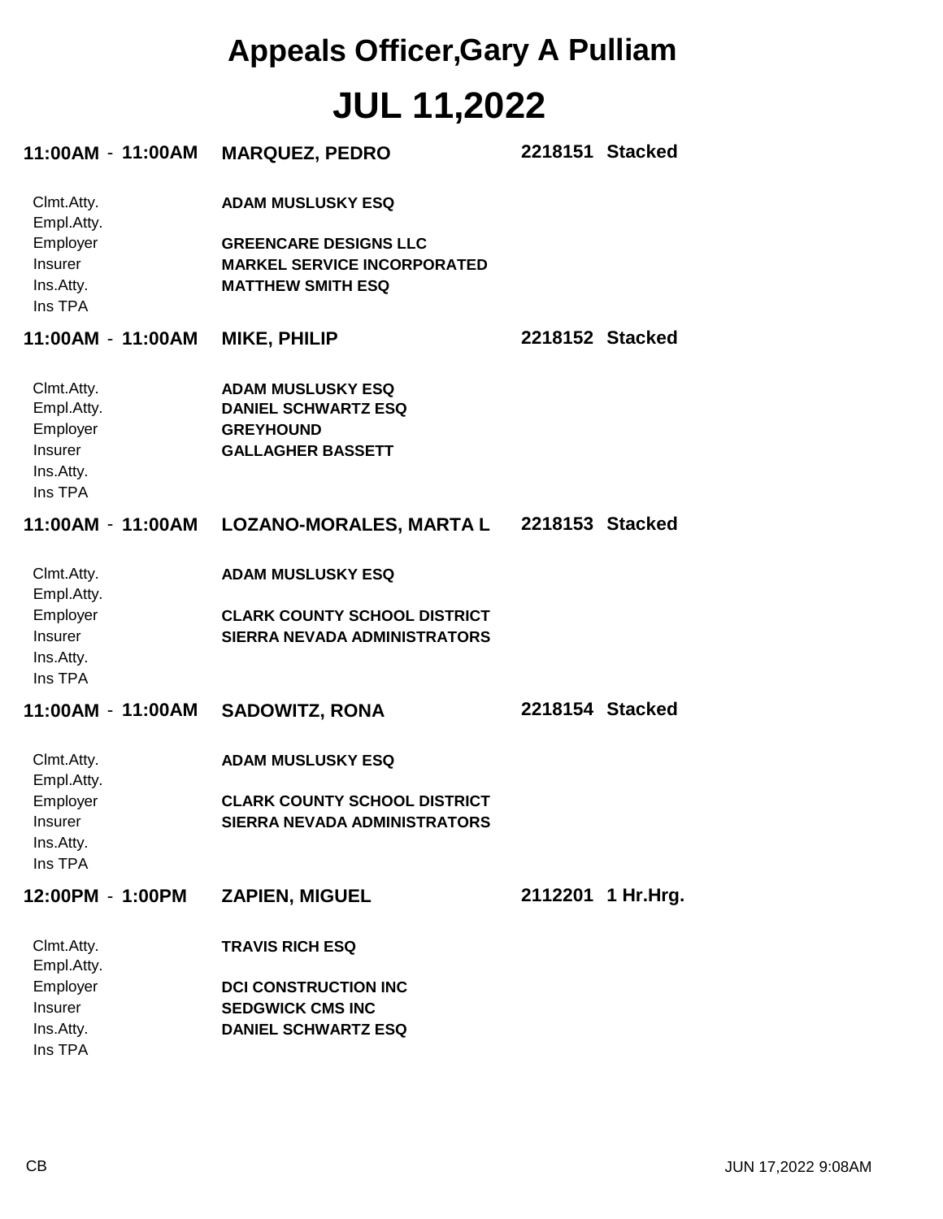# Appeals Officer,Gary A Pulliam

# JUL 11,2022

**11:00AM - 11:00AM** **MARQUEZ, PEDRO** **2218151 Stacked**

| | |
|---|---|
| Clmt.Atty. | **ADAM MUSLUSKY ESQ** |
| Empl.Atty. | |
| Employer | **GREENCARE DESIGNS LLC** |
| Insurer | **MARKEL SERVICE INCORPORATED** |
| Ins.Atty. | **MATTHEW SMITH ESQ** |
| Ins TPA | |

**11:00AM - 11:00AM** **MIKE, PHILIP** **2218152 Stacked**

| | |
|---|---|
| Clmt.Atty. | **ADAM MUSLUSKY ESQ** |
| Empl.Atty. | **DANIEL SCHWARTZ ESQ** |
| Employer | **GREYHOUND** |
| Insurer | **GALLAGHER BASSETT** |
| Ins.Atty. | |
| Ins TPA | |

**11:00AM - 11:00AM** **LOZANO-MORALES, MARTA L** **2218153 Stacked**

| | |
|---|---|
| Clmt.Atty. | **ADAM MUSLUSKY ESQ** |
| Empl.Atty. | |
| Employer | **CLARK COUNTY SCHOOL DISTRICT** |
| Insurer | **SIERRA NEVADA ADMINISTRATORS** |
| Ins.Atty. | |
| Ins TPA | |

**11:00AM - 11:00AM** **SADOWITZ, RONA** **2218154 Stacked**

| | |
|---|---|
| Clmt.Atty. | **ADAM MUSLUSKY ESQ** |
| Empl.Atty. | |
| Employer | **CLARK COUNTY SCHOOL DISTRICT** |
| Insurer | **SIERRA NEVADA ADMINISTRATORS** |
| Ins.Atty. | |
| Ins TPA | |

**12:00PM - 1:00PM** **ZAPIEN, MIGUEL** **2112201 1 Hr.Hrg.**

| | |
|---|---|
| Clmt.Atty. | **TRAVIS RICH ESQ** |
| Empl.Atty. | |
| Employer | **DCI CONSTRUCTION INC** |
| Insurer | **SEDGWICK CMS INC** |
| Ins.Atty. | **DANIEL SCHWARTZ ESQ** |
| Ins TPA | |

CB JUN 17,2022 9:08AM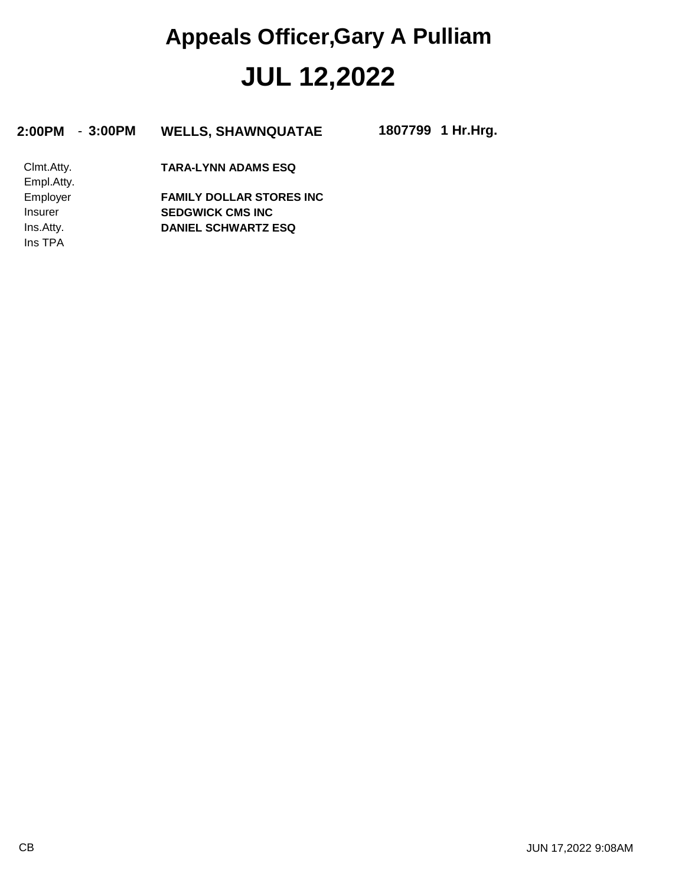# Appeals Officer,Gary A Pulliam

# JUL 12,2022

**2:00PM - 3:00PM** **WELLS, SHAWNQUATAE** **1807799 1 Hr.Hrg.**

| | |
|---|---|
| Clmt.Atty. | **TARA-LYNN ADAMS ESQ** |
| Empl.Atty. | |
| Employer | **FAMILY DOLLAR STORES INC** |
| Insurer | **SEDGWICK CMS INC** |
| Ins.Atty. | **DANIEL SCHWARTZ ESQ** |
| Ins TPA | |

CB

JUN 17,2022 9:08AM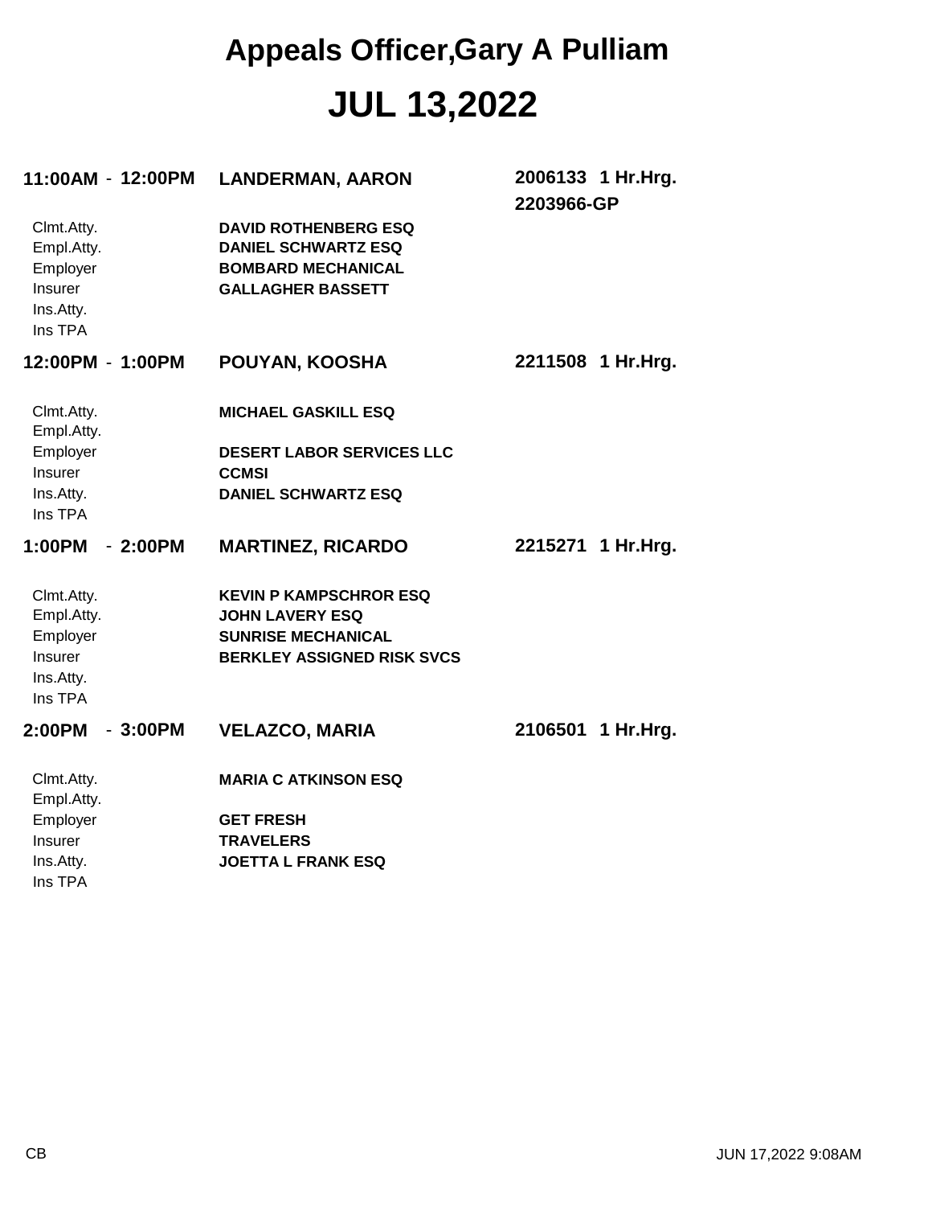# Appeals Officer,Gary A Pulliam

# JUL 13,2022

**11:00AM - 12:00PM** **LANDERMAN, AARON** **2006133 1 Hr.Hrg.**
**2203966-GP**

| | |
|---|---|
| Clmt.Atty. | **DAVID ROTHENBERG ESQ** |
| Empl.Atty. | **DANIEL SCHWARTZ ESQ** |
| Employer | **BOMBARD MECHANICAL** |
| Insurer | **GALLAGHER BASSETT** |
| Ins.Atty. | |
| Ins TPA | |

**12:00PM - 1:00PM** **POUYAN, KOOSHA** **2211508 1 Hr.Hrg.**

| | |
|---|---|
| Clmt.Atty. | **MICHAEL GASKILL ESQ** |
| Empl.Atty. | |
| Employer | **DESERT LABOR SERVICES LLC** |
| Insurer | **CCMSI** |
| Ins.Atty. | **DANIEL SCHWARTZ ESQ** |
| Ins TPA | |

**1:00PM - 2:00PM** **MARTINEZ, RICARDO** **2215271 1 Hr.Hrg.**

| | |
|---|---|
| Clmt.Atty. | **KEVIN P KAMPSCHROR ESQ** |
| Empl.Atty. | **JOHN LAVERY ESQ** |
| Employer | **SUNRISE MECHANICAL** |
| Insurer | **BERKLEY ASSIGNED RISK SVCS** |
| Ins.Atty. | |
| Ins TPA | |

**2:00PM - 3:00PM** **VELAZCO, MARIA** **2106501 1 Hr.Hrg.**

| | |
|---|---|
| Clmt.Atty. | **MARIA C ATKINSON ESQ** |
| Empl.Atty. | |
| Employer | **GET FRESH** |
| Insurer | **TRAVELERS** |
| Ins.Atty. | **JOETTA L FRANK ESQ** |
| Ins TPA | |

CB JUN 17,2022 9:08AM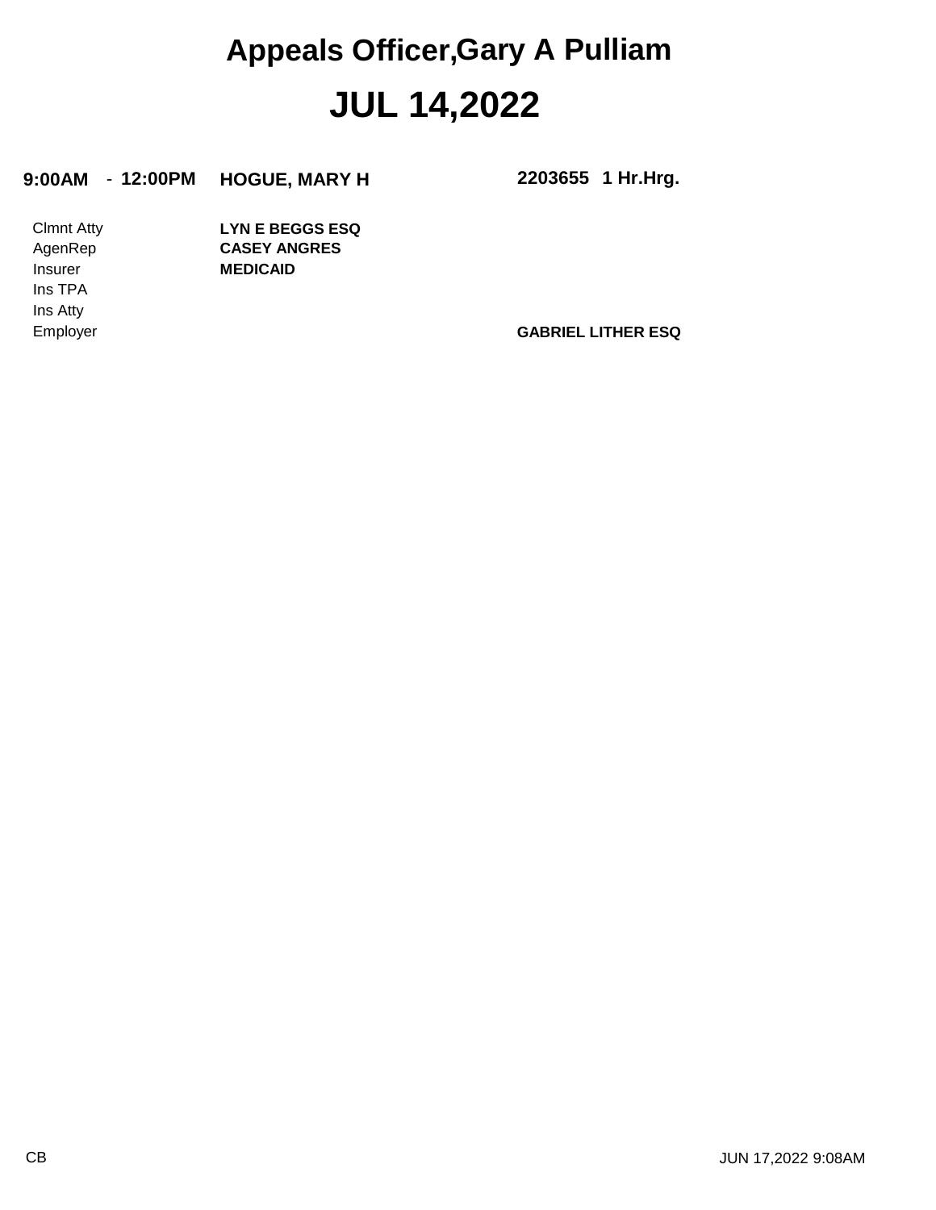# Appeals Officer,Gary A Pulliam

# JUL 14,2022

| 9:00AM - 12:00PM | HOGUE, MARY H | 2203655 1 Hr.Hrg. |
|---|---|---|
| Clmnt Atty | LYN E BEGGS ESQ | |
| AgenRep | CASEY ANGRES | |
| Insurer | MEDICAID | |
| Ins TPA | | |
| Ins Atty | | |
| Employer | | GABRIEL LITHER ESQ |

CB

JUN 17,2022 9:08AM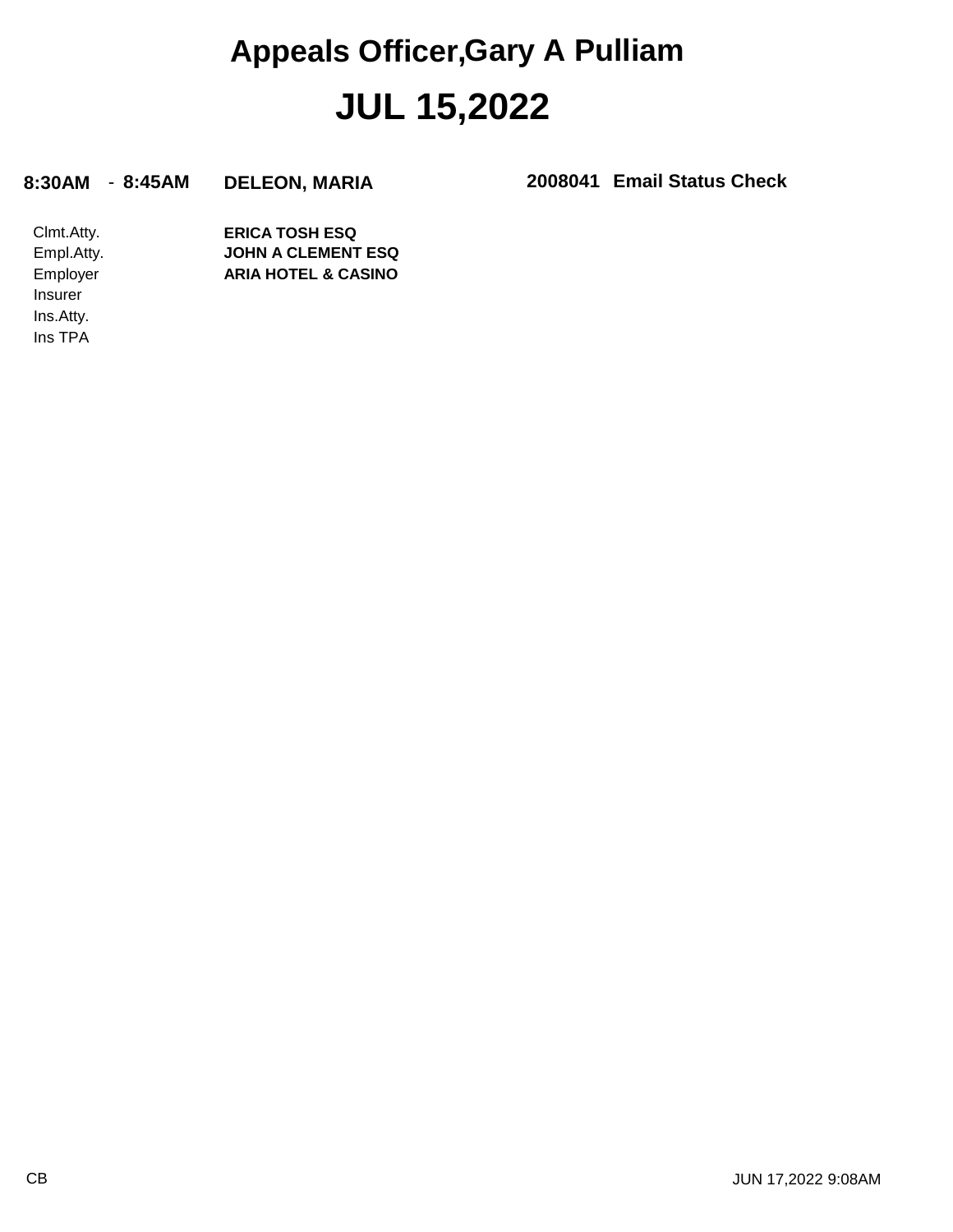# Appeals Officer,Gary A Pulliam

# JUL 15,2022

**8:30AM - 8:45AM** **DELEON, MARIA** **2008041 Email Status Check**

| | |
|---|---|
| Clmt.Atty. | **ERICA TOSH ESQ** |
| Empl.Atty. | **JOHN A CLEMENT ESQ** |
| Employer | **ARIA HOTEL & CASINO** |
| Insurer | |
| Ins.Atty. | |
| Ins TPA | |

CB

JUN 17,2022 9:08AM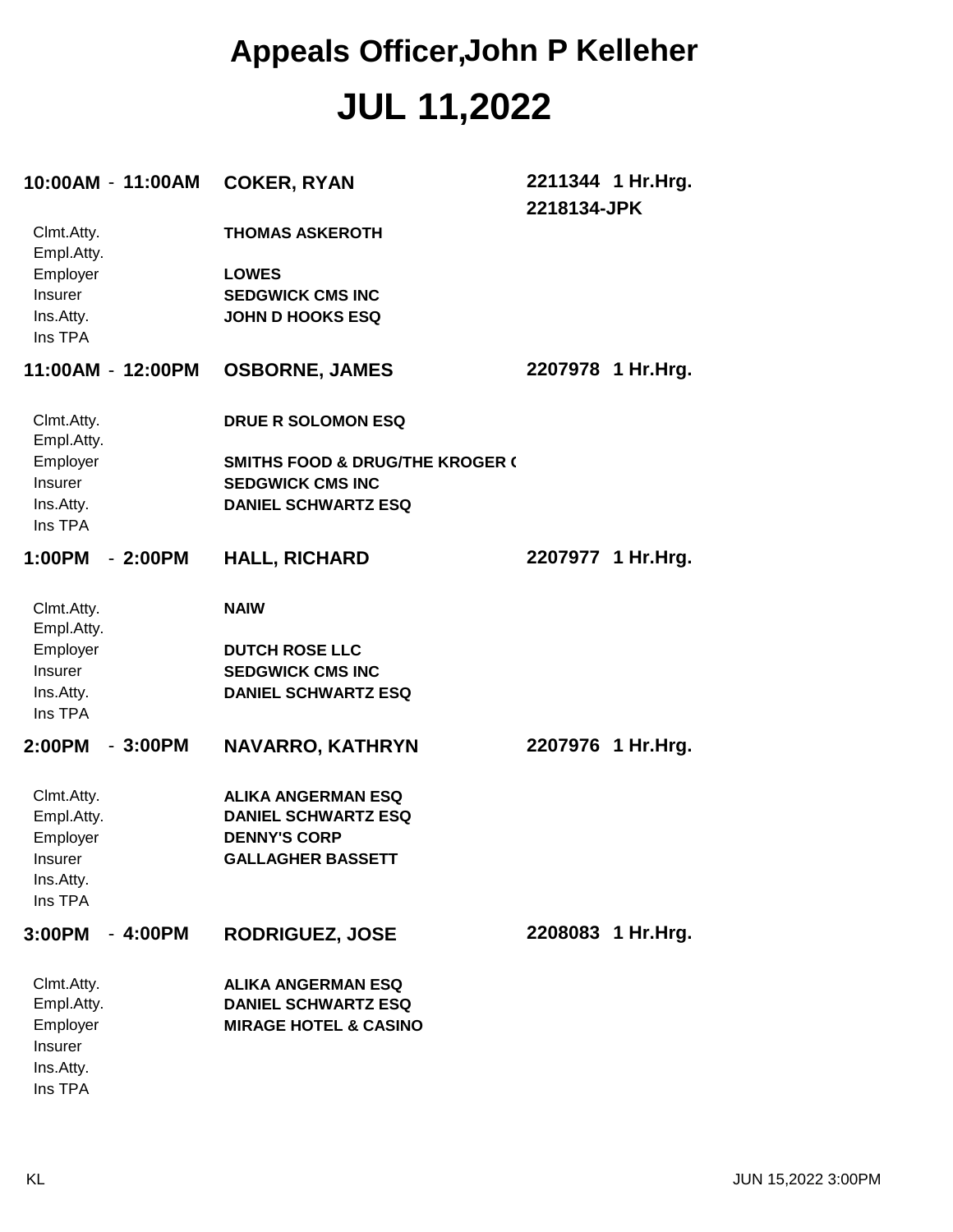# Appeals Officer,John P Kelleher

# JUL 11,2022

**10:00AM - 11:00AM** **COKER, RYAN** **2211344 1 Hr.Hrg.**
**2218134-JPK**

| | |
|---|---|
| Clmt.Atty. | **THOMAS ASKEROTH** |
| Empl.Atty. | |
| Employer | **LOWES** |
| Insurer | **SEDGWICK CMS INC** |
| Ins.Atty. | **JOHN D HOOKS ESQ** |
| Ins TPA | |

**11:00AM - 12:00PM** **OSBORNE, JAMES** **2207978 1 Hr.Hrg.**

| | |
|---|---|
| Clmt.Atty. | **DRUE R SOLOMON ESQ** |
| Empl.Atty. | |
| Employer | **SMITHS FOOD & DRUG/THE KROGER C** |
| Insurer | **SEDGWICK CMS INC** |
| Ins.Atty. | **DANIEL SCHWARTZ ESQ** |
| Ins TPA | |

**1:00PM - 2:00PM** **HALL, RICHARD** **2207977 1 Hr.Hrg.**

| | |
|---|---|
| Clmt.Atty. | **NAIW** |
| Empl.Atty. | |
| Employer | **DUTCH ROSE LLC** |
| Insurer | **SEDGWICK CMS INC** |
| Ins.Atty. | **DANIEL SCHWARTZ ESQ** |
| Ins TPA | |

**2:00PM - 3:00PM** **NAVARRO, KATHRYN** **2207976 1 Hr.Hrg.**

| | |
|---|---|
| Clmt.Atty. | **ALIKA ANGERMAN ESQ** |
| Empl.Atty. | **DANIEL SCHWARTZ ESQ** |
| Employer | **DENNY'S CORP** |
| Insurer | **GALLAGHER BASSETT** |
| Ins.Atty. | |
| Ins TPA | |

**3:00PM - 4:00PM** **RODRIGUEZ, JOSE** **2208083 1 Hr.Hrg.**

| | |
|---|---|
| Clmt.Atty. | **ALIKA ANGERMAN ESQ** |
| Empl.Atty. | **DANIEL SCHWARTZ ESQ** |
| Employer | **MIRAGE HOTEL & CASINO** |
| Insurer | |
| Ins.Atty. | |
| Ins TPA | |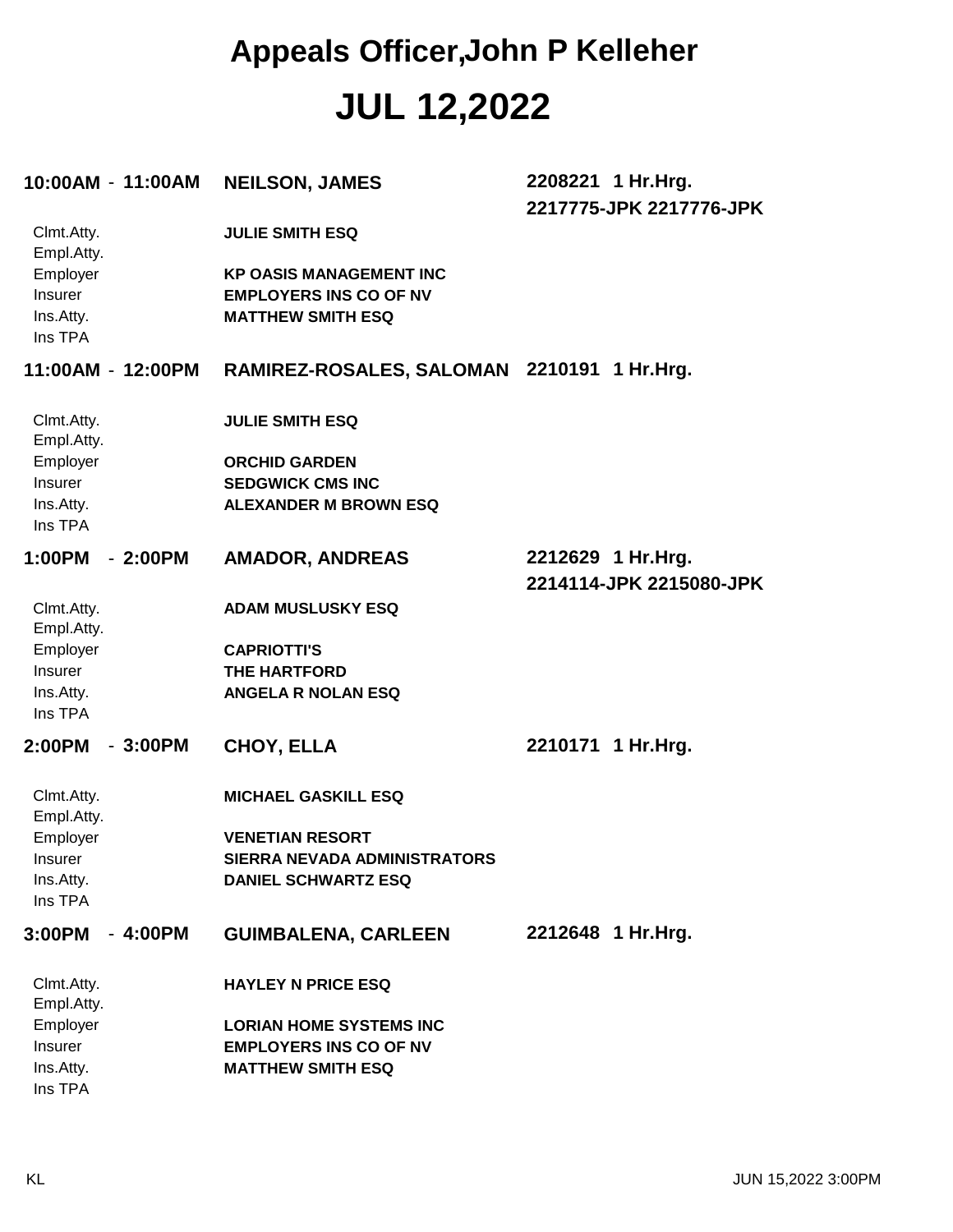# Appeals Officer,John P Kelleher

# JUL 12,2022

**10:00AM - 11:00AM** **NEILSON, JAMES** **2208221 1 Hr.Hrg.**
**2217775-JPK 2217776-JPK**

| | |
|---|---|
| Clmt.Atty. | **JULIE SMITH ESQ** |
| Empl.Atty. | |
| Employer | **KP OASIS MANAGEMENT INC** |
| Insurer | **EMPLOYERS INS CO OF NV** |
| Ins.Atty. | **MATTHEW SMITH ESQ** |
| Ins TPA | |

**11:00AM - 12:00PM** **RAMIREZ-ROSALES, SALOMAN** **2210191 1 Hr.Hrg.**

| | |
|---|---|
| Clmt.Atty. | **JULIE SMITH ESQ** |
| Empl.Atty. | |
| Employer | **ORCHID GARDEN** |
| Insurer | **SEDGWICK CMS INC** |
| Ins.Atty. | **ALEXANDER M BROWN ESQ** |
| Ins TPA | |

**1:00PM - 2:00PM** **AMADOR, ANDREAS** **2212629 1 Hr.Hrg.**
**2214114-JPK 2215080-JPK**

| | |
|---|---|
| Clmt.Atty. | **ADAM MUSLUSKY ESQ** |
| Empl.Atty. | |
| Employer | **CAPRIOTTI'S** |
| Insurer | **THE HARTFORD** |
| Ins.Atty. | **ANGELA R NOLAN ESQ** |
| Ins TPA | |

**2:00PM - 3:00PM** **CHOY, ELLA** **2210171 1 Hr.Hrg.**

| | |
|---|---|
| Clmt.Atty. | **MICHAEL GASKILL ESQ** |
| Empl.Atty. | |
| Employer | **VENETIAN RESORT** |
| Insurer | **SIERRA NEVADA ADMINISTRATORS** |
| Ins.Atty. | **DANIEL SCHWARTZ ESQ** |
| Ins TPA | |

**3:00PM - 4:00PM** **GUIMBALENA, CARLEEN** **2212648 1 Hr.Hrg.**

| | |
|---|---|
| Clmt.Atty. | **HAYLEY N PRICE ESQ** |
| Empl.Atty. | |
| Employer | **LORIAN HOME SYSTEMS INC** |
| Insurer | **EMPLOYERS INS CO OF NV** |
| Ins.Atty. | **MATTHEW SMITH ESQ** |
| Ins TPA | |

KL JUN 15,2022 3:00PM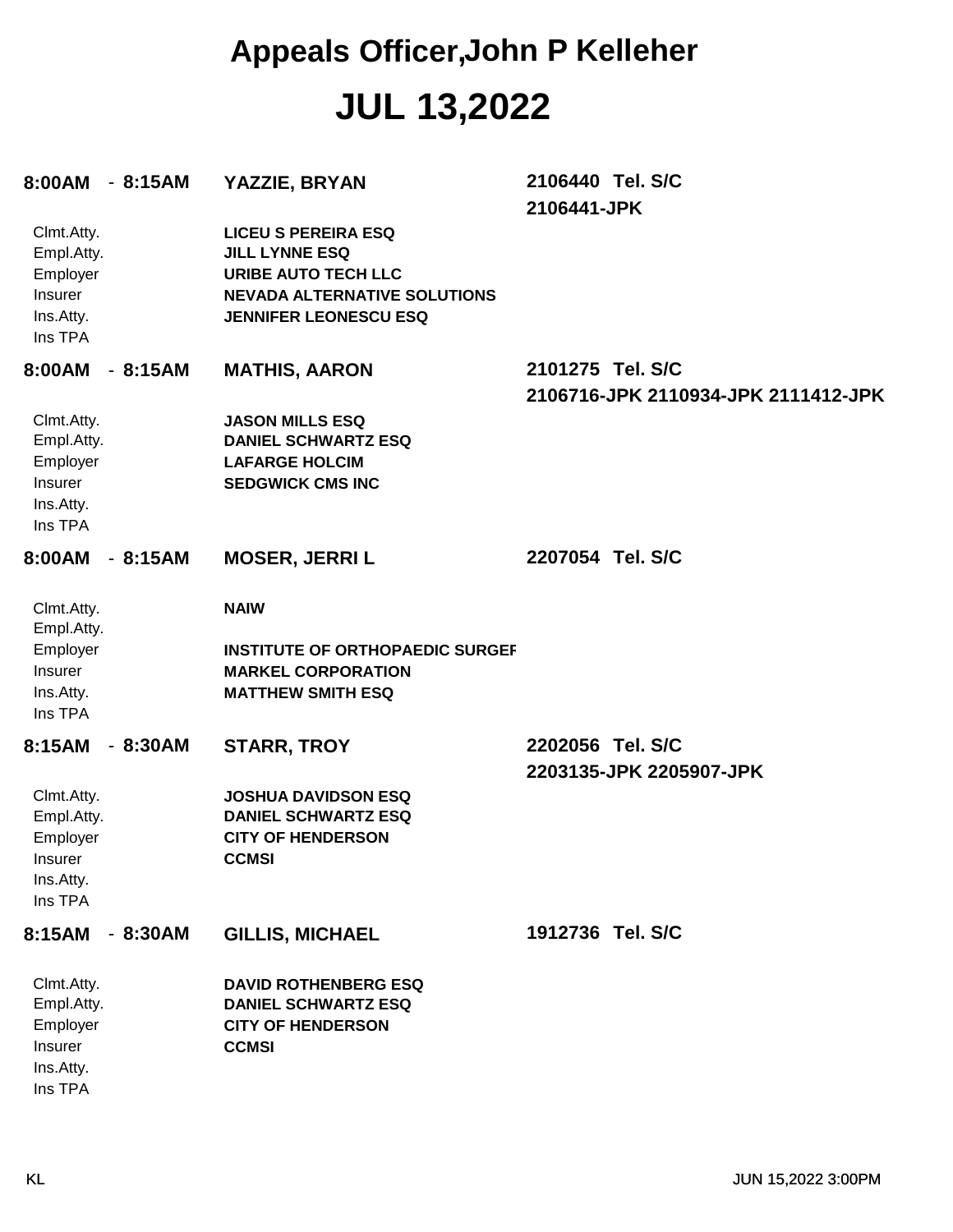# Appeals Officer,John P Kelleher

# JUL 13,2022

**8:00AM - 8:15AM** **YAZZIE, BRYAN** **2106440 Tel. S/C**
**2106441-JPK**

| | |
|---|---|
| Clmt.Atty. | **LICEU S PEREIRA ESQ** |
| Empl.Atty. | **JILL LYNNE ESQ** |
| Employer | **URIBE AUTO TECH LLC** |
| Insurer | **NEVADA ALTERNATIVE SOLUTIONS** |
| Ins.Atty. | **JENNIFER LEONESCU ESQ** |
| Ins TPA | |

**8:00AM - 8:15AM** **MATHIS, AARON** **2101275 Tel. S/C**
**2106716-JPK 2110934-JPK 2111412-JPK**

| | |
|---|---|
| Clmt.Atty. | **JASON MILLS ESQ** |
| Empl.Atty. | **DANIEL SCHWARTZ ESQ** |
| Employer | **LAFARGE HOLCIM** |
| Insurer | **SEDGWICK CMS INC** |
| Ins.Atty. | |
| Ins TPA | |

**8:00AM - 8:15AM** **MOSER, JERRI L** **2207054 Tel. S/C**

| | |
|---|---|
| Clmt.Atty. | **NAIW** |
| Empl.Atty. | |
| Employer | **INSTITUTE OF ORTHOPAEDIC SURGEF** |
| Insurer | **MARKEL CORPORATION** |
| Ins.Atty. | **MATTHEW SMITH ESQ** |
| Ins TPA | |

**8:15AM - 8:30AM** **STARR, TROY** **2202056 Tel. S/C**
**2203135-JPK 2205907-JPK**

| | |
|---|---|
| Clmt.Atty. | **JOSHUA DAVIDSON ESQ** |
| Empl.Atty. | **DANIEL SCHWARTZ ESQ** |
| Employer | **CITY OF HENDERSON** |
| Insurer | **CCMSI** |
| Ins.Atty. | |
| Ins TPA | |

**8:15AM - 8:30AM** **GILLIS, MICHAEL** **1912736 Tel. S/C**

| | |
|---|---|
| Clmt.Atty. | **DAVID ROTHENBERG ESQ** |
| Empl.Atty. | **DANIEL SCHWARTZ ESQ** |
| Employer | **CITY OF HENDERSON** |
| Insurer | **CCMSI** |
| Ins.Atty. | |
| Ins TPA | |

KL JUN 15,2022 3:00PM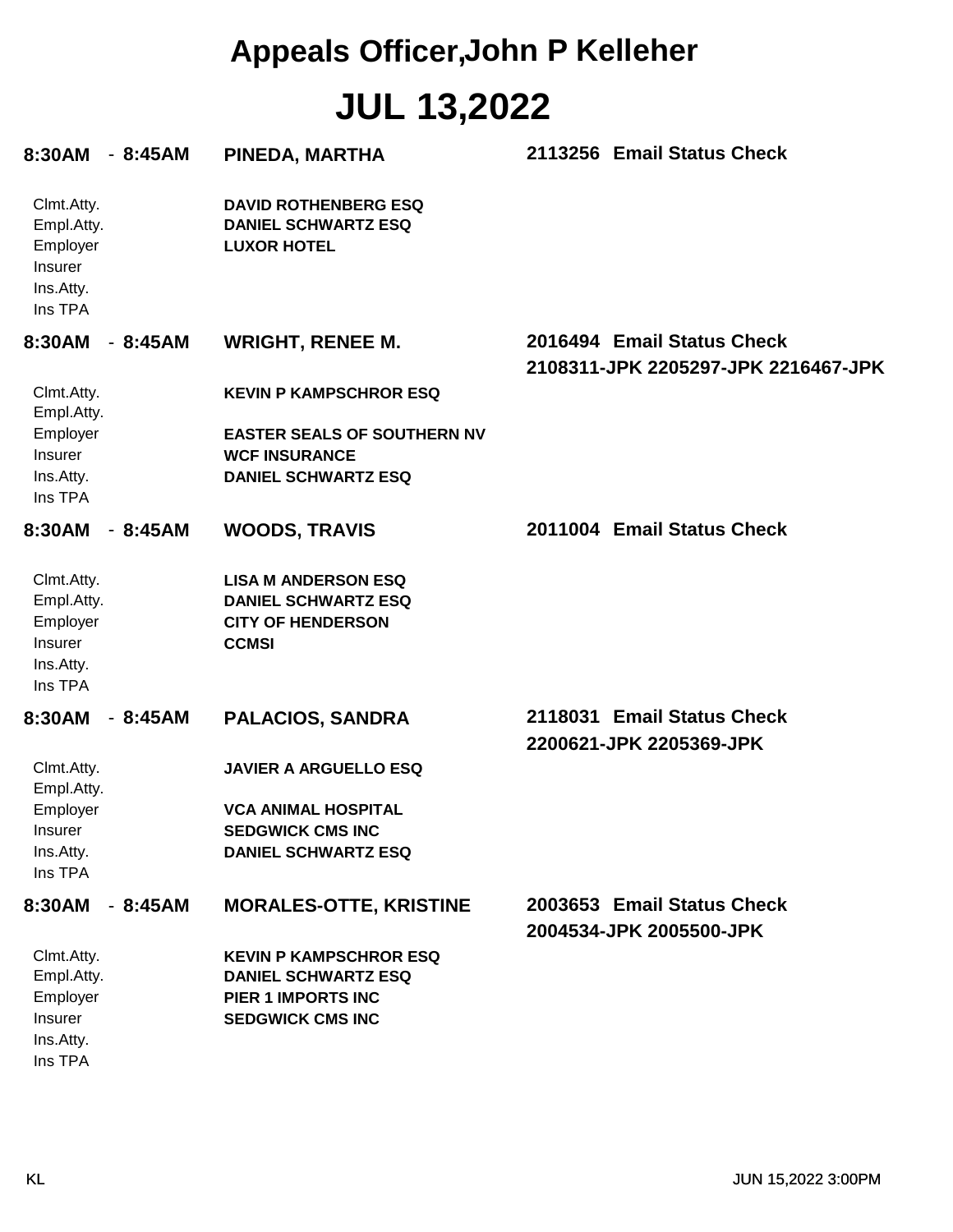# Appeals Officer,John P Kelleher

# JUL 13,2022

**8:30AM - 8:45AM** **PINEDA, MARTHA** **2113256 Email Status Check**

| | |
|---|---|
| Clmt.Atty. | **DAVID ROTHENBERG ESQ** |
| Empl.Atty. | **DANIEL SCHWARTZ ESQ** |
| Employer | **LUXOR HOTEL** |
| Insurer | |
| Ins.Atty. | |
| Ins TPA | |

**8:30AM - 8:45AM** **WRIGHT, RENEE M.** **2016494 Email Status Check**
**2108311-JPK 2205297-JPK 2216467-JPK**

| | |
|---|---|
| Clmt.Atty. | **KEVIN P KAMPSCHROR ESQ** |
| Empl.Atty. | |
| Employer | **EASTER SEALS OF SOUTHERN NV** |
| Insurer | **WCF INSURANCE** |
| Ins.Atty. | **DANIEL SCHWARTZ ESQ** |
| Ins TPA | |

**8:30AM - 8:45AM** **WOODS, TRAVIS** **2011004 Email Status Check**

| | |
|---|---|
| Clmt.Atty. | **LISA M ANDERSON ESQ** |
| Empl.Atty. | **DANIEL SCHWARTZ ESQ** |
| Employer | **CITY OF HENDERSON** |
| Insurer | **CCMSI** |
| Ins.Atty. | |
| Ins TPA | |

**8:30AM - 8:45AM** **PALACIOS, SANDRA** **2118031 Email Status Check**
**2200621-JPK 2205369-JPK**

| | |
|---|---|
| Clmt.Atty. | **JAVIER A ARGUELLO ESQ** |
| Empl.Atty. | |
| Employer | **VCA ANIMAL HOSPITAL** |
| Insurer | **SEDGWICK CMS INC** |
| Ins.Atty. | **DANIEL SCHWARTZ ESQ** |
| Ins TPA | |

**8:30AM - 8:45AM** **MORALES-OTTE, KRISTINE** **2003653 Email Status Check**
**2004534-JPK 2005500-JPK**

| | |
|---|---|
| Clmt.Atty. | **KEVIN P KAMPSCHROR ESQ** |
| Empl.Atty. | **DANIEL SCHWARTZ ESQ** |
| Employer | **PIER 1 IMPORTS INC** |
| Insurer | **SEDGWICK CMS INC** |
| Ins.Atty. | |
| Ins TPA | |

KL JUN 15,2022 3:00PM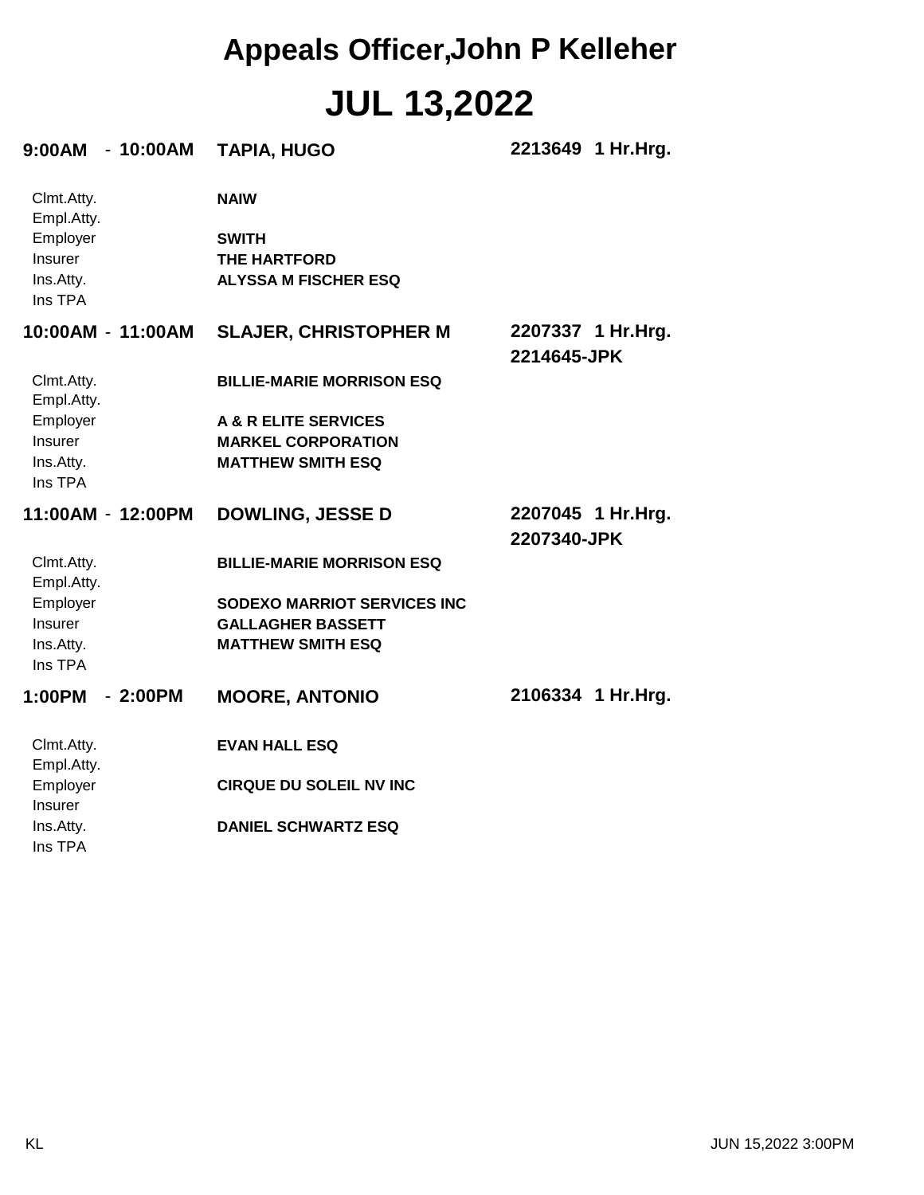# Appeals Officer,John P Kelleher

# JUL 13,2022

**9:00AM - 10:00AM** **TAPIA, HUGO** **2213649 1 Hr.Hrg.**

| | |
|---|---|
| Clmt.Atty. | **NAIW** |
| Empl.Atty. | |
| Employer | **SWITH** |
| Insurer | **THE HARTFORD** |
| Ins.Atty. | **ALYSSA M FISCHER ESQ** |
| Ins TPA | |

**10:00AM - 11:00AM** **SLAJER, CHRISTOPHER M** **2207337 1 Hr.Hrg.**
**2214645-JPK**

| | |
|---|---|
| Clmt.Atty. | **BILLIE-MARIE MORRISON ESQ** |
| Empl.Atty. | |
| Employer | **A & R ELITE SERVICES** |
| Insurer | **MARKEL CORPORATION** |
| Ins.Atty. | **MATTHEW SMITH ESQ** |
| Ins TPA | |

**11:00AM - 12:00PM** **DOWLING, JESSE D** **2207045 1 Hr.Hrg.**
**2207340-JPK**

| | |
|---|---|
| Clmt.Atty. | **BILLIE-MARIE MORRISON ESQ** |
| Empl.Atty. | |
| Employer | **SODEXO MARRIOT SERVICES INC** |
| Insurer | **GALLAGHER BASSETT** |
| Ins.Atty. | **MATTHEW SMITH ESQ** |
| Ins TPA | |

**1:00PM - 2:00PM** **MOORE, ANTONIO** **2106334 1 Hr.Hrg.**

| | |
|---|---|
| Clmt.Atty. | **EVAN HALL ESQ** |
| Empl.Atty. | |
| Employer | **CIRQUE DU SOLEIL NV INC** |
| Insurer | |
| Ins.Atty. | **DANIEL SCHWARTZ ESQ** |
| Ins TPA | |

KL JUN 15,2022 3:00PM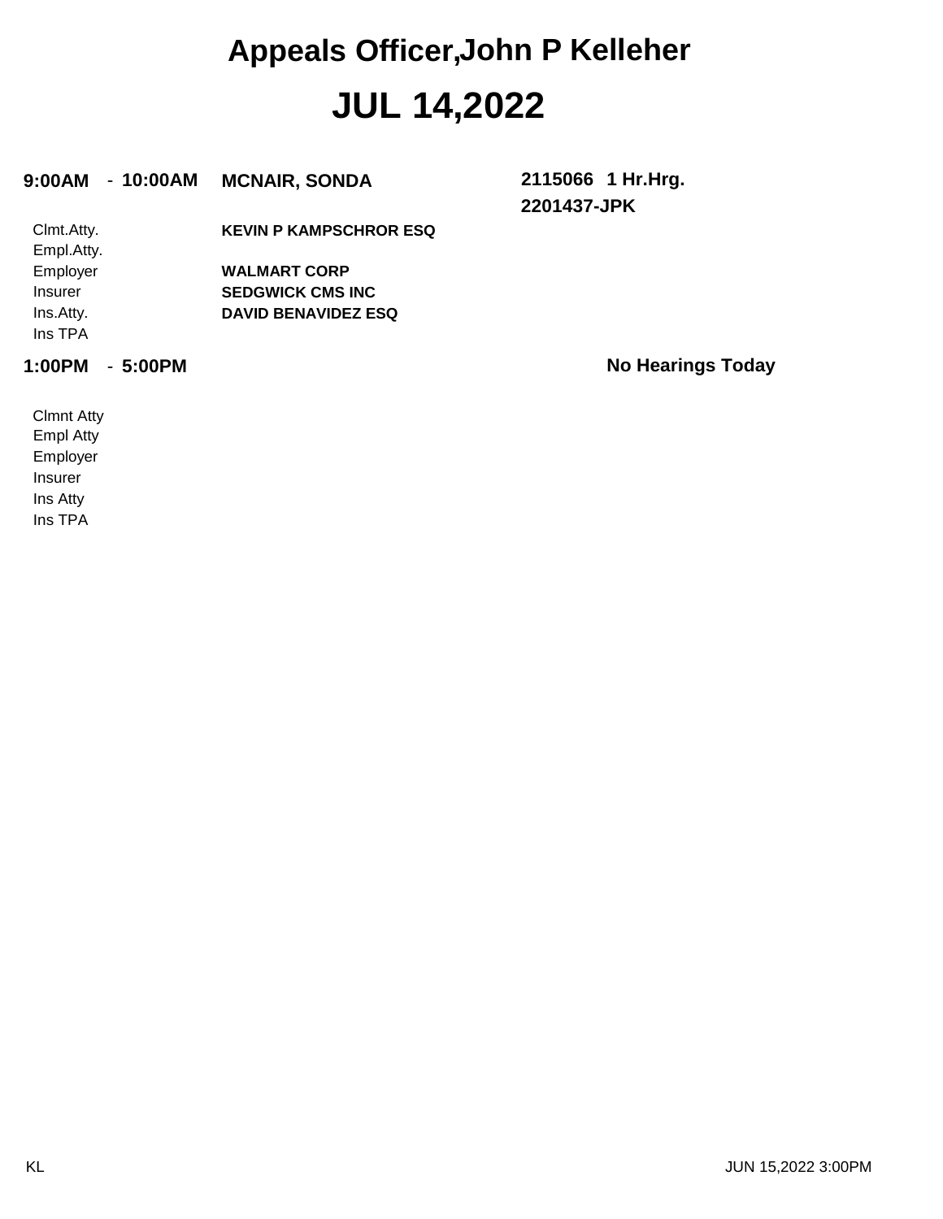# Appeals Officer,John P Kelleher

# JUL 14,2022

**9:00AM - 10:00AM** **MCNAIR, SONDA** **2115066 1 Hr.Hrg.**
**2201437-JPK**

| | |
|---|---|
| Clmt.Atty. | **KEVIN P KAMPSCHROR ESQ** |
| Empl.Atty. | |
| Employer | **WALMART CORP** |
| Insurer | **SEDGWICK CMS INC** |
| Ins.Atty. | **DAVID BENAVIDEZ ESQ** |
| Ins TPA | |

**1:00PM - 5:00PM** **No Hearings Today**

| | |
|---|---|
| Clmnt Atty | |
| Empl Atty | |
| Employer | |
| Insurer | |
| Ins Atty | |
| Ins TPA | |

KL JUN 15,2022 3:00PM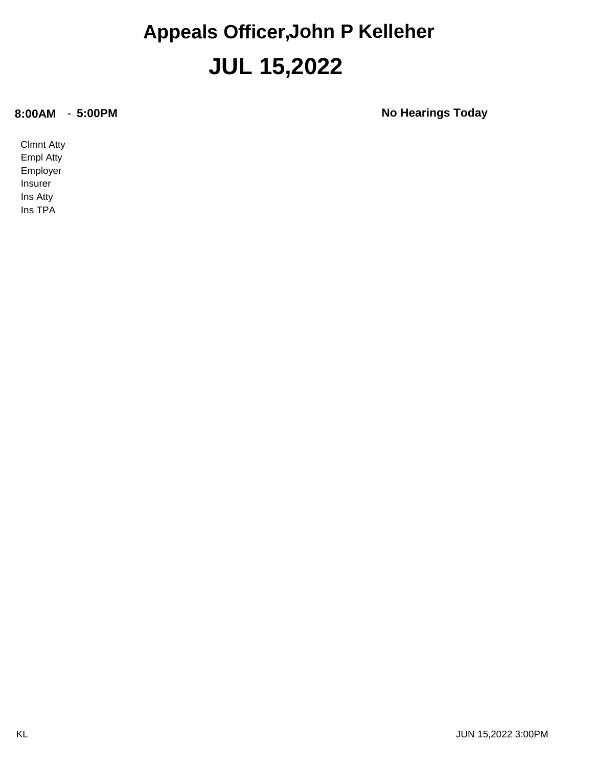# Appeals Officer,John P Kelleher

# JUL 15,2022

**8:00AM** - **5:00PM** **No Hearings Today**

Clmnt Atty
Empl Atty
Employer
Insurer
Ins Atty
Ins TPA

KL JUN 15,2022 3:00PM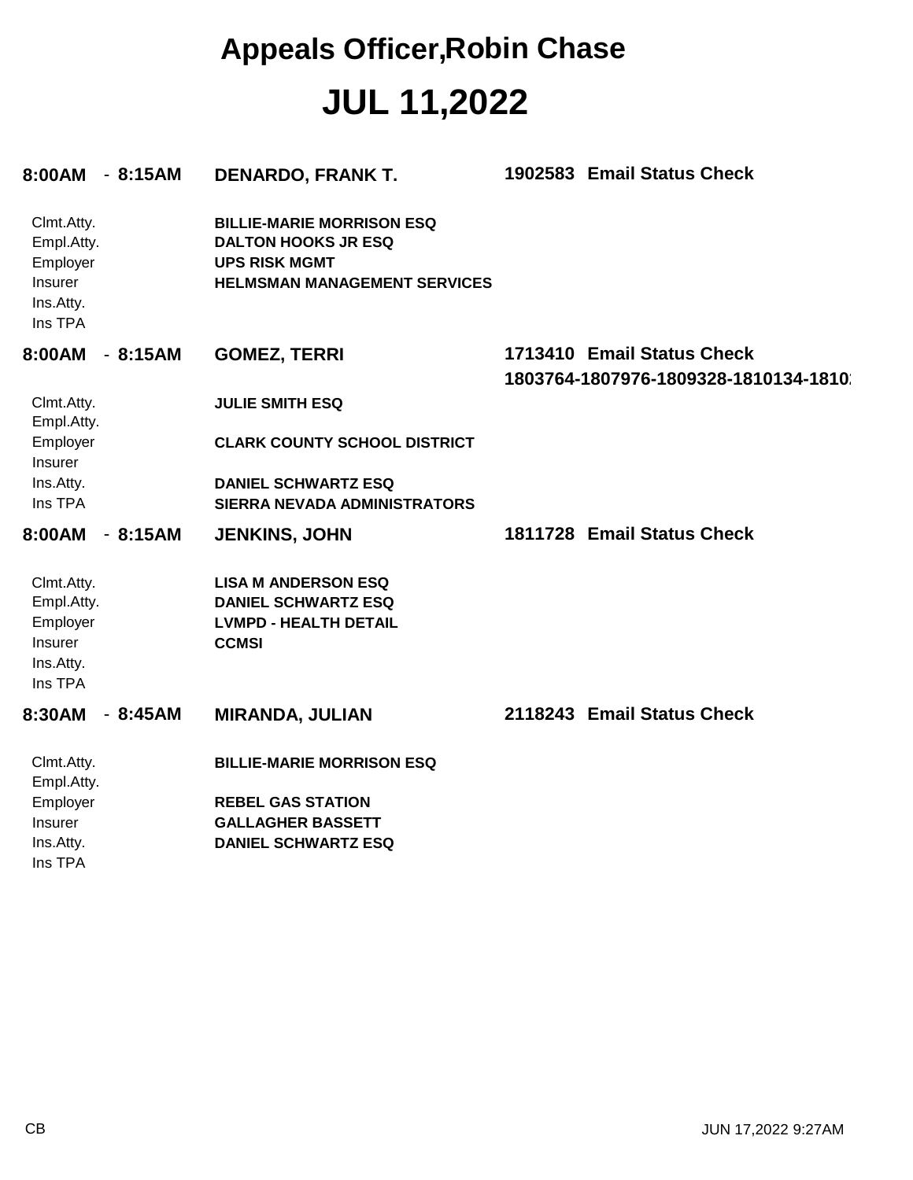# Appeals Officer,Robin Chase

# JUL 11,2022

**8:00AM - 8:15AM** **DENARDO, FRANK T.** **1902583 Email Status Check**

| | |
|---|---|
| Clmt.Atty. | **BILLIE-MARIE MORRISON ESQ** |
| Empl.Atty. | **DALTON HOOKS JR ESQ** |
| Employer | **UPS RISK MGMT** |
| Insurer | **HELMSMAN MANAGEMENT SERVICES** |
| Ins.Atty. | |
| Ins TPA | |

**8:00AM - 8:15AM** **GOMEZ, TERRI** **1713410 Email Status Check**
**1803764-1807976-1809328-1810134-1810**

| | |
|---|---|
| Clmt.Atty. | **JULIE SMITH ESQ** |
| Empl.Atty. | |
| Employer | **CLARK COUNTY SCHOOL DISTRICT** |
| Insurer | |
| Ins.Atty. | **DANIEL SCHWARTZ ESQ** |
| Ins TPA | **SIERRA NEVADA ADMINISTRATORS** |

**8:00AM - 8:15AM** **JENKINS, JOHN** **1811728 Email Status Check**

| | |
|---|---|
| Clmt.Atty. | **LISA M ANDERSON ESQ** |
| Empl.Atty. | **DANIEL SCHWARTZ ESQ** |
| Employer | **LVMPD - HEALTH DETAIL** |
| Insurer | **CCMSI** |
| Ins.Atty. | |
| Ins TPA | |

**8:30AM - 8:45AM** **MIRANDA, JULIAN** **2118243 Email Status Check**

| | |
|---|---|
| Clmt.Atty. | **BILLIE-MARIE MORRISON ESQ** |
| Empl.Atty. | |
| Employer | **REBEL GAS STATION** |
| Insurer | **GALLAGHER BASSETT** |
| Ins.Atty. | **DANIEL SCHWARTZ ESQ** |
| Ins TPA | |

CB JUN 17,2022 9:27AM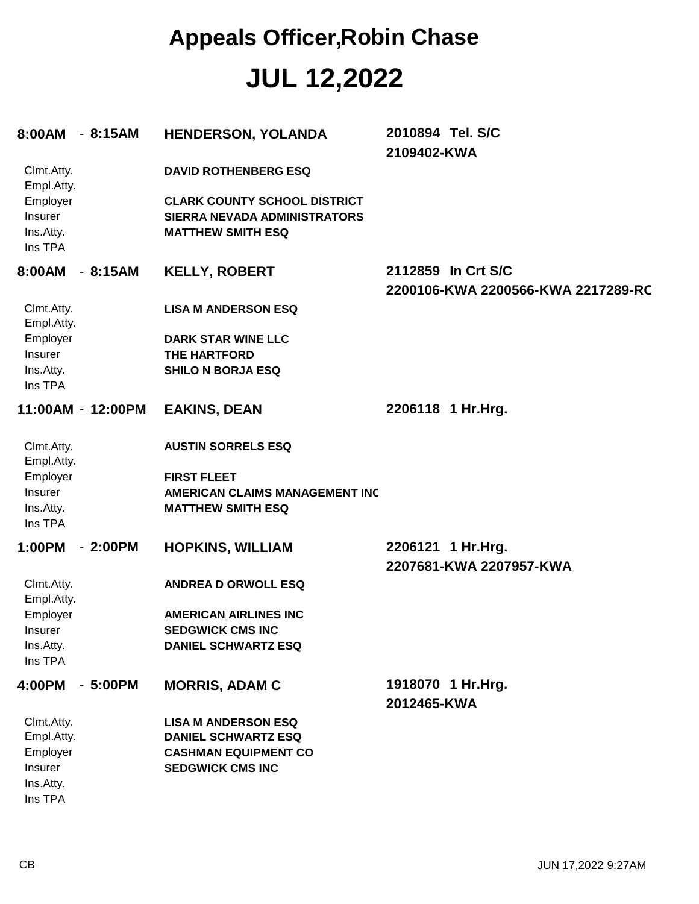# Appeals Officer,Robin Chase

# JUL 12,2022

**8:00AM - 8:15AM** **HENDERSON, YOLANDA** **2010894 Tel. S/C**
**2109402-KWA**

| | |
|---|---|
| Clmt.Atty. | **DAVID ROTHENBERG ESQ** |
| Empl.Atty. | |
| Employer | **CLARK COUNTY SCHOOL DISTRICT** |
| Insurer | **SIERRA NEVADA ADMINISTRATORS** |
| Ins.Atty. | **MATTHEW SMITH ESQ** |
| Ins TPA | |

**8:00AM - 8:15AM** **KELLY, ROBERT** **2112859 In Crt S/C**
**2200106-KWA 2200566-KWA 2217289-RC**

| | |
|---|---|
| Clmt.Atty. | **LISA M ANDERSON ESQ** |
| Empl.Atty. | |
| Employer | **DARK STAR WINE LLC** |
| Insurer | **THE HARTFORD** |
| Ins.Atty. | **SHILO N BORJA ESQ** |
| Ins TPA | |

**11:00AM - 12:00PM** **EAKINS, DEAN** **2206118 1 Hr.Hrg.**

| | |
|---|---|
| Clmt.Atty. | **AUSTIN SORRELS ESQ** |
| Empl.Atty. | |
| Employer | **FIRST FLEET** |
| Insurer | **AMERICAN CLAIMS MANAGEMENT INC** |
| Ins.Atty. | **MATTHEW SMITH ESQ** |
| Ins TPA | |

**1:00PM - 2:00PM** **HOPKINS, WILLIAM** **2206121 1 Hr.Hrg.**
**2207681-KWA 2207957-KWA**

| | |
|---|---|
| Clmt.Atty. | **ANDREA D ORWOLL ESQ** |
| Empl.Atty. | |
| Employer | **AMERICAN AIRLINES INC** |
| Insurer | **SEDGWICK CMS INC** |
| Ins.Atty. | **DANIEL SCHWARTZ ESQ** |
| Ins TPA | |

**4:00PM - 5:00PM** **MORRIS, ADAM C** **1918070 1 Hr.Hrg.**
**2012465-KWA**

| | |
|---|---|
| Clmt.Atty. | **LISA M ANDERSON ESQ** |
| Empl.Atty. | **DANIEL SCHWARTZ ESQ** |
| Employer | **CASHMAN EQUIPMENT CO** |
| Insurer | **SEDGWICK CMS INC** |
| Ins.Atty. | |
| Ins TPA | |

CB JUN 17,2022 9:27AM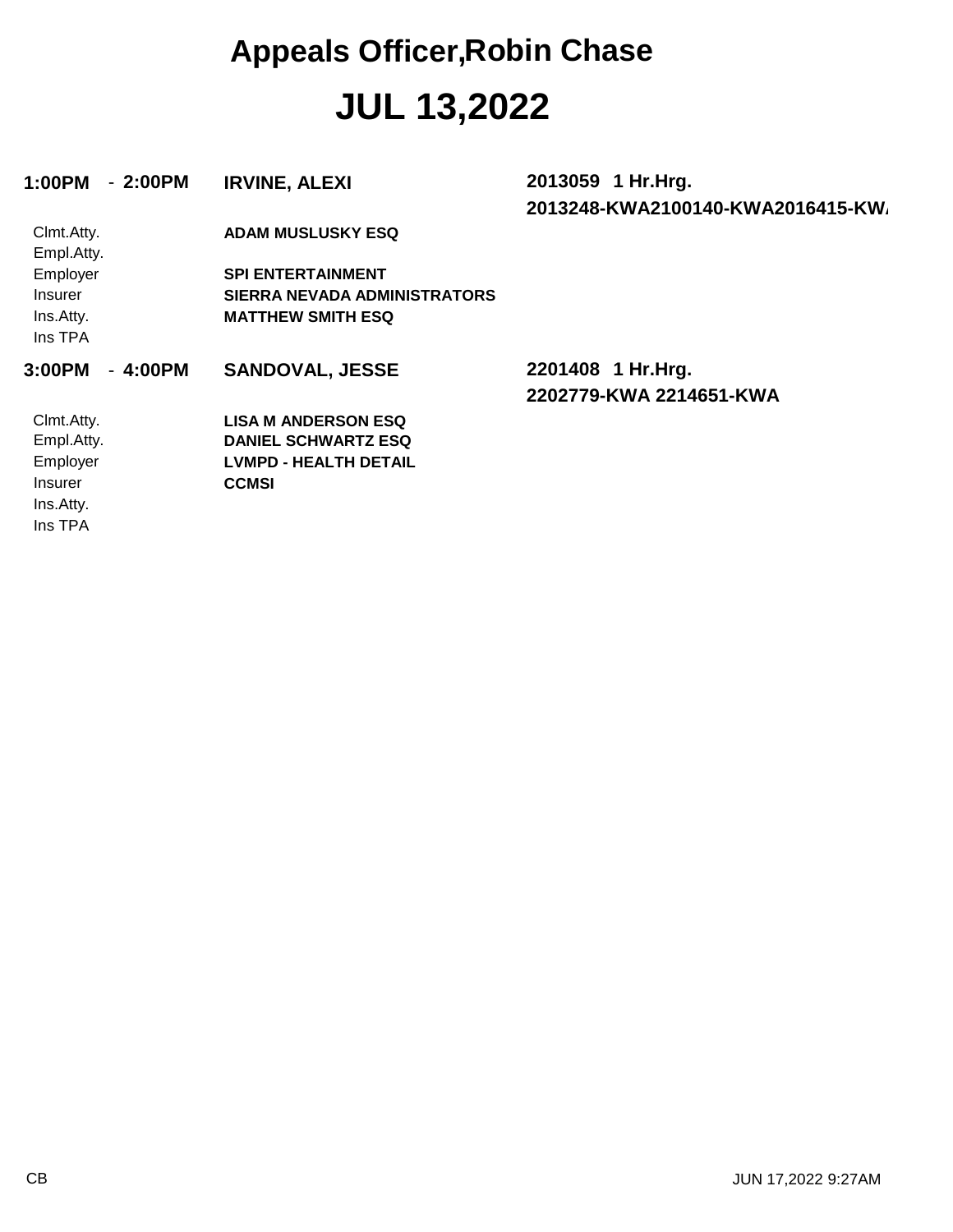# Appeals Officer,Robin Chase

# JUL 13,2022

**1:00PM - 2:00PM** **IRVINE, ALEXI** **2013059 1 Hr.Hrg.**
**2013248-KWA2100140-KWA2016415-KW/**

| | |
|---|---|
| Clmt.Atty. | **ADAM MUSLUSKY ESQ** |
| Empl.Atty. | |
| Employer | **SPI ENTERTAINMENT** |
| Insurer | **SIERRA NEVADA ADMINISTRATORS** |
| Ins.Atty. | **MATTHEW SMITH ESQ** |
| Ins TPA | |

**3:00PM - 4:00PM** **SANDOVAL, JESSE** **2201408 1 Hr.Hrg.**
**2202779-KWA 2214651-KWA**

| | |
|---|---|
| Clmt.Atty. | **LISA M ANDERSON ESQ** |
| Empl.Atty. | **DANIEL SCHWARTZ ESQ** |
| Employer | **LVMPD - HEALTH DETAIL** |
| Insurer | **CCMSI** |
| Ins.Atty. | |
| Ins TPA | |

CB JUN 17,2022 9:27AM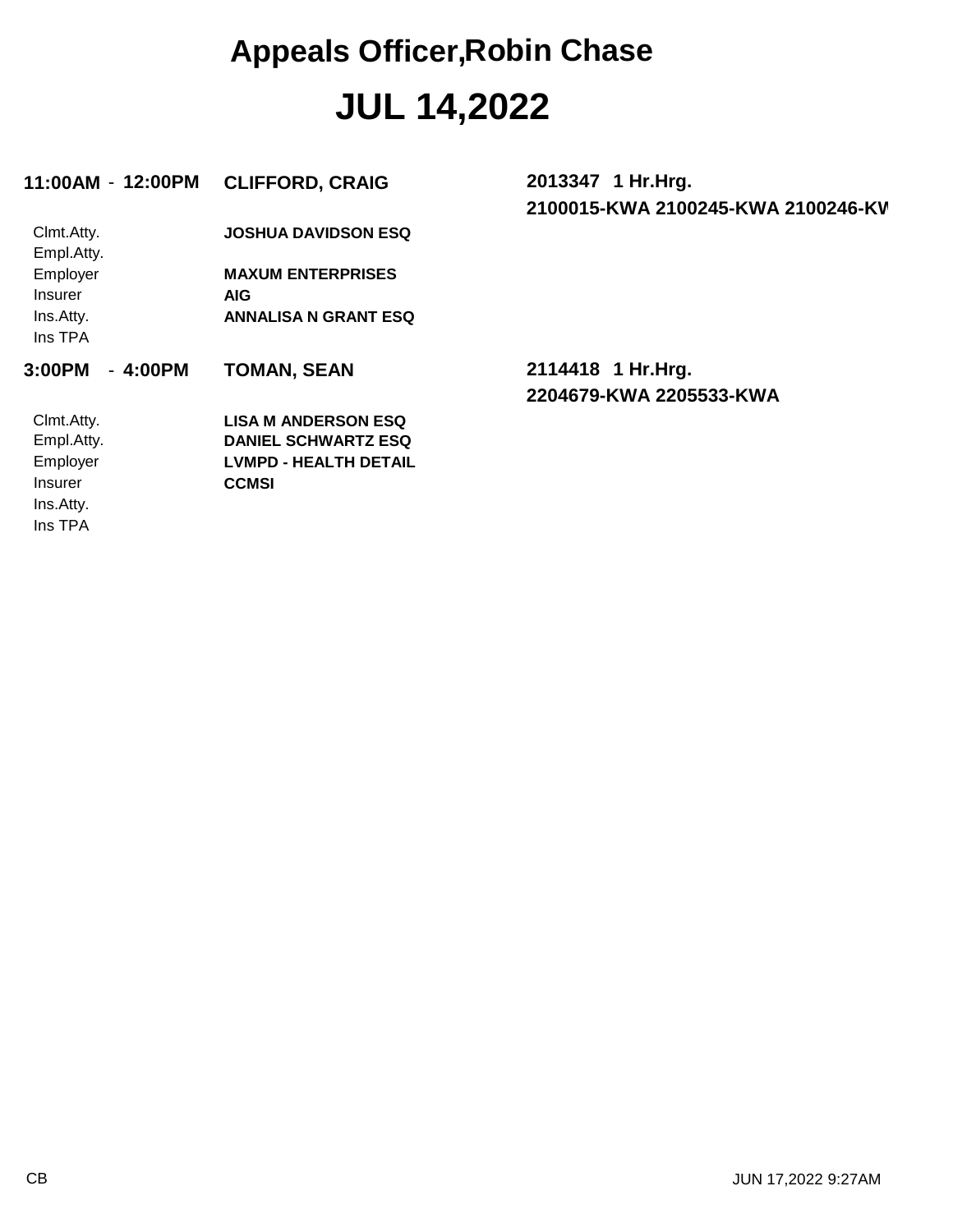# Appeals Officer,Robin Chase

# JUL 14,2022

**11:00AM - 12:00PM** **CLIFFORD, CRAIG** **2013347 1 Hr.Hrg.**
**2100015-KWA 2100245-KWA 2100246-KW**

| | |
|---|---|
| Clmt.Atty. | **JOSHUA DAVIDSON ESQ** |
| Empl.Atty. | |
| Employer | **MAXUM ENTERPRISES** |
| Insurer | **AIG** |
| Ins.Atty. | **ANNALISA N GRANT ESQ** |
| Ins TPA | |

**3:00PM - 4:00PM** **TOMAN, SEAN** **2114418 1 Hr.Hrg.**
**2204679-KWA 2205533-KWA**

| | |
|---|---|
| Clmt.Atty. | **LISA M ANDERSON ESQ** |
| Empl.Atty. | **DANIEL SCHWARTZ ESQ** |
| Employer | **LVMPD - HEALTH DETAIL** |
| Insurer | **CCMSI** |
| Ins.Atty. | |
| Ins TPA | |

CB JUN 17,2022 9:27AM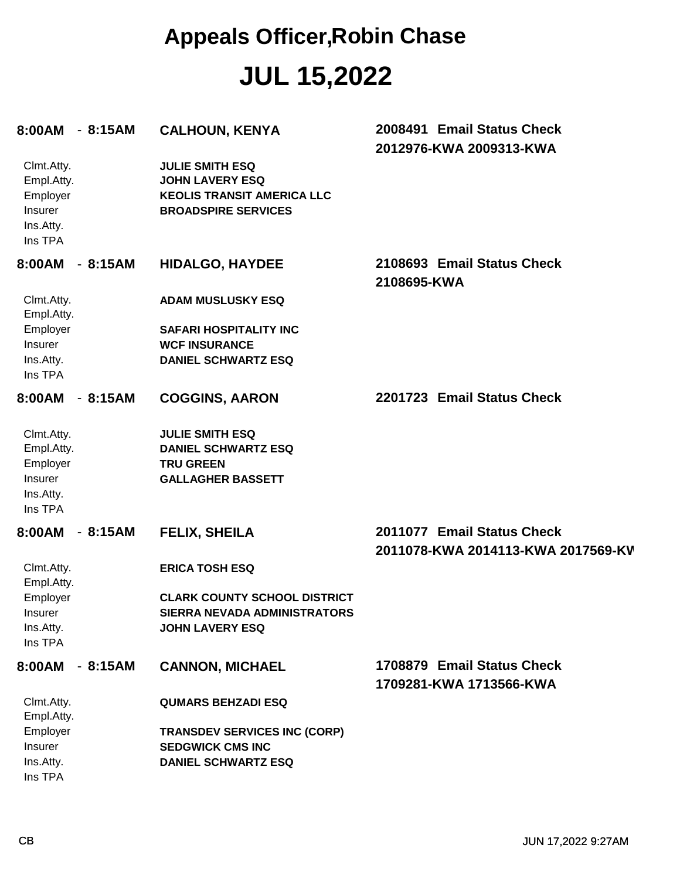# Appeals Officer,Robin Chase

# JUL 15,2022

**8:00AM - 8:15AM** **CALHOUN, KENYA** **2008491 Email Status Check**
**2012976-KWA 2009313-KWA**

| | |
|---|---|
| Clmt.Atty. | JULIE SMITH ESQ |
| Empl.Atty. | JOHN LAVERY ESQ |
| Employer | KEOLIS TRANSIT AMERICA LLC |
| Insurer | BROADSPIRE SERVICES |
| Ins.Atty. | |
| Ins TPA | |

**8:00AM - 8:15AM** **HIDALGO, HAYDEE** **2108693 Email Status Check**
**2108695-KWA**

| | |
|---|---|
| Clmt.Atty. | ADAM MUSLUSKY ESQ |
| Empl.Atty. | |
| Employer | SAFARI HOSPITALITY INC |
| Insurer | WCF INSURANCE |
| Ins.Atty. | DANIEL SCHWARTZ ESQ |
| Ins TPA | |

**8:00AM - 8:15AM** **COGGINS, AARON** **2201723 Email Status Check**

| | |
|---|---|
| Clmt.Atty. | JULIE SMITH ESQ |
| Empl.Atty. | DANIEL SCHWARTZ ESQ |
| Employer | TRU GREEN |
| Insurer | GALLAGHER BASSETT |
| Ins.Atty. | |
| Ins TPA | |

**8:00AM - 8:15AM** **FELIX, SHEILA** **2011077 Email Status Check**
**2011078-KWA 2014113-KWA 2017569-KW**

| | |
|---|---|
| Clmt.Atty. | ERICA TOSH ESQ |
| Empl.Atty. | |
| Employer | CLARK COUNTY SCHOOL DISTRICT |
| Insurer | SIERRA NEVADA ADMINISTRATORS |
| Ins.Atty. | JOHN LAVERY ESQ |
| Ins TPA | |

**8:00AM - 8:15AM** **CANNON, MICHAEL** **1708879 Email Status Check**
**1709281-KWA 1713566-KWA**

| | |
|---|---|
| Clmt.Atty. | QUMARS BEHZADI ESQ |
| Empl.Atty. | |
| Employer | TRANSDEV SERVICES INC (CORP) |
| Insurer | SEDGWICK CMS INC |
| Ins.Atty. | DANIEL SCHWARTZ ESQ |
| Ins TPA | |

CB JUN 17,2022 9:27AM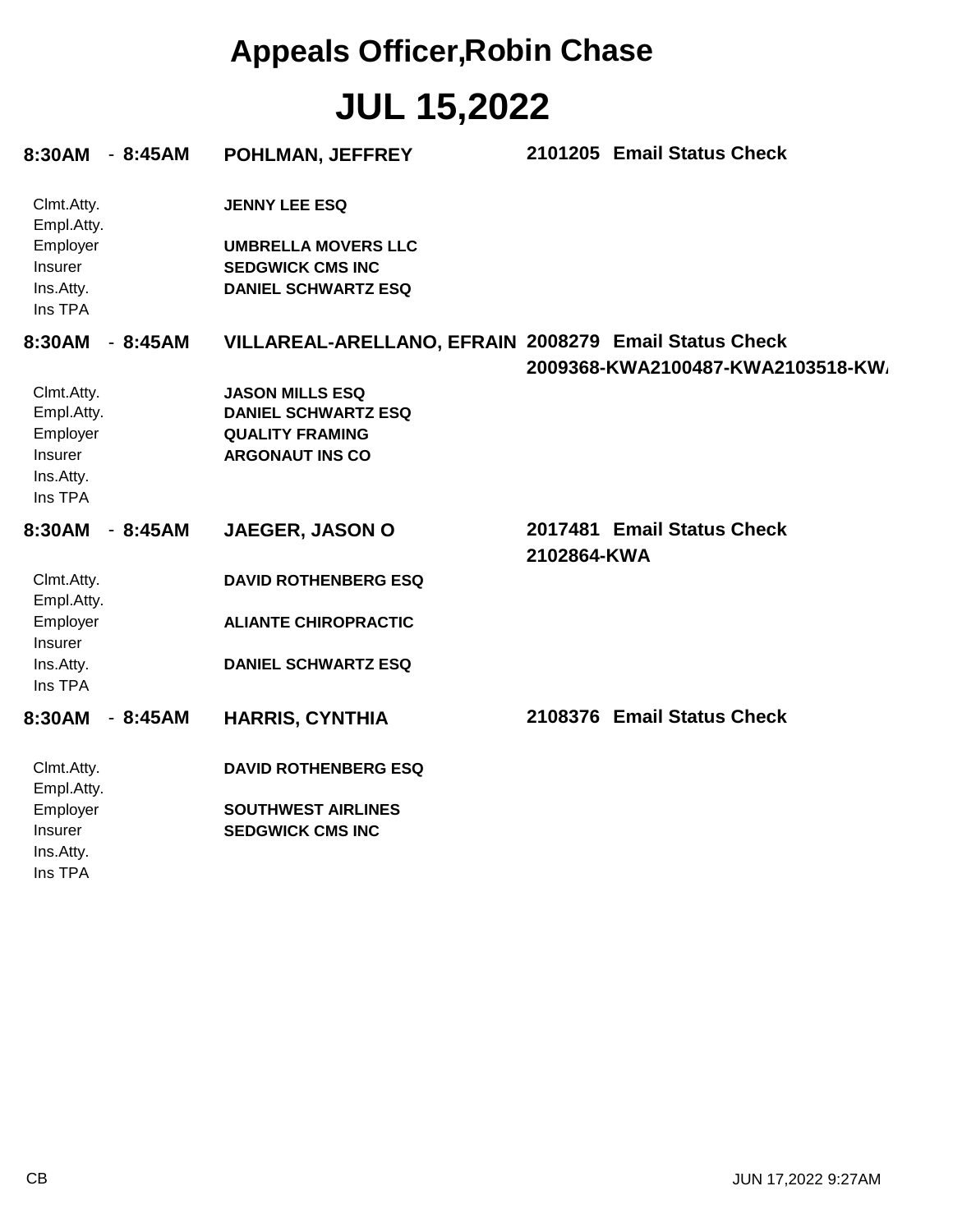# Appeals Officer,Robin Chase

# JUL 15,2022

**8:30AM - 8:45AM** **POHLMAN, JEFFREY** **2101205 Email Status Check**

| | |
|---|---|
| Clmt.Atty. | **JENNY LEE ESQ** |
| Empl.Atty. | |
| Employer | **UMBRELLA MOVERS LLC** |
| Insurer | **SEDGWICK CMS INC** |
| Ins.Atty. | **DANIEL SCHWARTZ ESQ** |
| Ins TPA | |

**8:30AM - 8:45AM** **VILLAREAL-ARELLANO, EFRAIN** **2008279 Email Status Check**
**2009368-KWA2100487-KWA2103518-KW/**

| | |
|---|---|
| Clmt.Atty. | **JASON MILLS ESQ** |
| Empl.Atty. | **DANIEL SCHWARTZ ESQ** |
| Employer | **QUALITY FRAMING** |
| Insurer | **ARGONAUT INS CO** |
| Ins.Atty. | |
| Ins TPA | |

**8:30AM - 8:45AM** **JAEGER, JASON O** **2017481 Email Status Check**
**2102864-KWA**

| | |
|---|---|
| Clmt.Atty. | **DAVID ROTHENBERG ESQ** |
| Empl.Atty. | |
| Employer | **ALIANTE CHIROPRACTIC** |
| Insurer | |
| Ins.Atty. | **DANIEL SCHWARTZ ESQ** |
| Ins TPA | |

**8:30AM - 8:45AM** **HARRIS, CYNTHIA** **2108376 Email Status Check**

| | |
|---|---|
| Clmt.Atty. | **DAVID ROTHENBERG ESQ** |
| Empl.Atty. | |
| Employer | **SOUTHWEST AIRLINES** |
| Insurer | **SEDGWICK CMS INC** |
| Ins.Atty. | |
| Ins TPA | |

CB JUN 17,2022 9:27AM